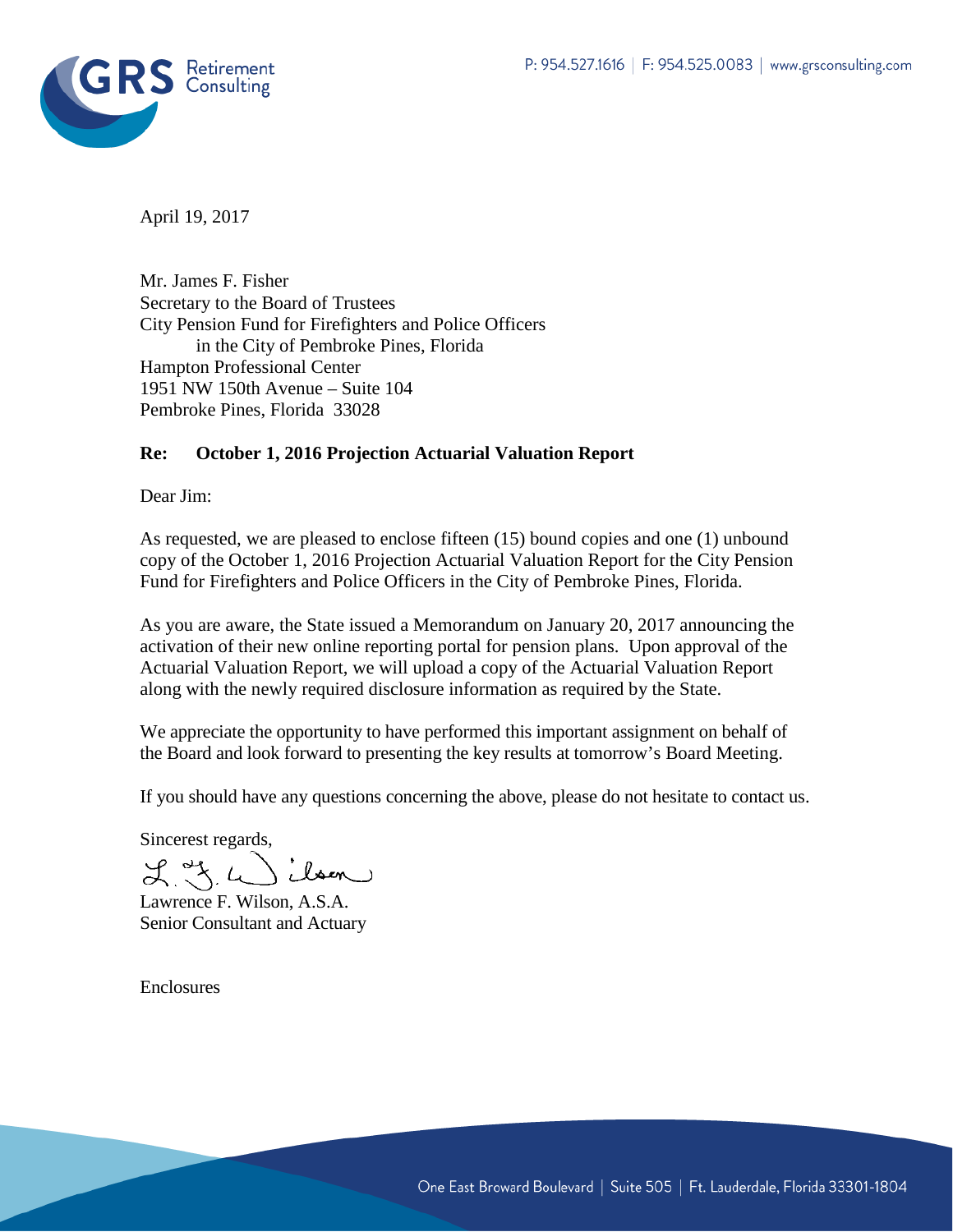GRS Retirement Consulting

P: 954.527.1616 | F: 954.525.0083 | www.grsconsulting.com

April 19, 2017

Mr. James F. Fisher
Secretary to the Board of Trustees
City Pension Fund for Firefighters and Police Officers
in the City of Pembroke Pines, Florida
Hampton Professional Center
1951 NW 150th Avenue – Suite 104
Pembroke Pines, Florida 33028

**Re: October 1, 2016 Projection Actuarial Valuation Report**

Dear Jim:

As requested, we are pleased to enclose fifteen (15) bound copies and one (1) unbound copy of the October 1, 2016 Projection Actuarial Valuation Report for the City Pension Fund for Firefighters and Police Officers in the City of Pembroke Pines, Florida.

As you are aware, the State issued a Memorandum on January 20, 2017 announcing the activation of their new online reporting portal for pension plans. Upon approval of the Actuarial Valuation Report, we will upload a copy of the Actuarial Valuation Report along with the newly required disclosure information as required by the State.

We appreciate the opportunity to have performed this important assignment on behalf of the Board and look forward to presenting the key results at tomorrow's Board Meeting.

If you should have any questions concerning the above, please do not hesitate to contact us.

Sincerest regards,

Lawrence F. Wilson, A.S.A.
Senior Consultant and Actuary

Enclosures

One East Broward Boulevard | Suite 505 | Ft. Lauderdale, Florida 33301-1804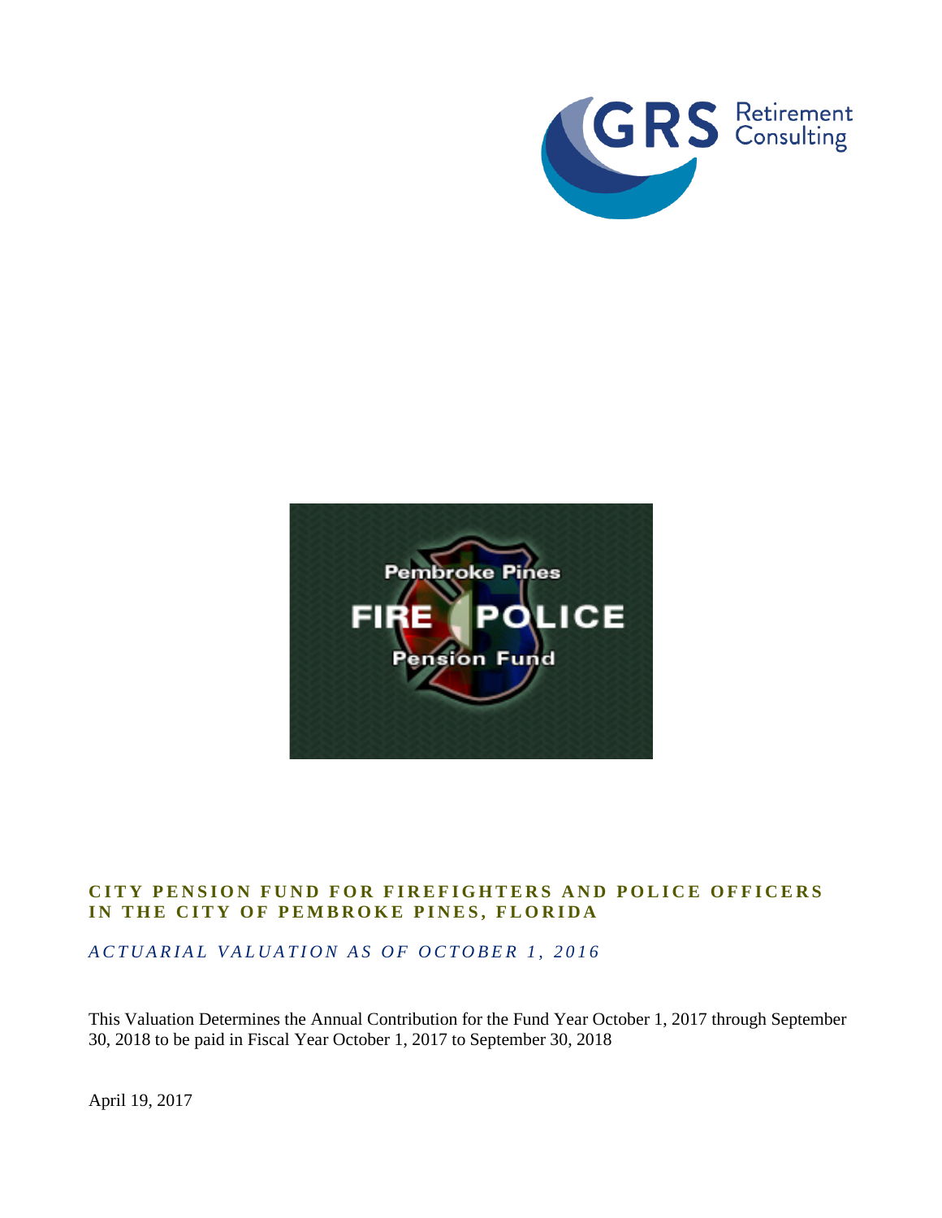# CITY PENSION FUND FOR FIREFIGHTERS AND POLICE OFFICERS IN THE CITY OF PEMBROKE PINES, FLORIDA

## *ACTUARIAL VALUATION AS OF OCTOBER 1, 2016*

This Valuation Determines the Annual Contribution for the Fund Year October 1, 2017 through September 30, 2018 to be paid in Fiscal Year October 1, 2017 to September 30, 2018

April 19, 2017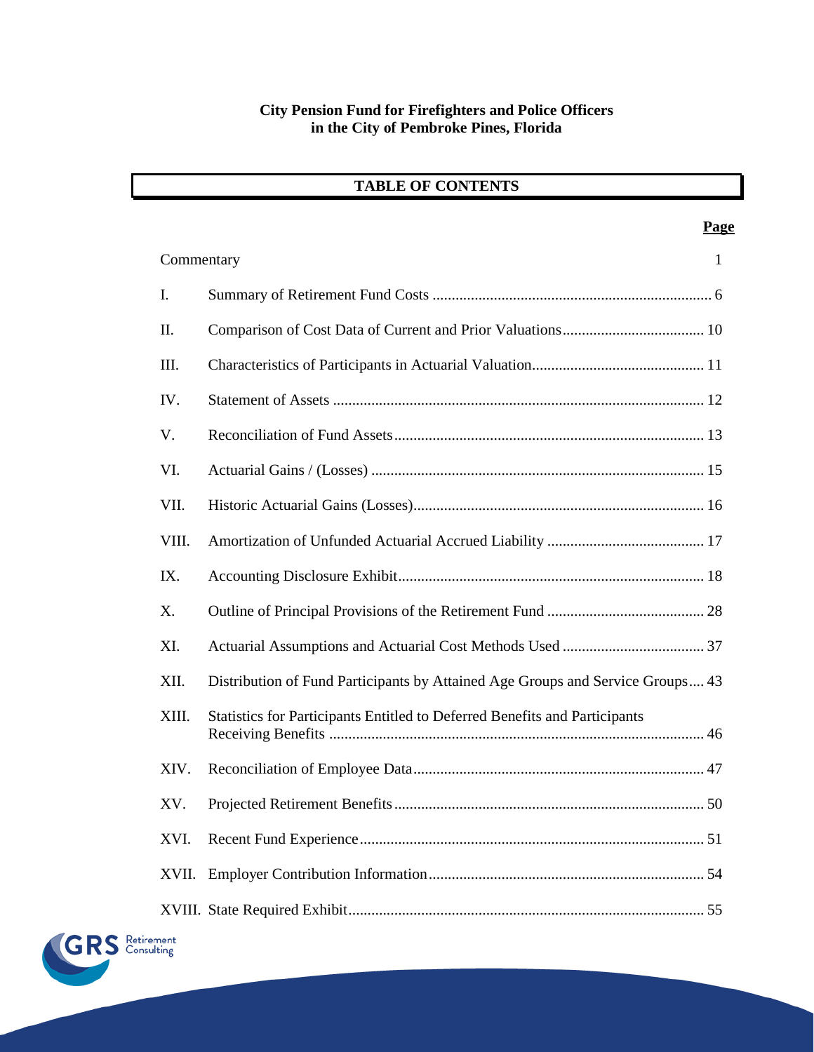**City Pension Fund for Firefighters and Police Officers**
**in the City of Pembroke Pines, Florida**

## TABLE OF CONTENTS

| | | Page |
|---|---|---|
| | Commentary | 1 |
| I. | Summary of Retirement Fund Costs | 6 |
| II. | Comparison of Cost Data of Current and Prior Valuations | 10 |
| III. | Characteristics of Participants in Actuarial Valuation | 11 |
| IV. | Statement of Assets | 12 |
| V. | Reconciliation of Fund Assets | 13 |
| VI. | Actuarial Gains / (Losses) | 15 |
| VII. | Historic Actuarial Gains (Losses) | 16 |
| VIII. | Amortization of Unfunded Actuarial Accrued Liability | 17 |
| IX. | Accounting Disclosure Exhibit | 18 |
| X. | Outline of Principal Provisions of the Retirement Fund | 28 |
| XI. | Actuarial Assumptions and Actuarial Cost Methods Used | 37 |
| XII. | Distribution of Fund Participants by Attained Age Groups and Service Groups | 43 |
| XIII. | Statistics for Participants Entitled to Deferred Benefits and Participants Receiving Benefits | 46 |
| XIV. | Reconciliation of Employee Data | 47 |
| XV. | Projected Retirement Benefits | 50 |
| XVI. | Recent Fund Experience | 51 |
| XVII. | Employer Contribution Information | 54 |
| XVIII. | State Required Exhibit | 55 |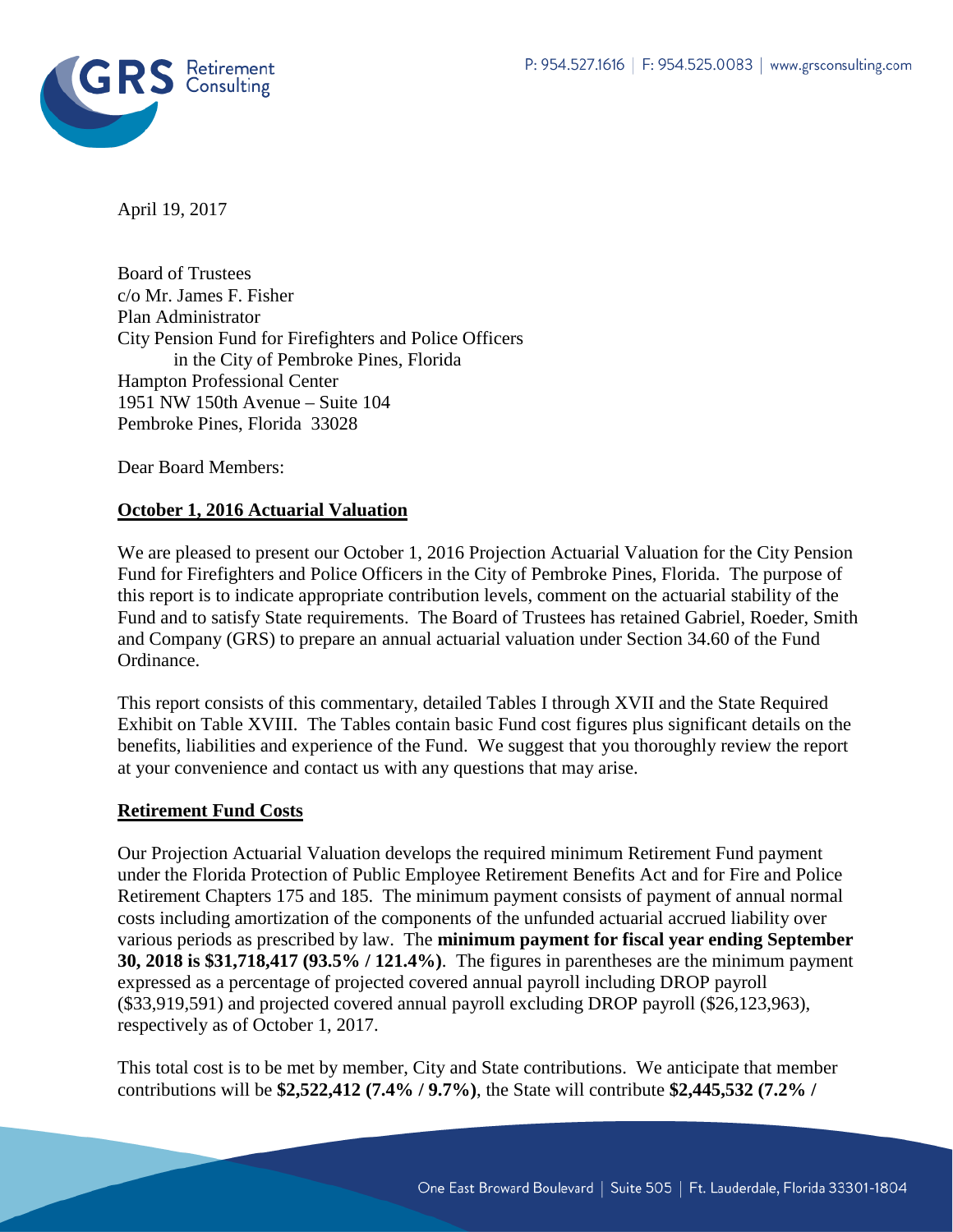April 19, 2017

Board of Trustees
c/o Mr. James F. Fisher
Plan Administrator
City Pension Fund for Firefighters and Police Officers
in the City of Pembroke Pines, Florida
Hampton Professional Center
1951 NW 150th Avenue – Suite 104
Pembroke Pines, Florida 33028

Dear Board Members:

**October 1, 2016 Actuarial Valuation**

We are pleased to present our October 1, 2016 Projection Actuarial Valuation for the City Pension Fund for Firefighters and Police Officers in the City of Pembroke Pines, Florida. The purpose of this report is to indicate appropriate contribution levels, comment on the actuarial stability of the Fund and to satisfy State requirements. The Board of Trustees has retained Gabriel, Roeder, Smith and Company (GRS) to prepare an annual actuarial valuation under Section 34.60 of the Fund Ordinance.

This report consists of this commentary, detailed Tables I through XVII and the State Required Exhibit on Table XVIII. The Tables contain basic Fund cost figures plus significant details on the benefits, liabilities and experience of the Fund. We suggest that you thoroughly review the report at your convenience and contact us with any questions that may arise.

**Retirement Fund Costs**

Our Projection Actuarial Valuation develops the required minimum Retirement Fund payment under the Florida Protection of Public Employee Retirement Benefits Act and for Fire and Police Retirement Chapters 175 and 185. The minimum payment consists of payment of annual normal costs including amortization of the components of the unfunded actuarial accrued liability over various periods as prescribed by law. The **minimum payment for fiscal year ending September 30, 2018 is $31,718,417 (93.5% / 121.4%)**. The figures in parentheses are the minimum payment expressed as a percentage of projected covered annual payroll including DROP payroll ($33,919,591) and projected covered annual payroll excluding DROP payroll ($26,123,963), respectively as of October 1, 2017.

This total cost is to be met by member, City and State contributions. We anticipate that member contributions will be **$2,522,412 (7.4% / 9.7%)**, the State will contribute **$2,445,532 (7.2% /**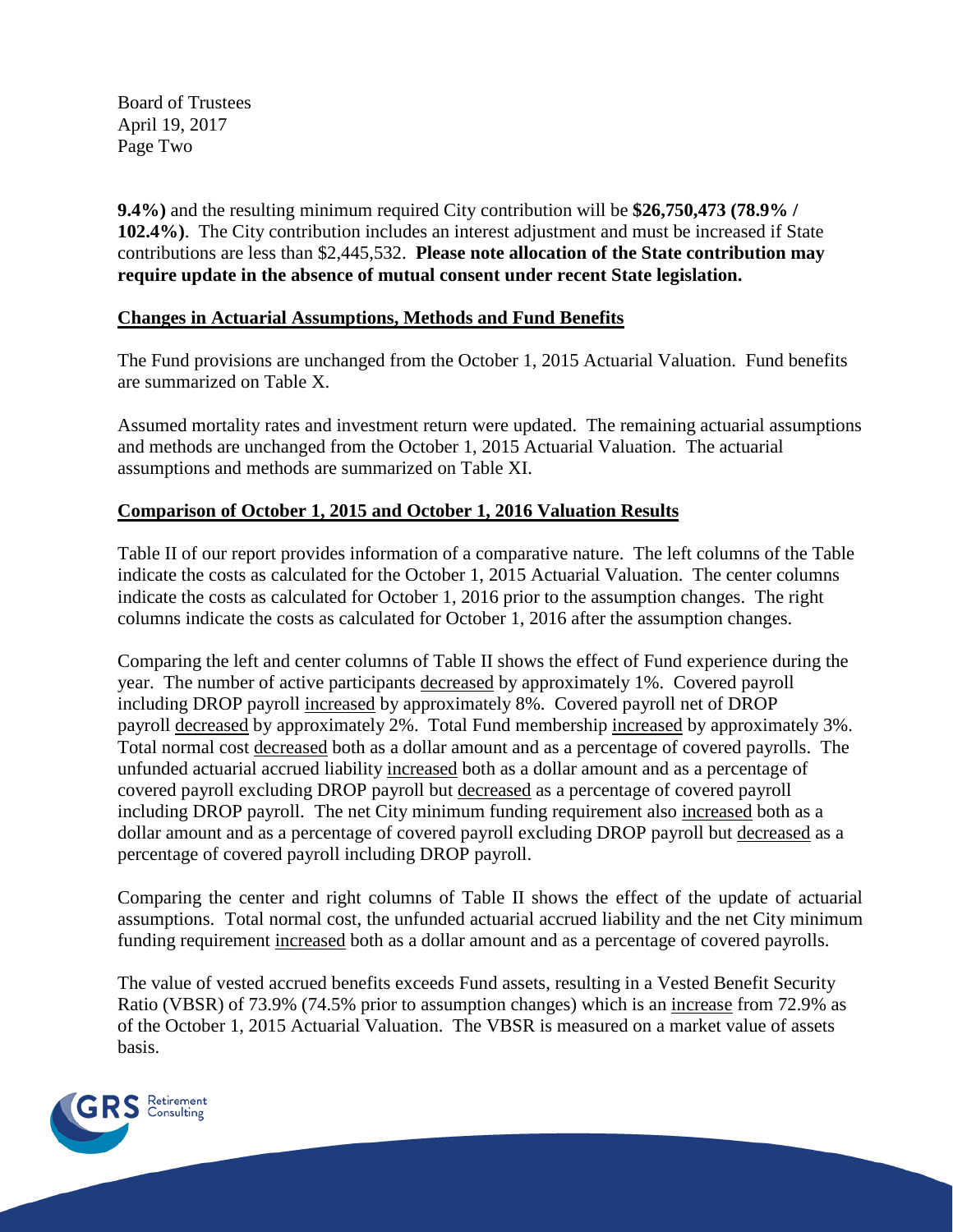Board of Trustees
April 19, 2017
Page Two

**9.4%)** and the resulting minimum required City contribution will be **$26,750,473 (78.9% / 102.4%)**. The City contribution includes an interest adjustment and must be increased if State contributions are less than $2,445,532. **Please note allocation of the State contribution may require update in the absence of mutual consent under recent State legislation.**

## Changes in Actuarial Assumptions, Methods and Fund Benefits

The Fund provisions are unchanged from the October 1, 2015 Actuarial Valuation. Fund benefits are summarized on Table X.

Assumed mortality rates and investment return were updated. The remaining actuarial assumptions and methods are unchanged from the October 1, 2015 Actuarial Valuation. The actuarial assumptions and methods are summarized on Table XI.

## Comparison of October 1, 2015 and October 1, 2016 Valuation Results

Table II of our report provides information of a comparative nature. The left columns of the Table indicate the costs as calculated for the October 1, 2015 Actuarial Valuation. The center columns indicate the costs as calculated for October 1, 2016 prior to the assumption changes. The right columns indicate the costs as calculated for October 1, 2016 after the assumption changes.

Comparing the left and center columns of Table II shows the effect of Fund experience during the year. The number of active participants decreased by approximately 1%. Covered payroll including DROP payroll increased by approximately 8%. Covered payroll net of DROP payroll decreased by approximately 2%. Total Fund membership increased by approximately 3%. Total normal cost decreased both as a dollar amount and as a percentage of covered payrolls. The unfunded actuarial accrued liability increased both as a dollar amount and as a percentage of covered payroll excluding DROP payroll but decreased as a percentage of covered payroll including DROP payroll. The net City minimum funding requirement also increased both as a dollar amount and as a percentage of covered payroll excluding DROP payroll but decreased as a percentage of covered payroll including DROP payroll.

Comparing the center and right columns of Table II shows the effect of the update of actuarial assumptions. Total normal cost, the unfunded actuarial accrued liability and the net City minimum funding requirement increased both as a dollar amount and as a percentage of covered payrolls.

The value of vested accrued benefits exceeds Fund assets, resulting in a Vested Benefit Security Ratio (VBSR) of 73.9% (74.5% prior to assumption changes) which is an increase from 72.9% as of the October 1, 2015 Actuarial Valuation. The VBSR is measured on a market value of assets basis.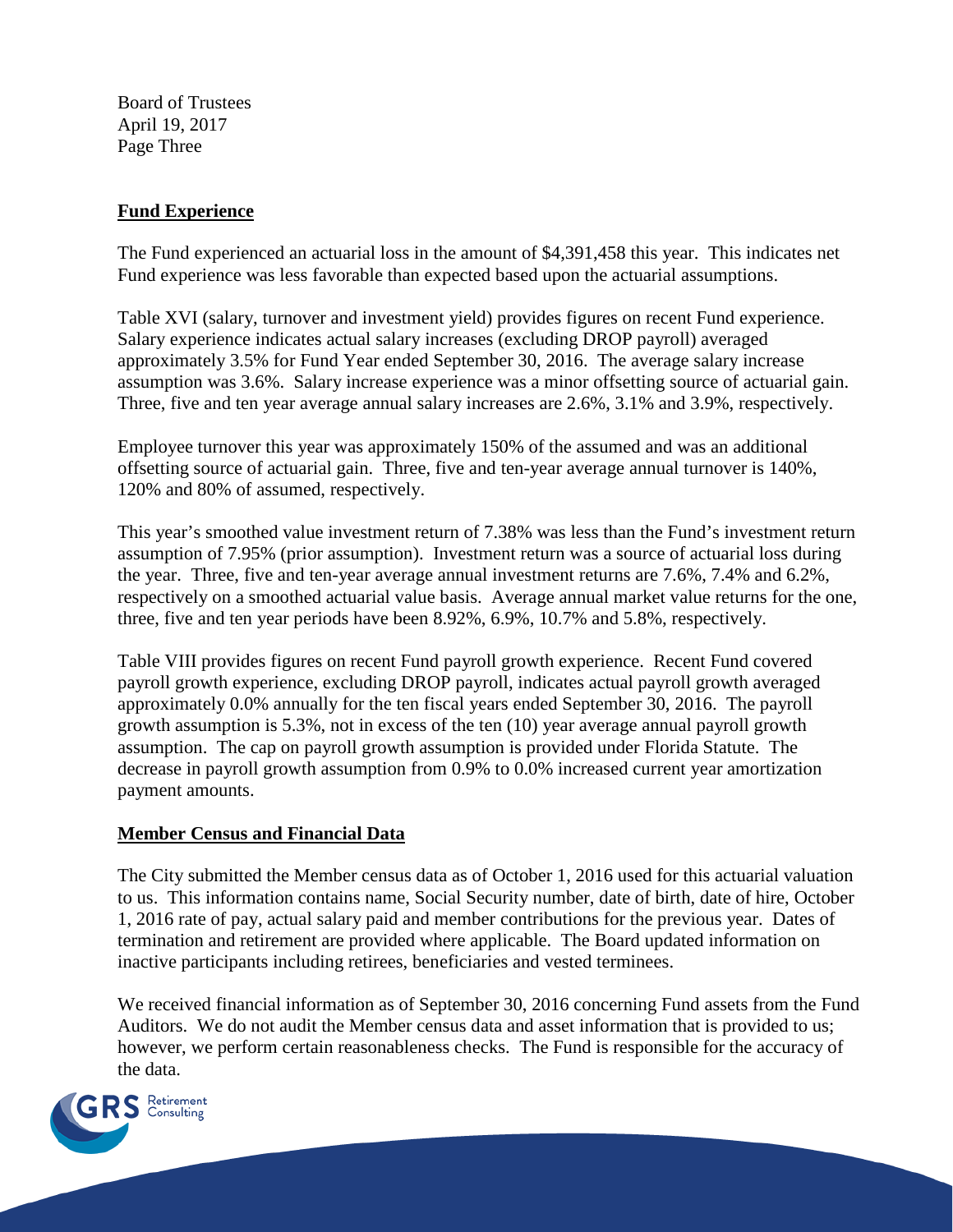Board of Trustees
April 19, 2017
Page Three

**Fund Experience**

The Fund experienced an actuarial loss in the amount of $4,391,458 this year. This indicates net Fund experience was less favorable than expected based upon the actuarial assumptions.

Table XVI (salary, turnover and investment yield) provides figures on recent Fund experience. Salary experience indicates actual salary increases (excluding DROP payroll) averaged approximately 3.5% for Fund Year ended September 30, 2016. The average salary increase assumption was 3.6%. Salary increase experience was a minor offsetting source of actuarial gain. Three, five and ten year average annual salary increases are 2.6%, 3.1% and 3.9%, respectively.

Employee turnover this year was approximately 150% of the assumed and was an additional offsetting source of actuarial gain. Three, five and ten-year average annual turnover is 140%, 120% and 80% of assumed, respectively.

This year's smoothed value investment return of 7.38% was less than the Fund's investment return assumption of 7.95% (prior assumption). Investment return was a source of actuarial loss during the year. Three, five and ten-year average annual investment returns are 7.6%, 7.4% and 6.2%, respectively on a smoothed actuarial value basis. Average annual market value returns for the one, three, five and ten year periods have been 8.92%, 6.9%, 10.7% and 5.8%, respectively.

Table VIII provides figures on recent Fund payroll growth experience. Recent Fund covered payroll growth experience, excluding DROP payroll, indicates actual payroll growth averaged approximately 0.0% annually for the ten fiscal years ended September 30, 2016. The payroll growth assumption is 5.3%, not in excess of the ten (10) year average annual payroll growth assumption. The cap on payroll growth assumption is provided under Florida Statute. The decrease in payroll growth assumption from 0.9% to 0.0% increased current year amortization payment amounts.

**Member Census and Financial Data**

The City submitted the Member census data as of October 1, 2016 used for this actuarial valuation to us. This information contains name, Social Security number, date of birth, date of hire, October 1, 2016 rate of pay, actual salary paid and member contributions for the previous year. Dates of termination and retirement are provided where applicable. The Board updated information on inactive participants including retirees, beneficiaries and vested terminees.

We received financial information as of September 30, 2016 concerning Fund assets from the Fund Auditors. We do not audit the Member census data and asset information that is provided to us; however, we perform certain reasonableness checks. The Fund is responsible for the accuracy of the data.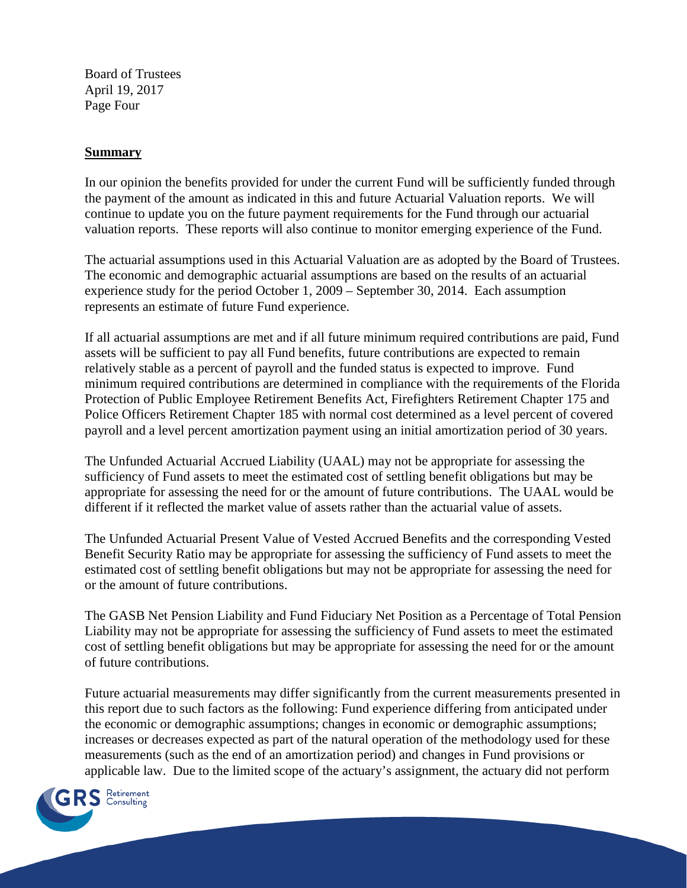## Summary

In our opinion the benefits provided for under the current Fund will be sufficiently funded through the payment of the amount as indicated in this and future Actuarial Valuation reports. We will continue to update you on the future payment requirements for the Fund through our actuarial valuation reports. These reports will also continue to monitor emerging experience of the Fund.

The actuarial assumptions used in this Actuarial Valuation are as adopted by the Board of Trustees. The economic and demographic actuarial assumptions are based on the results of an actuarial experience study for the period October 1, 2009 – September 30, 2014. Each assumption represents an estimate of future Fund experience.

If all actuarial assumptions are met and if all future minimum required contributions are paid, Fund assets will be sufficient to pay all Fund benefits, future contributions are expected to remain relatively stable as a percent of payroll and the funded status is expected to improve. Fund minimum required contributions are determined in compliance with the requirements of the Florida Protection of Public Employee Retirement Benefits Act, Firefighters Retirement Chapter 175 and Police Officers Retirement Chapter 185 with normal cost determined as a level percent of covered payroll and a level percent amortization payment using an initial amortization period of 30 years.

The Unfunded Actuarial Accrued Liability (UAAL) may not be appropriate for assessing the sufficiency of Fund assets to meet the estimated cost of settling benefit obligations but may be appropriate for assessing the need for or the amount of future contributions. The UAAL would be different if it reflected the market value of assets rather than the actuarial value of assets.

The Unfunded Actuarial Present Value of Vested Accrued Benefits and the corresponding Vested Benefit Security Ratio may be appropriate for assessing the sufficiency of Fund assets to meet the estimated cost of settling benefit obligations but may not be appropriate for assessing the need for or the amount of future contributions.

The GASB Net Pension Liability and Fund Fiduciary Net Position as a Percentage of Total Pension Liability may not be appropriate for assessing the sufficiency of Fund assets to meet the estimated cost of settling benefit obligations but may be appropriate for assessing the need for or the amount of future contributions.

Future actuarial measurements may differ significantly from the current measurements presented in this report due to such factors as the following: Fund experience differing from anticipated under the economic or demographic assumptions; changes in economic or demographic assumptions; increases or decreases expected as part of the natural operation of the methodology used for these measurements (such as the end of an amortization period) and changes in Fund provisions or applicable law. Due to the limited scope of the actuary's assignment, the actuary did not perform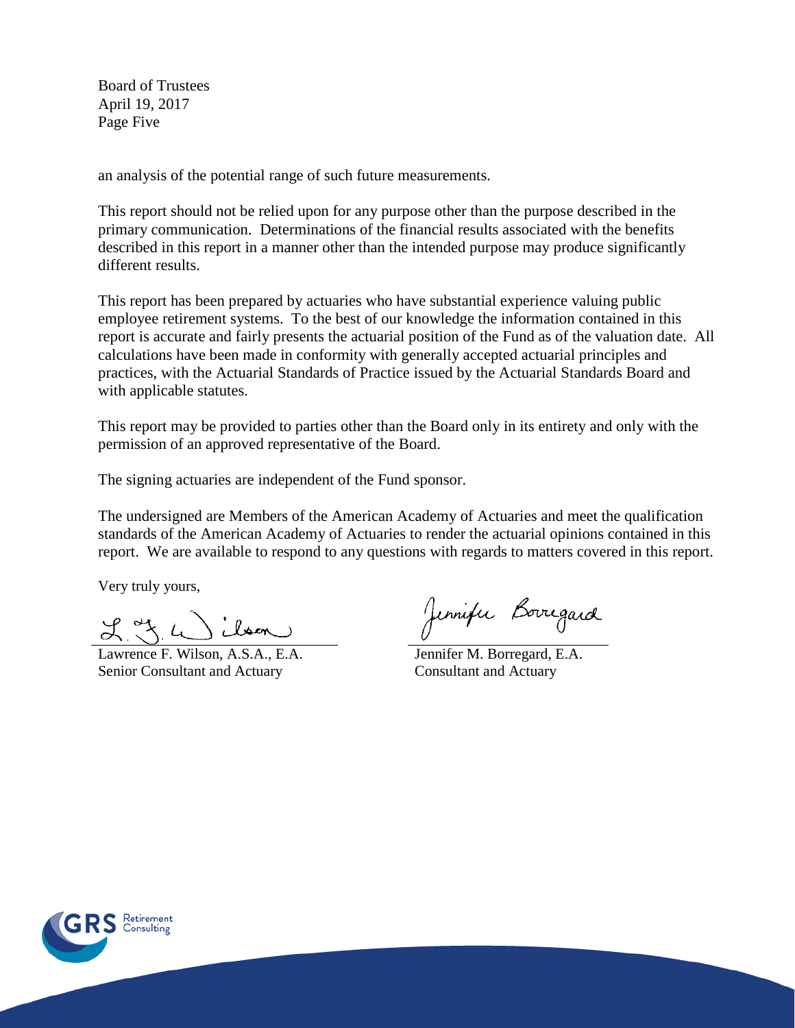an analysis of the potential range of such future measurements.

This report should not be relied upon for any purpose other than the purpose described in the primary communication. Determinations of the financial results associated with the benefits described in this report in a manner other than the intended purpose may produce significantly different results.

This report has been prepared by actuaries who have substantial experience valuing public employee retirement systems. To the best of our knowledge the information contained in this report is accurate and fairly presents the actuarial position of the Fund as of the valuation date. All calculations have been made in conformity with generally accepted actuarial principles and practices, with the Actuarial Standards of Practice issued by the Actuarial Standards Board and with applicable statutes.

This report may be provided to parties other than the Board only in its entirety and only with the permission of an approved representative of the Board.

The signing actuaries are independent of the Fund sponsor.

The undersigned are Members of the American Academy of Actuaries and meet the qualification standards of the American Academy of Actuaries to render the actuarial opinions contained in this report. We are available to respond to any questions with regards to matters covered in this report.

Very truly yours,

Lawrence F. Wilson, A.S.A., E.A.
Senior Consultant and Actuary

Jennifer M. Borregard, E.A.
Consultant and Actuary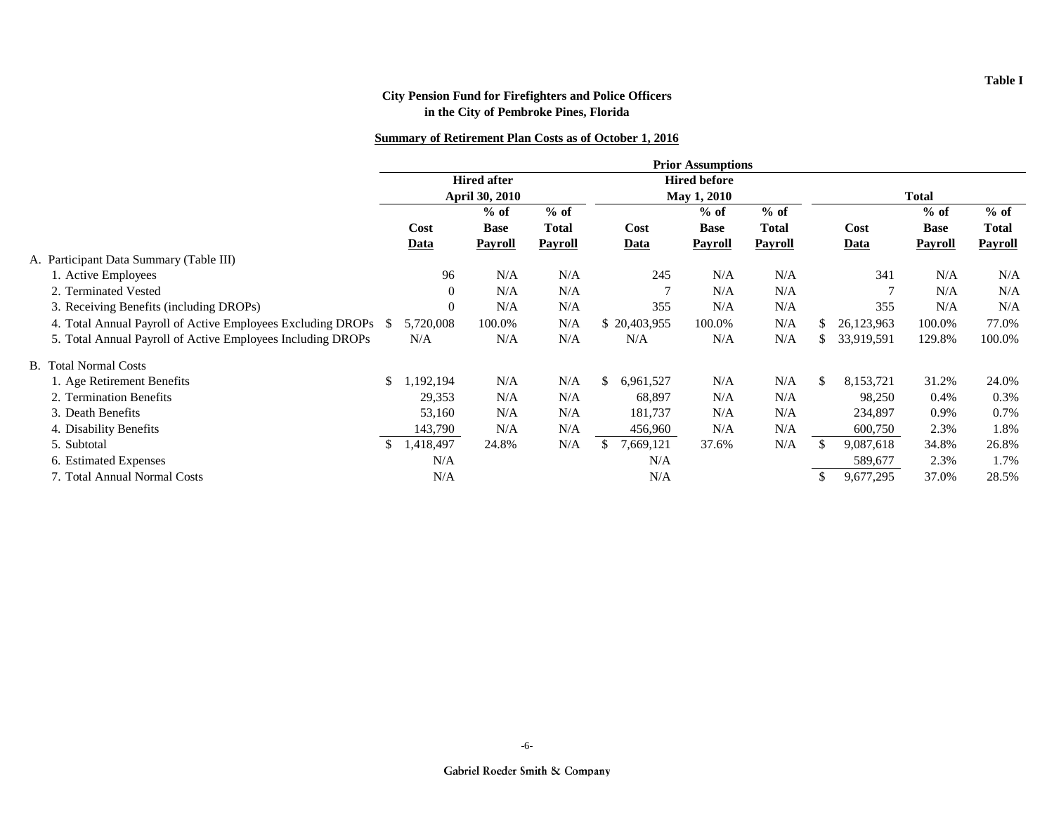**Table I**

**City Pension Fund for Firefighters and Police Officers in the City of Pembroke Pines, Florida**

**Summary of Retirement Plan Costs as of October 1, 2016**

| | Prior Assumptions | | | | | | | | |
|---|---|---|---|---|---|---|---|---|---|
| | Hired after April 30, 2010 | | | Hired before May 1, 2010 | | | Total | | |
| | Cost Data | % of Base Payroll | % of Total Payroll | Cost Data | % of Base Payroll | % of Total Payroll | Cost Data | % of Base Payroll | % of Total Payroll |
| A. Participant Data Summary (Table III) | | | | | | | | | |
| 1. Active Employees | 96 | N/A | N/A | 245 | N/A | N/A | 341 | N/A | N/A |
| 2. Terminated Vested | 0 | N/A | N/A | 7 | N/A | N/A | 7 | N/A | N/A |
| 3. Receiving Benefits (including DROPs) | 0 | N/A | N/A | 355 | N/A | N/A | 355 | N/A | N/A |
| 4. Total Annual Payroll of Active Employees Excluding DROPs | $ 5,720,008 | 100.0% | N/A | $ 20,403,955 | 100.0% | N/A | $ 26,123,963 | 100.0% | 77.0% |
| 5. Total Annual Payroll of Active Employees Including DROPs | N/A | N/A | N/A | N/A | N/A | N/A | $ 33,919,591 | 129.8% | 100.0% |
| B. Total Normal Costs | | | | | | | | | |
| 1. Age Retirement Benefits | $ 1,192,194 | N/A | N/A | $ 6,961,527 | N/A | N/A | $ 8,153,721 | 31.2% | 24.0% |
| 2. Termination Benefits | 29,353 | N/A | N/A | 68,897 | N/A | N/A | 98,250 | 0.4% | 0.3% |
| 3. Death Benefits | 53,160 | N/A | N/A | 181,737 | N/A | N/A | 234,897 | 0.9% | 0.7% |
| 4. Disability Benefits | 143,790 | N/A | N/A | 456,960 | N/A | N/A | 600,750 | 2.3% | 1.8% |
| 5. Subtotal | $ 1,418,497 | 24.8% | N/A | $ 7,669,121 | 37.6% | N/A | $ 9,087,618 | 34.8% | 26.8% |
| 6. Estimated Expenses | N/A | | | N/A | | | 589,677 | 2.3% | 1.7% |
| 7. Total Annual Normal Costs | N/A | | | N/A | | | $ 9,677,295 | 37.0% | 28.5% |

Gabriel Roeder Smith & Company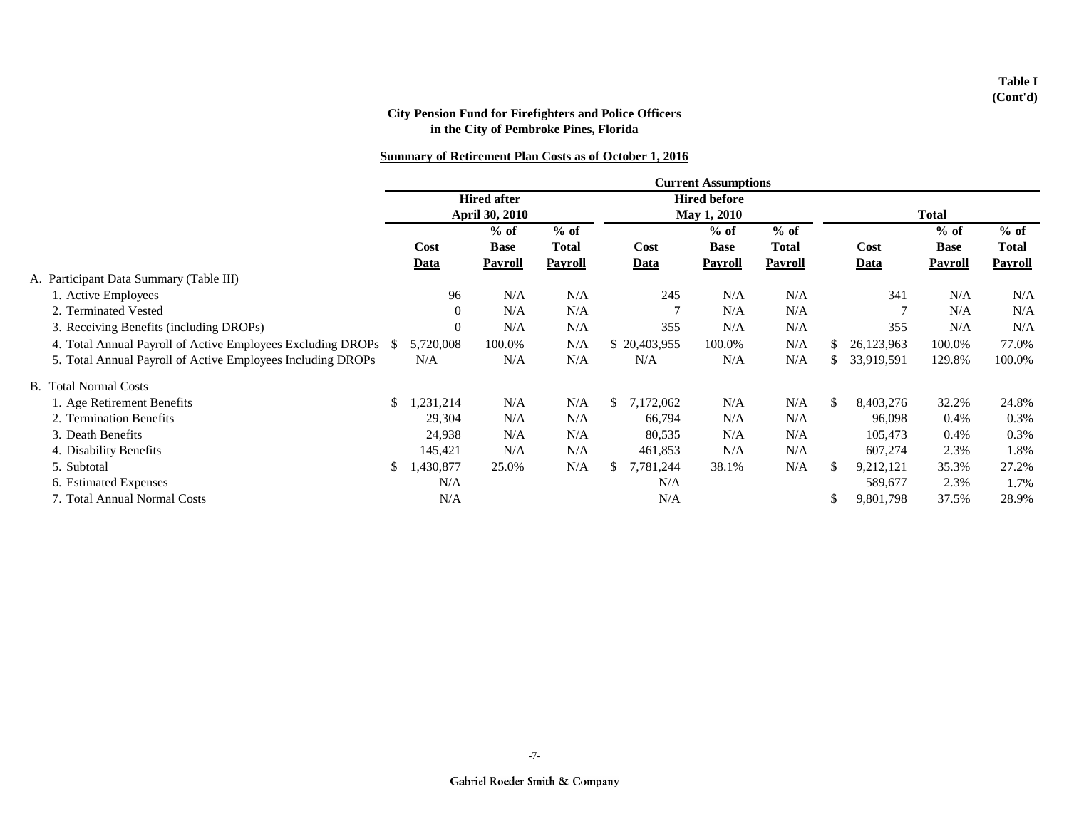**Table I (Cont'd)**

**City Pension Fund for Firefighters and Police Officers in the City of Pembroke Pines, Florida**

**Summary of Retirement Plan Costs as of October 1, 2016**

| | Current Assumptions | | | | | | | | |
|---|---|---|---|---|---|---|---|---|---|
| | Hired after April 30, 2010 | | | Hired before May 1, 2010 | | | Total | | |
| | Cost Data | % of Base Payroll | % of Total Payroll | Cost Data | % of Base Payroll | % of Total Payroll | Cost Data | % of Base Payroll | % of Total Payroll |
| A. Participant Data Summary (Table III) | | | | | | | | | |
| 1. Active Employees | 96 | N/A | N/A | 245 | N/A | N/A | 341 | N/A | N/A |
| 2. Terminated Vested | 0 | N/A | N/A | 7 | N/A | N/A | 7 | N/A | N/A |
| 3. Receiving Benefits (including DROPs) | 0 | N/A | N/A | 355 | N/A | N/A | 355 | N/A | N/A |
| 4. Total Annual Payroll of Active Employees Excluding DROPs | $ 5,720,008 | 100.0% | N/A | $ 20,403,955 | 100.0% | N/A | $ 26,123,963 | 100.0% | 77.0% |
| 5. Total Annual Payroll of Active Employees Including DROPs | N/A | N/A | N/A | N/A | N/A | N/A | $ 33,919,591 | 129.8% | 100.0% |
| B. Total Normal Costs | | | | | | | | | |
| 1. Age Retirement Benefits | $ 1,231,214 | N/A | N/A | $ 7,172,062 | N/A | N/A | $ 8,403,276 | 32.2% | 24.8% |
| 2. Termination Benefits | 29,304 | N/A | N/A | 66,794 | N/A | N/A | 96,098 | 0.4% | 0.3% |
| 3. Death Benefits | 24,938 | N/A | N/A | 80,535 | N/A | N/A | 105,473 | 0.4% | 0.3% |
| 4. Disability Benefits | 145,421 | N/A | N/A | 461,853 | N/A | N/A | 607,274 | 2.3% | 1.8% |
| 5. Subtotal | $ 1,430,877 | 25.0% | N/A | $ 7,781,244 | 38.1% | N/A | $ 9,212,121 | 35.3% | 27.2% |
| 6. Estimated Expenses | N/A | | | N/A | | | 589,677 | 2.3% | 1.7% |
| 7. Total Annual Normal Costs | N/A | | | N/A | | | $ 9,801,798 | 37.5% | 28.9% |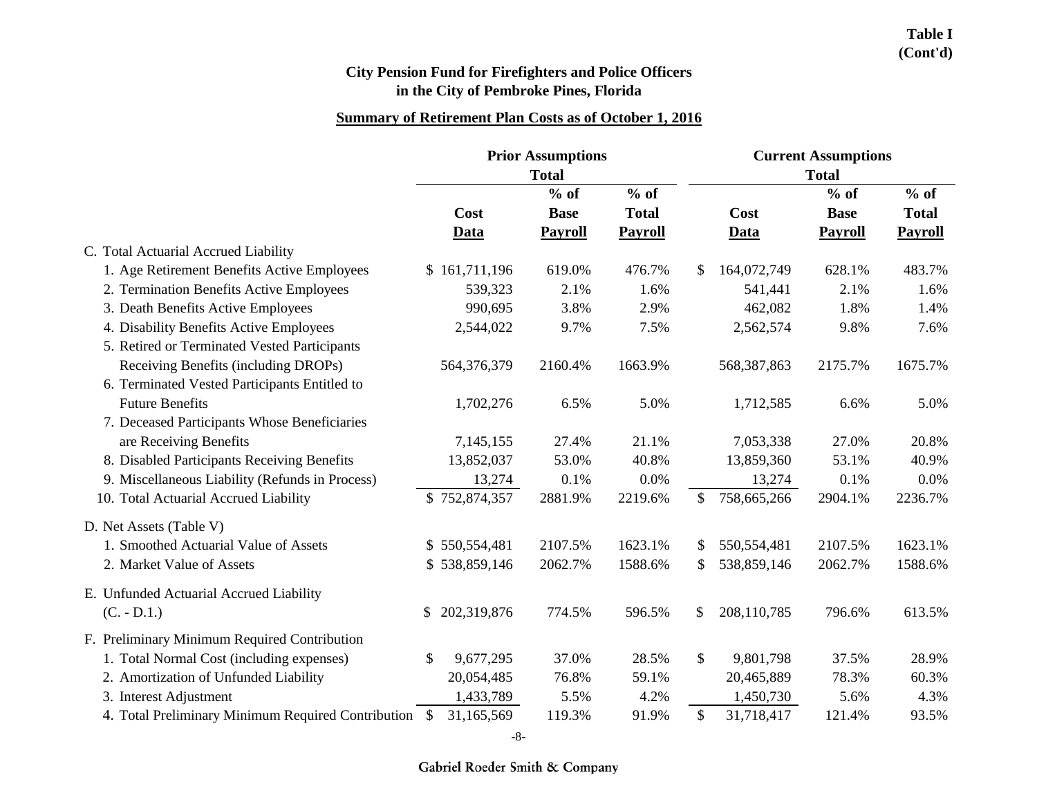**Table I (Cont'd)**

**City Pension Fund for Firefighters and Police Officers in the City of Pembroke Pines, Florida**

**Summary of Retirement Plan Costs as of October 1, 2016**

| | Prior Assumptions Total | | | Current Assumptions Total | | |
|---|---|---|---|---|---|---|
| | **Cost Data** | **% of Base Payroll** | **% of Total Payroll** | **Cost Data** | **% of Base Payroll** | **% of Total Payroll** |
| C. Total Actuarial Accrued Liability | | | | | | |
| 1. Age Retirement Benefits Active Employees | $ 161,711,196 | 619.0% | 476.7% | $ 164,072,749 | 628.1% | 483.7% |
| 2. Termination Benefits Active Employees | 539,323 | 2.1% | 1.6% | 541,441 | 2.1% | 1.6% |
| 3. Death Benefits Active Employees | 990,695 | 3.8% | 2.9% | 462,082 | 1.8% | 1.4% |
| 4. Disability Benefits Active Employees | 2,544,022 | 9.7% | 7.5% | 2,562,574 | 9.8% | 7.6% |
| 5. Retired or Terminated Vested Participants Receiving Benefits (including DROPs) | 564,376,379 | 2160.4% | 1663.9% | 568,387,863 | 2175.7% | 1675.7% |
| 6. Terminated Vested Participants Entitled to Future Benefits | 1,702,276 | 6.5% | 5.0% | 1,712,585 | 6.6% | 5.0% |
| 7. Deceased Participants Whose Beneficiaries are Receiving Benefits | 7,145,155 | 27.4% | 21.1% | 7,053,338 | 27.0% | 20.8% |
| 8. Disabled Participants Receiving Benefits | 13,852,037 | 53.0% | 40.8% | 13,859,360 | 53.1% | 40.9% |
| 9. Miscellaneous Liability (Refunds in Process) | 13,274 | 0.1% | 0.0% | 13,274 | 0.1% | 0.0% |
| 10. Total Actuarial Accrued Liability | $ 752,874,357 | 2881.9% | 2219.6% | $ 758,665,266 | 2904.1% | 2236.7% |
| D. Net Assets (Table V) | | | | | | |
| 1. Smoothed Actuarial Value of Assets | $ 550,554,481 | 2107.5% | 1623.1% | $ 550,554,481 | 2107.5% | 1623.1% |
| 2. Market Value of Assets | $ 538,859,146 | 2062.7% | 1588.6% | $ 538,859,146 | 2062.7% | 1588.6% |
| E. Unfunded Actuarial Accrued Liability (C. - D.1.) | $ 202,319,876 | 774.5% | 596.5% | $ 208,110,785 | 796.6% | 613.5% |
| F. Preliminary Minimum Required Contribution | | | | | | |
| 1. Total Normal Cost (including expenses) | $ 9,677,295 | 37.0% | 28.5% | $ 9,801,798 | 37.5% | 28.9% |
| 2. Amortization of Unfunded Liability | 20,054,485 | 76.8% | 59.1% | 20,465,889 | 78.3% | 60.3% |
| 3. Interest Adjustment | 1,433,789 | 5.5% | 4.2% | 1,450,730 | 5.6% | 4.3% |
| 4. Total Preliminary Minimum Required Contribution | $ 31,165,569 | 119.3% | 91.9% | $ 31,718,417 | 121.4% | 93.5% |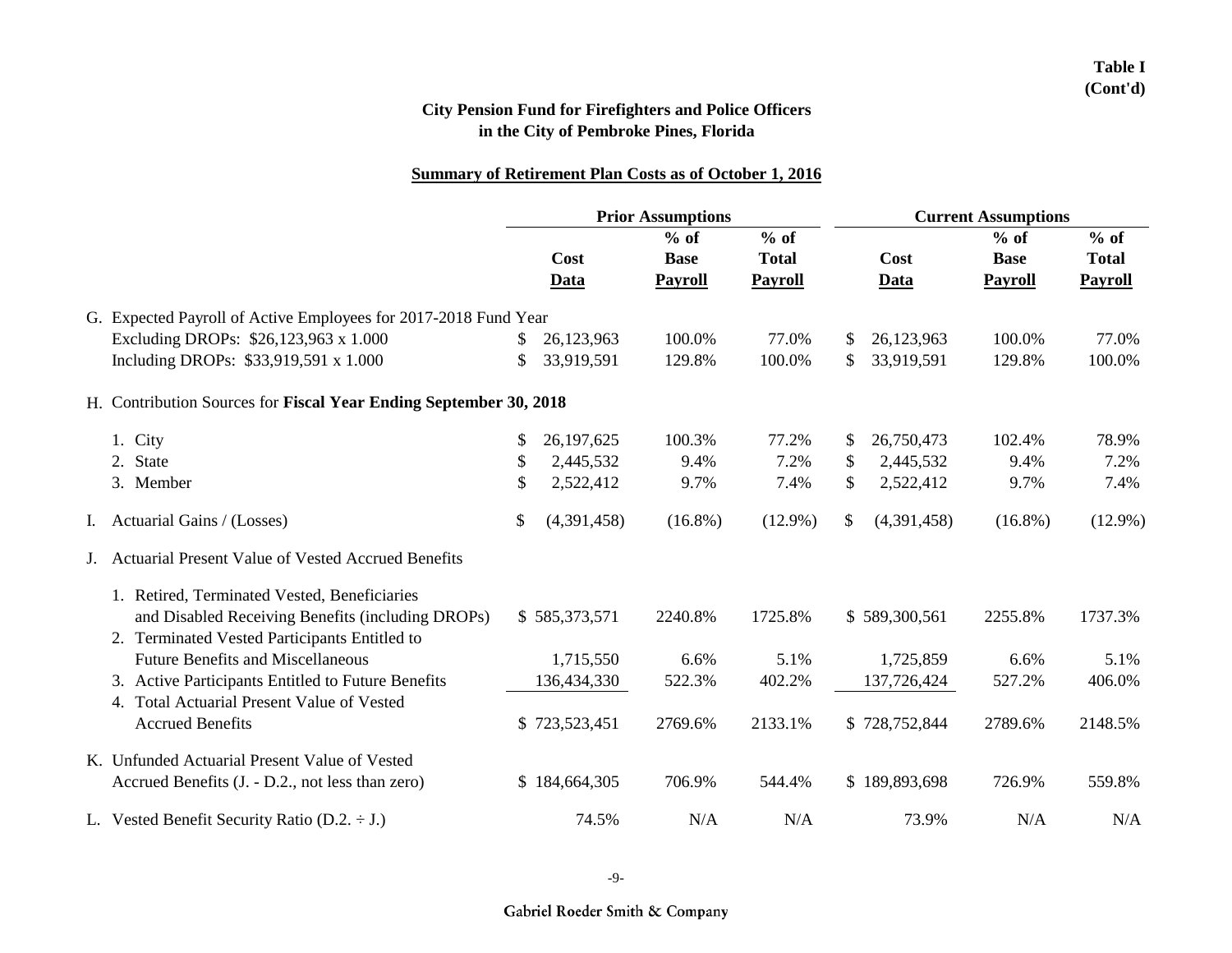**Table I (Cont'd)**

**City Pension Fund for Firefighters and Police Officers in the City of Pembroke Pines, Florida**

**Summary of Retirement Plan Costs as of October 1, 2016**

| | Prior Assumptions | | | Current Assumptions | | |
|---|---|---|---|---|---|---|
| | Cost Data | % of Base Payroll | % of Total Payroll | Cost Data | % of Base Payroll | % of Total Payroll |
| G. Expected Payroll of Active Employees for 2017-2018 Fund Year | | | | | | |
| Excluding DROPs: $26,123,963 x 1.000 | $ 26,123,963 | 100.0% | 77.0% | $ 26,123,963 | 100.0% | 77.0% |
| Including DROPs: $33,919,591 x 1.000 | $ 33,919,591 | 129.8% | 100.0% | $ 33,919,591 | 129.8% | 100.0% |
| H. Contribution Sources for **Fiscal Year Ending September 30, 2018** | | | | | | |
| 1. City | $ 26,197,625 | 100.3% | 77.2% | $ 26,750,473 | 102.4% | 78.9% |
| 2. State | $ 2,445,532 | 9.4% | 7.2% | $ 2,445,532 | 9.4% | 7.2% |
| 3. Member | $ 2,522,412 | 9.7% | 7.4% | $ 2,522,412 | 9.7% | 7.4% |
| I. Actuarial Gains / (Losses) | $ (4,391,458) | (16.8%) | (12.9%) | $ (4,391,458) | (16.8%) | (12.9%) |
| J. Actuarial Present Value of Vested Accrued Benefits | | | | | | |
| 1. Retired, Terminated Vested, Beneficiaries and Disabled Receiving Benefits (including DROPs) | $ 585,373,571 | 2240.8% | 1725.8% | $ 589,300,561 | 2255.8% | 1737.3% |
| 2. Terminated Vested Participants Entitled to Future Benefits and Miscellaneous | 1,715,550 | 6.6% | 5.1% | 1,725,859 | 6.6% | 5.1% |
| 3. Active Participants Entitled to Future Benefits | 136,434,330 | 522.3% | 402.2% | 137,726,424 | 527.2% | 406.0% |
| 4. Total Actuarial Present Value of Vested Accrued Benefits | $ 723,523,451 | 2769.6% | 2133.1% | $ 728,752,844 | 2789.6% | 2148.5% |
| K. Unfunded Actuarial Present Value of Vested Accrued Benefits (J. - D.2., not less than zero) | $ 184,664,305 | 706.9% | 544.4% | $ 189,893,698 | 726.9% | 559.8% |
| L. Vested Benefit Security Ratio (D.2. ÷ J.) | 74.5% | N/A | N/A | 73.9% | N/A | N/A |

Gabriel Roeder Smith & Company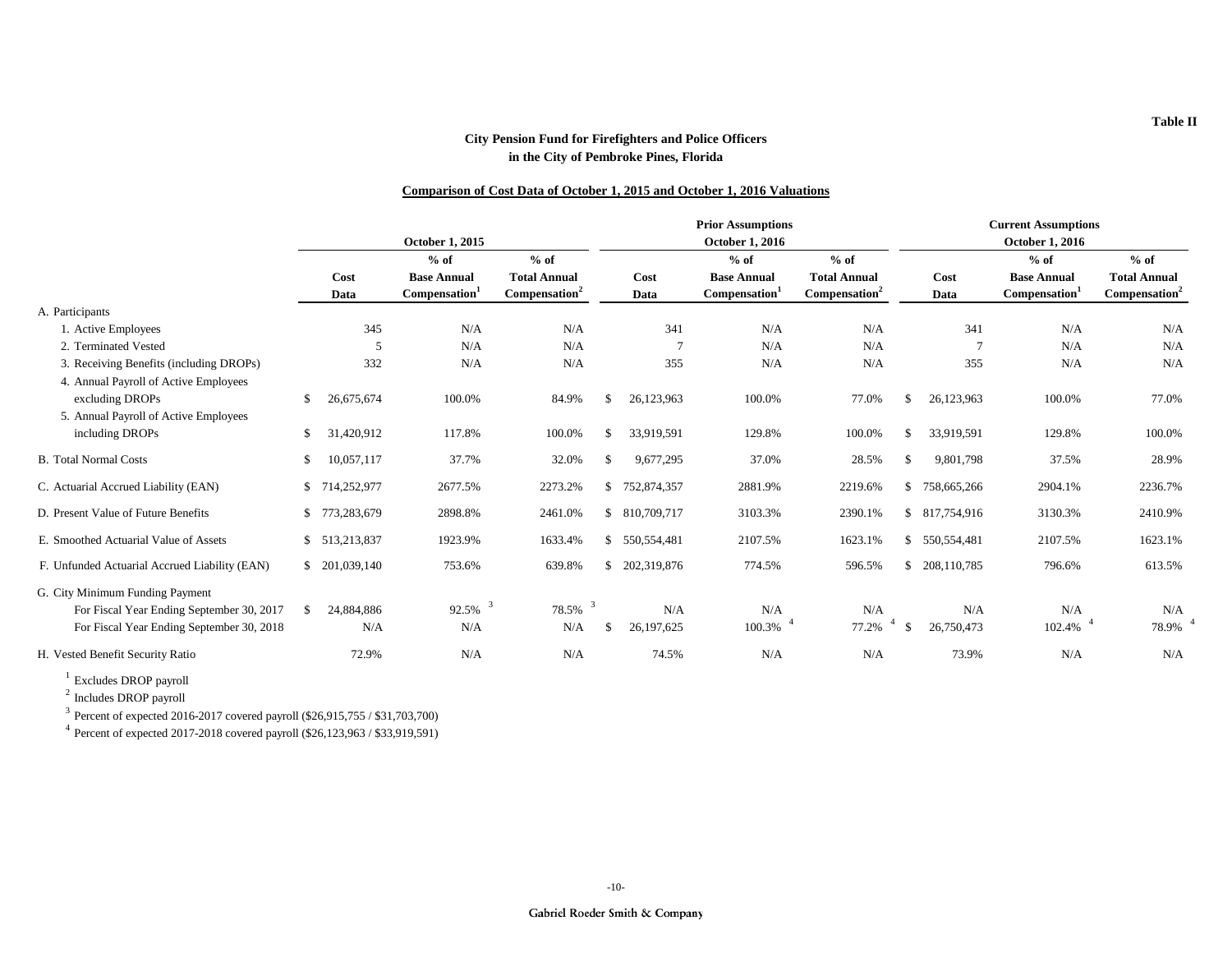Table II

**City Pension Fund for Firefighters and Police Officers**
**in the City of Pembroke Pines, Florida**

**Comparison of Cost Data of October 1, 2015 and October 1, 2016 Valuations**

| | October 1, 2015 | | | Prior Assumptions October 1, 2016 | | | Current Assumptions October 1, 2016 | | |
|---|---|---|---|---|---|---|---|---|---|
| | Cost Data | % of Base Annual Compensation[1] | % of Total Annual Compensation[2] | Cost Data | % of Base Annual Compensation[1] | % of Total Annual Compensation[2] | Cost Data | % of Base Annual Compensation[1] | % of Total Annual Compensation[2] |
| A. Participants | | | | | | | | | |
| 1. Active Employees | 345 | N/A | N/A | 341 | N/A | N/A | 341 | N/A | N/A |
| 2. Terminated Vested | 5 | N/A | N/A | 7 | N/A | N/A | 7 | N/A | N/A |
| 3. Receiving Benefits (including DROPs) | 332 | N/A | N/A | 355 | N/A | N/A | 355 | N/A | N/A |
| 4. Annual Payroll of Active Employees excluding DROPs | $ 26,675,674 | 100.0% | 84.9% | $ 26,123,963 | 100.0% | 77.0% | $ 26,123,963 | 100.0% | 77.0% |
| 5. Annual Payroll of Active Employees including DROPs | $ 31,420,912 | 117.8% | 100.0% | $ 33,919,591 | 129.8% | 100.0% | $ 33,919,591 | 129.8% | 100.0% |
| B. Total Normal Costs | $ 10,057,117 | 37.7% | 32.0% | $ 9,677,295 | 37.0% | 28.5% | $ 9,801,798 | 37.5% | 28.9% |
| C. Actuarial Accrued Liability (EAN) | $ 714,252,977 | 2677.5% | 2273.2% | $ 752,874,357 | 2881.9% | 2219.6% | $ 758,665,266 | 2904.1% | 2236.7% |
| D. Present Value of Future Benefits | $ 773,283,679 | 2898.8% | 2461.0% | $ 810,709,717 | 3103.3% | 2390.1% | $ 817,754,916 | 3130.3% | 2410.9% |
| E. Smoothed Actuarial Value of Assets | $ 513,213,837 | 1923.9% | 1633.4% | $ 550,554,481 | 2107.5% | 1623.1% | $ 550,554,481 | 2107.5% | 1623.1% |
| F. Unfunded Actuarial Accrued Liability (EAN) | $ 201,039,140 | 753.6% | 639.8% | $ 202,319,876 | 774.5% | 596.5% | $ 208,110,785 | 796.6% | 613.5% |
| G. City Minimum Funding Payment | | | | | | | | | |
| For Fiscal Year Ending September 30, 2017 | $ 24,884,886 | 92.5% [3] | 78.5% [3] | N/A | N/A | N/A | N/A | N/A | N/A |
| For Fiscal Year Ending September 30, 2018 | N/A | N/A | N/A | $ 26,197,625 | 100.3% [4] | 77.2% [4] | $ 26,750,473 | 102.4% [4] | 78.9% [4] |
| H. Vested Benefit Security Ratio | 72.9% | N/A | N/A | 74.5% | N/A | N/A | 73.9% | N/A | N/A |

[1] Excludes DROP payroll

[2] Includes DROP payroll

[3] Percent of expected 2016-2017 covered payroll ($26,915,755 / $31,703,700)

[4] Percent of expected 2017-2018 covered payroll ($26,123,963 / $33,919,591)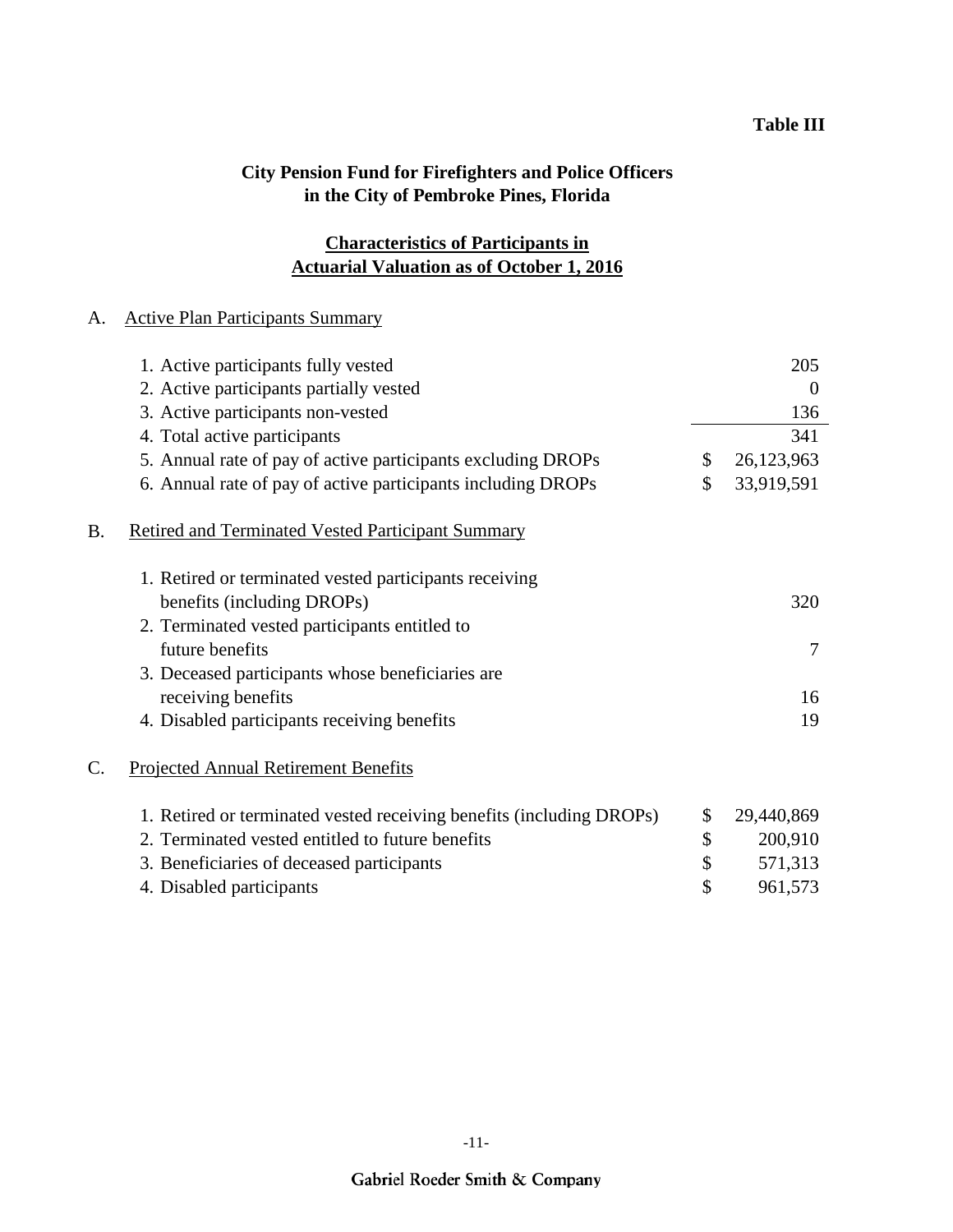**Table III**

## City Pension Fund for Firefighters and Police Officers in the City of Pembroke Pines, Florida

## Characteristics of Participants in Actuarial Valuation as of October 1, 2016

### A. Active Plan Participants Summary

| | |
|---|---|
| 1. Active participants fully vested | 205 |
| 2. Active participants partially vested | 0 |
| 3. Active participants non-vested | 136 |
| 4. Total active participants | 341 |
| 5. Annual rate of pay of active participants excluding DROPs | $ 26,123,963 |
| 6. Annual rate of pay of active participants including DROPs | $ 33,919,591 |

### B. Retired and Terminated Vested Participant Summary

| | |
|---|---|
| 1. Retired or terminated vested participants receiving benefits (including DROPs) | 320 |
| 2. Terminated vested participants entitled to future benefits | 7 |
| 3. Deceased participants whose beneficiaries are receiving benefits | 16 |
| 4. Disabled participants receiving benefits | 19 |

### C. Projected Annual Retirement Benefits

| | |
|---|---|
| 1. Retired or terminated vested receiving benefits (including DROPs) | $ 29,440,869 |
| 2. Terminated vested entitled to future benefits | $ 200,910 |
| 3. Beneficiaries of deceased participants | $ 571,313 |
| 4. Disabled participants | $ 961,573 |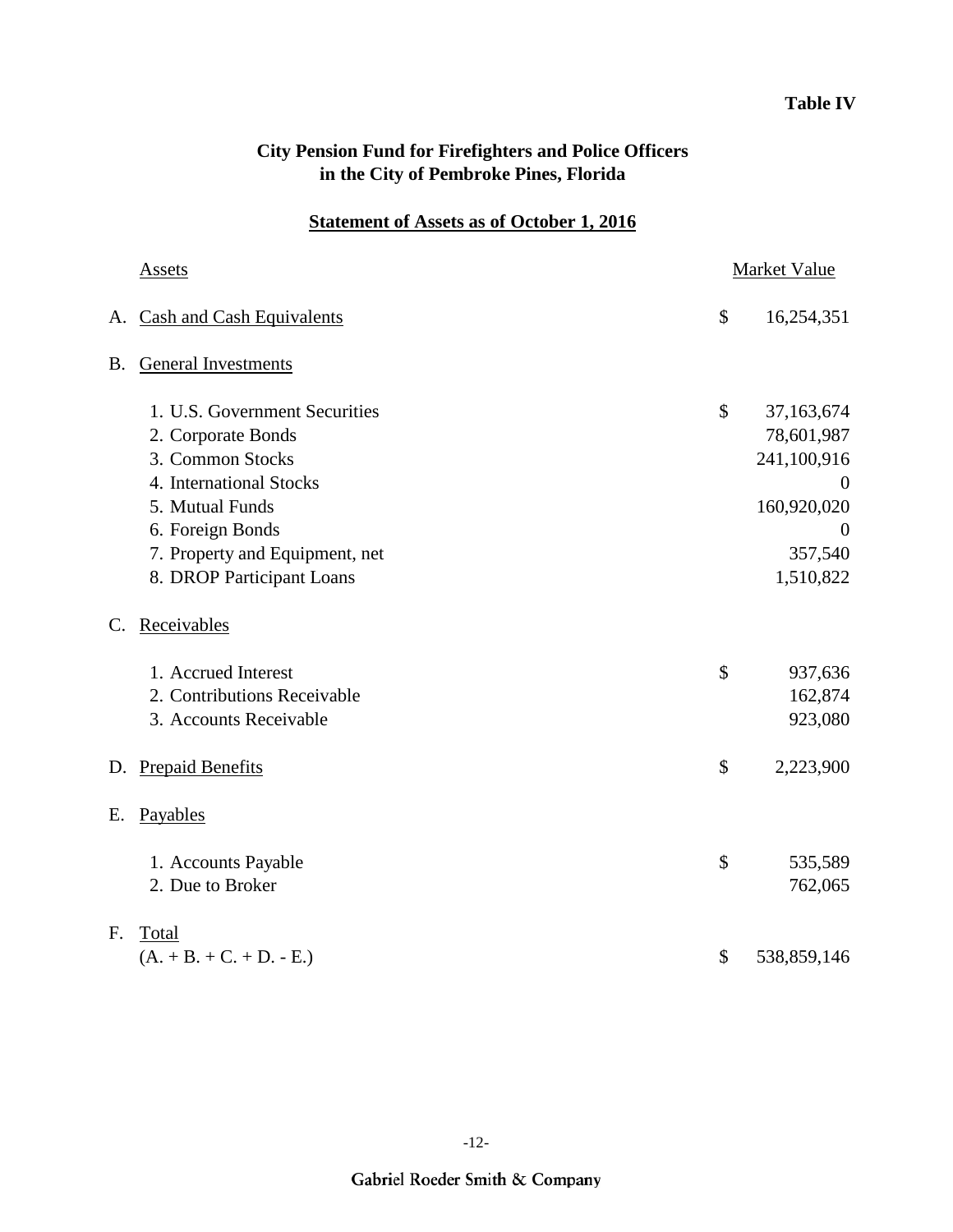**Table IV**

**City Pension Fund for Firefighters and Police Officers in the City of Pembroke Pines, Florida**

**Statement of Assets as of October 1, 2016**

| | Assets | | Market Value |
|---|---|---|---|
| A. | Cash and Cash Equivalents | $ | 16,254,351 |
| B. | General Investments | | |
| | 1. U.S. Government Securities | $ | 37,163,674 |
| | 2. Corporate Bonds | | 78,601,987 |
| | 3. Common Stocks | | 241,100,916 |
| | 4. International Stocks | | 0 |
| | 5. Mutual Funds | | 160,920,020 |
| | 6. Foreign Bonds | | 0 |
| | 7. Property and Equipment, net | | 357,540 |
| | 8. DROP Participant Loans | | 1,510,822 |
| C. | Receivables | | |
| | 1. Accrued Interest | $ | 937,636 |
| | 2. Contributions Receivable | | 162,874 |
| | 3. Accounts Receivable | | 923,080 |
| D. | Prepaid Benefits | $ | 2,223,900 |
| E. | Payables | | |
| | 1. Accounts Payable | $ | 535,589 |
| | 2. Due to Broker | | 762,065 |
| F. | Total (A. + B. + C. + D. - E.) | $ | 538,859,146 |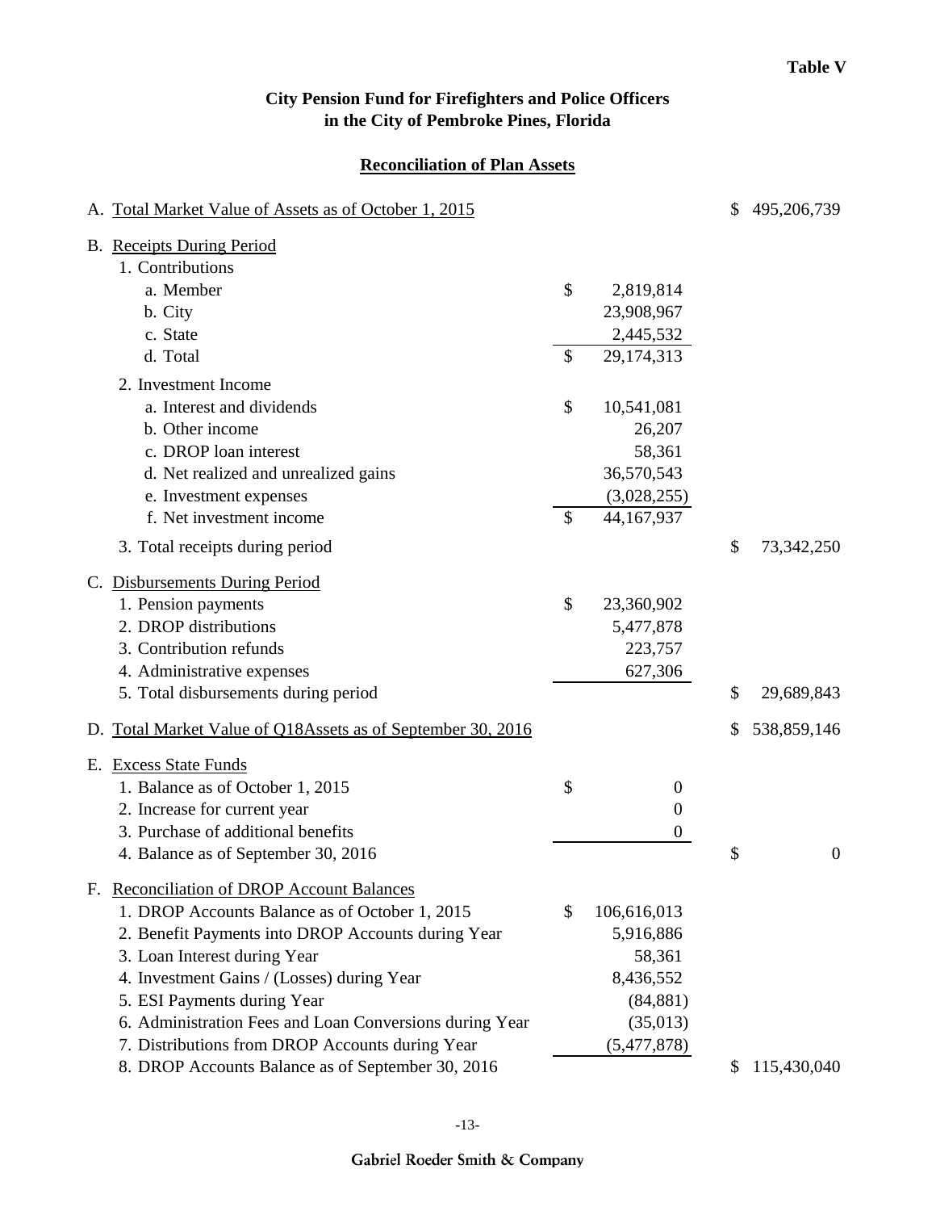**Table V**

# City Pension Fund for Firefighters and Police Officers in the City of Pembroke Pines, Florida

## Reconciliation of Plan Assets

| | | |
|---|---|---|
| A. Total Market Value of Assets as of October 1, 2015 | | $ 495,206,739 |
| B. Receipts During Period | | |
| 1. Contributions | | |
| a. Member | $ 2,819,814 | |
| b. City | 23,908,967 | |
| c. State | 2,445,532 | |
| d. Total | $ 29,174,313 | |
| 2. Investment Income | | |
| a. Interest and dividends | $ 10,541,081 | |
| b. Other income | 26,207 | |
| c. DROP loan interest | 58,361 | |
| d. Net realized and unrealized gains | 36,570,543 | |
| e. Investment expenses | (3,028,255) | |
| f. Net investment income | $ 44,167,937 | |
| 3. Total receipts during period | | $ 73,342,250 |
| C. Disbursements During Period | | |
| 1. Pension payments | $ 23,360,902 | |
| 2. DROP distributions | 5,477,878 | |
| 3. Contribution refunds | 223,757 | |
| 4. Administrative expenses | 627,306 | |
| 5. Total disbursements during period | | $ 29,689,843 |
| D. Total Market Value of Q18Assets as of September 30, 2016 | | $ 538,859,146 |
| E. Excess State Funds | | |
| 1. Balance as of October 1, 2015 | $ 0 | |
| 2. Increase for current year | 0 | |
| 3. Purchase of additional benefits | 0 | |
| 4. Balance as of September 30, 2016 | | $ 0 |
| F. Reconciliation of DROP Account Balances | | |
| 1. DROP Accounts Balance as of October 1, 2015 | $ 106,616,013 | |
| 2. Benefit Payments into DROP Accounts during Year | 5,916,886 | |
| 3. Loan Interest during Year | 58,361 | |
| 4. Investment Gains / (Losses) during Year | 8,436,552 | |
| 5. ESI Payments during Year | (84,881) | |
| 6. Administration Fees and Loan Conversions during Year | (35,013) | |
| 7. Distributions from DROP Accounts during Year | (5,477,878) | |
| 8. DROP Accounts Balance as of September 30, 2016 | | $ 115,430,040 |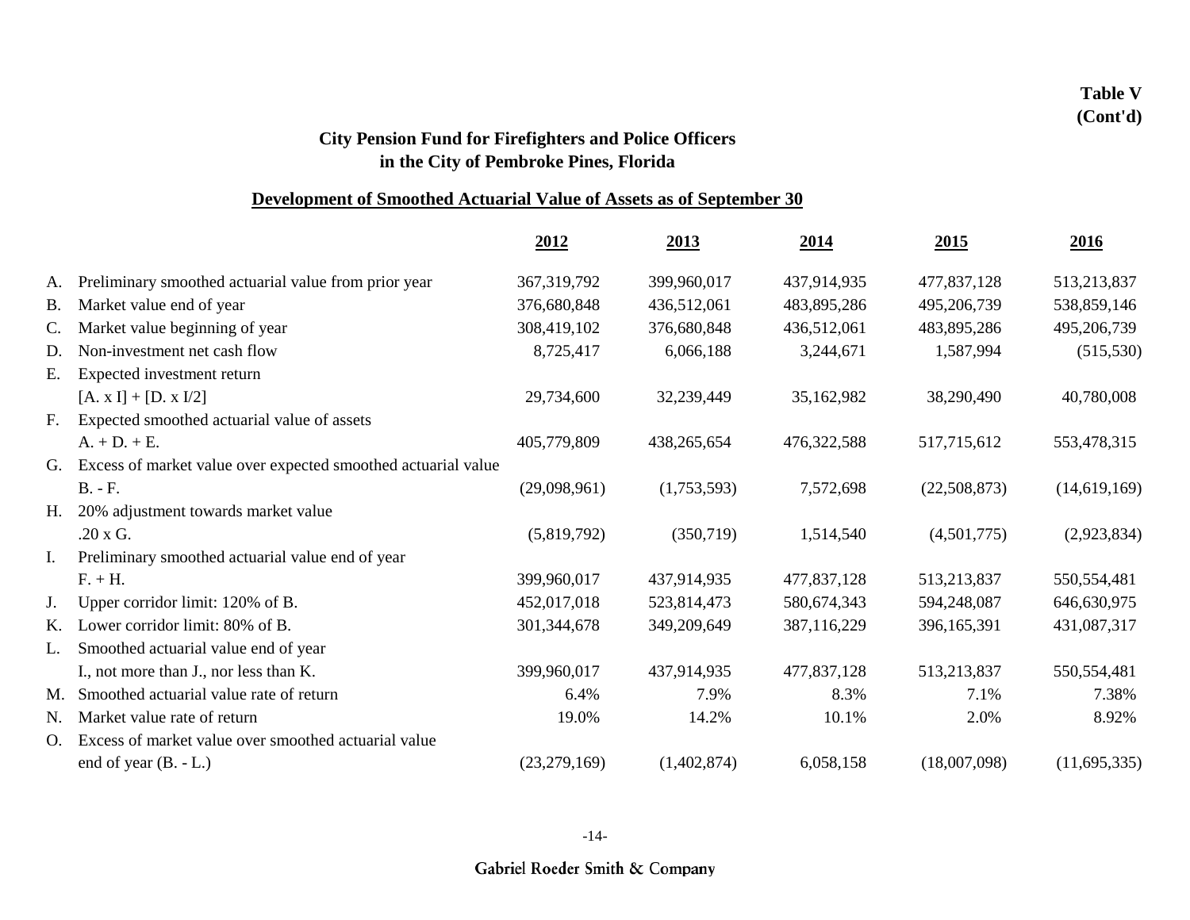**Table V (Cont'd)**

## City Pension Fund for Firefighters and Police Officers in the City of Pembroke Pines, Florida

### Development of Smoothed Actuarial Value of Assets as of September 30

| | | 2012 | 2013 | 2014 | 2015 | 2016 |
|---|---|---|---|---|---|---|
| A. | Preliminary smoothed actuarial value from prior year | 367,319,792 | 399,960,017 | 437,914,935 | 477,837,128 | 513,213,837 |
| B. | Market value end of year | 376,680,848 | 436,512,061 | 483,895,286 | 495,206,739 | 538,859,146 |
| C. | Market value beginning of year | 308,419,102 | 376,680,848 | 436,512,061 | 483,895,286 | 495,206,739 |
| D. | Non-investment net cash flow | 8,725,417 | 6,066,188 | 3,244,671 | 1,587,994 | (515,530) |
| E. | Expected investment return [A. x I] + [D. x I/2] | 29,734,600 | 32,239,449 | 35,162,982 | 38,290,490 | 40,780,008 |
| F. | Expected smoothed actuarial value of assets A. + D. + E. | 405,779,809 | 438,265,654 | 476,322,588 | 517,715,612 | 553,478,315 |
| G. | Excess of market value over expected smoothed actuarial value B. - F. | (29,098,961) | (1,753,593) | 7,572,698 | (22,508,873) | (14,619,169) |
| H. | 20% adjustment towards market value .20 x G. | (5,819,792) | (350,719) | 1,514,540 | (4,501,775) | (2,923,834) |
| I. | Preliminary smoothed actuarial value end of year F. + H. | 399,960,017 | 437,914,935 | 477,837,128 | 513,213,837 | 550,554,481 |
| J. | Upper corridor limit: 120% of B. | 452,017,018 | 523,814,473 | 580,674,343 | 594,248,087 | 646,630,975 |
| K. | Lower corridor limit: 80% of B. | 301,344,678 | 349,209,649 | 387,116,229 | 396,165,391 | 431,087,317 |
| L. | Smoothed actuarial value end of year I., not more than J., nor less than K. | 399,960,017 | 437,914,935 | 477,837,128 | 513,213,837 | 550,554,481 |
| M. | Smoothed actuarial value rate of return | 6.4% | 7.9% | 8.3% | 7.1% | 7.38% |
| N. | Market value rate of return | 19.0% | 14.2% | 10.1% | 2.0% | 8.92% |
| O. | Excess of market value over smoothed actuarial value end of year (B. - L.) | (23,279,169) | (1,402,874) | 6,058,158 | (18,007,098) | (11,695,335) |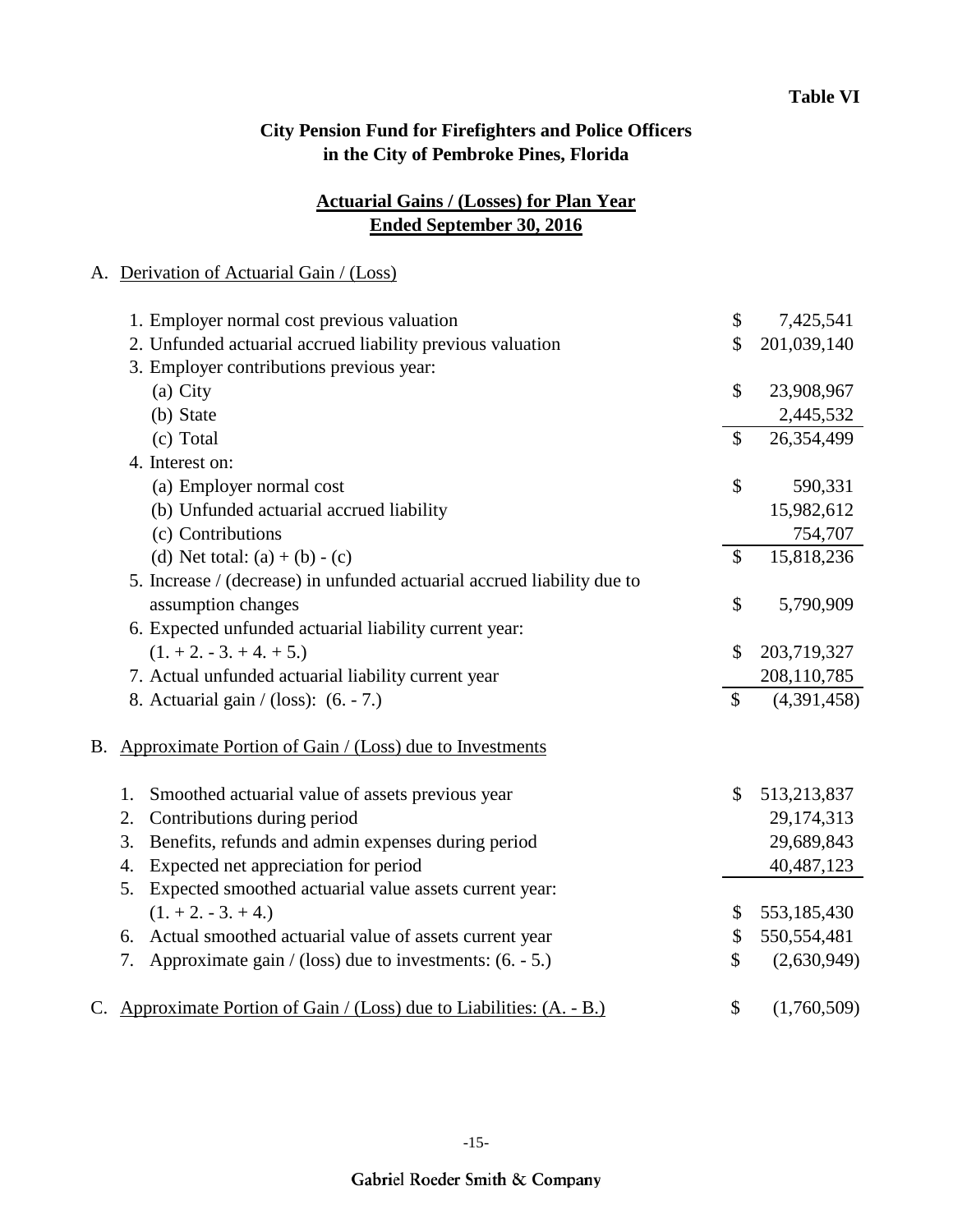Table VI

## City Pension Fund for Firefighters and Police Officers in the City of Pembroke Pines, Florida

### Actuarial Gains / (Losses) for Plan Year Ended September 30, 2016

A. Derivation of Actuarial Gain / (Loss)

| | | |
|---|---|---|
| 1. Employer normal cost previous valuation | $ | 7,425,541 |
| 2. Unfunded actuarial accrued liability previous valuation | $ | 201,039,140 |
| 3. Employer contributions previous year: | | |
| (a) City | $ | 23,908,967 |
| (b) State | | 2,445,532 |
| (c) Total | $ | 26,354,499 |
| 4. Interest on: | | |
| (a) Employer normal cost | $ | 590,331 |
| (b) Unfunded actuarial accrued liability | | 15,982,612 |
| (c) Contributions | | 754,707 |
| (d) Net total: (a) + (b) - (c) | $ | 15,818,236 |
| 5. Increase / (decrease) in unfunded actuarial accrued liability due to assumption changes | $ | 5,790,909 |
| 6. Expected unfunded actuarial liability current year: (1. + 2. - 3. + 4. + 5.) | $ | 203,719,327 |
| 7. Actual unfunded actuarial liability current year | | 208,110,785 |
| 8. Actuarial gain / (loss): (6. - 7.) | $ | (4,391,458) |

B. Approximate Portion of Gain / (Loss) due to Investments

| | | |
|---|---|---|
| 1. Smoothed actuarial value of assets previous year | $ | 513,213,837 |
| 2. Contributions during period | | 29,174,313 |
| 3. Benefits, refunds and admin expenses during period | | 29,689,843 |
| 4. Expected net appreciation for period | | 40,487,123 |
| 5. Expected smoothed actuarial value assets current year: (1. + 2. - 3. + 4.) | $ | 553,185,430 |
| 6. Actual smoothed actuarial value of assets current year | $ | 550,554,481 |
| 7. Approximate gain / (loss) due to investments: (6. - 5.) | $ | (2,630,949) |

| | | |
|---|---|---|
| C. Approximate Portion of Gain / (Loss) due to Liabilities: (A. - B.) | $ | (1,760,509) |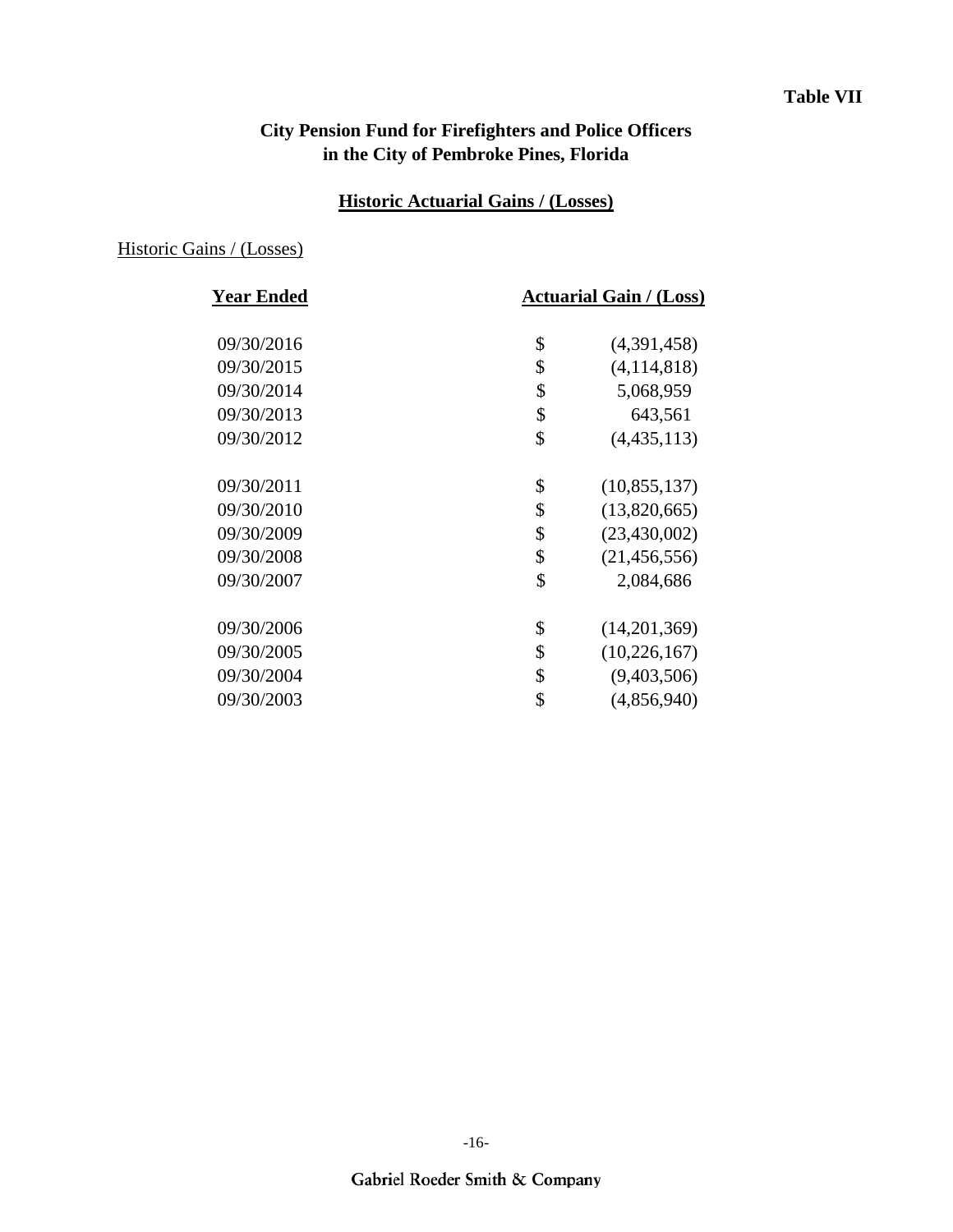Table VII

## City Pension Fund for Firefighters and Police Officers in the City of Pembroke Pines, Florida

### Historic Actuarial Gains / (Losses)

Historic Gains / (Losses)

| Year Ended | Actuarial Gain / (Loss) |
|---|---|
| 09/30/2016 | $ (4,391,458) |
| 09/30/2015 | $ (4,114,818) |
| 09/30/2014 | $ 5,068,959 |
| 09/30/2013 | $ 643,561 |
| 09/30/2012 | $ (4,435,113) |
| 09/30/2011 | $ (10,855,137) |
| 09/30/2010 | $ (13,820,665) |
| 09/30/2009 | $ (23,430,002) |
| 09/30/2008 | $ (21,456,556) |
| 09/30/2007 | $ 2,084,686 |
| 09/30/2006 | $ (14,201,369) |
| 09/30/2005 | $ (10,226,167) |
| 09/30/2004 | $ (9,403,506) |
| 09/30/2003 | $ (4,856,940) |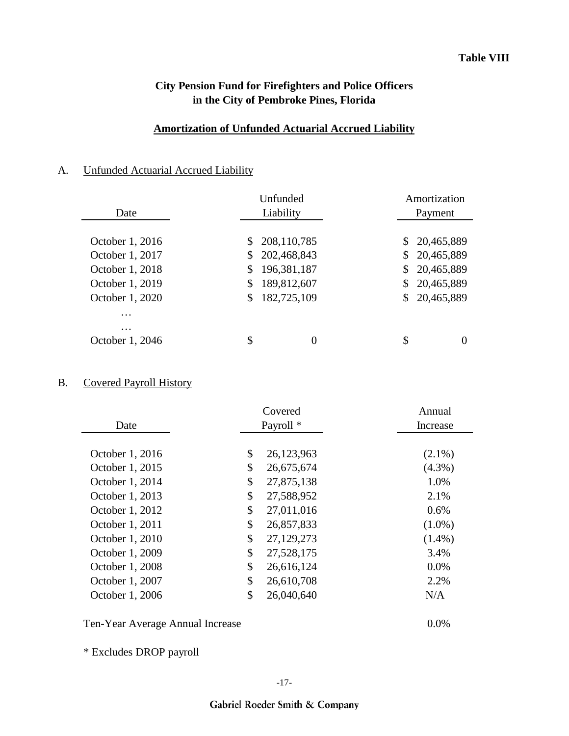**Table VIII**

# City Pension Fund for Firefighters and Police Officers in the City of Pembroke Pines, Florida

## Amortization of Unfunded Actuarial Accrued Liability

A. Unfunded Actuarial Accrued Liability

| Date | Unfunded Liability | Amortization Payment |
|---|---|---|
| October 1, 2016 | $ 208,110,785 | $ 20,465,889 |
| October 1, 2017 | $ 202,468,843 | $ 20,465,889 |
| October 1, 2018 | $ 196,381,187 | $ 20,465,889 |
| October 1, 2019 | $ 189,812,607 | $ 20,465,889 |
| October 1, 2020 | $ 182,725,109 | $ 20,465,889 |
| … | | |
| … | | |
| October 1, 2046 | $ 0 | $ 0 |

B. Covered Payroll History

| Date | Covered Payroll * | Annual Increase |
|---|---|---|
| October 1, 2016 | $ 26,123,963 | (2.1%) |
| October 1, 2015 | $ 26,675,674 | (4.3%) |
| October 1, 2014 | $ 27,875,138 | 1.0% |
| October 1, 2013 | $ 27,588,952 | 2.1% |
| October 1, 2012 | $ 27,011,016 | 0.6% |
| October 1, 2011 | $ 26,857,833 | (1.0%) |
| October 1, 2010 | $ 27,129,273 | (1.4%) |
| October 1, 2009 | $ 27,528,175 | 3.4% |
| October 1, 2008 | $ 26,616,124 | 0.0% |
| October 1, 2007 | $ 26,610,708 | 2.2% |
| October 1, 2006 | $ 26,040,640 | N/A |

Ten-Year Average Annual Increase 0.0%

* Excludes DROP payroll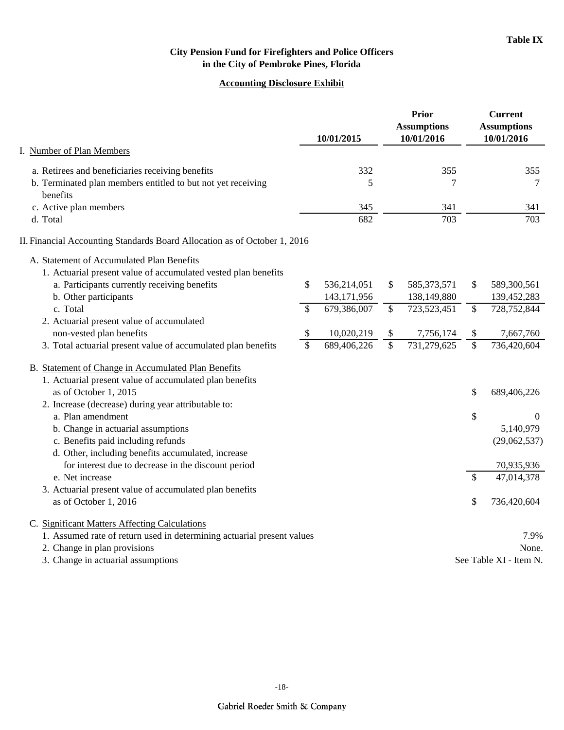**Table IX**

# City Pension Fund for Firefighters and Police Officers in the City of Pembroke Pines, Florida

## Accounting Disclosure Exhibit

| | 10/01/2015 | Prior Assumptions 10/01/2016 | Current Assumptions 10/01/2016 |
|---|---|---|---|
| I. Number of Plan Members | | | |
| a. Retirees and beneficiaries receiving benefits | 332 | 355 | 355 |
| b. Terminated plan members entitled to but not yet receiving benefits | 5 | 7 | 7 |
| c. Active plan members | 345 | 341 | 341 |
| d. Total | 682 | 703 | 703 |
| II. Financial Accounting Standards Board Allocation as of October 1, 2016 | | | |
| A. Statement of Accumulated Plan Benefits | | | |
| 1. Actuarial present value of accumulated vested plan benefits | | | |
| a. Participants currently receiving benefits | $ 536,214,051 | $ 585,373,571 | $ 589,300,561 |
| b. Other participants | 143,171,956 | 138,149,880 | 139,452,283 |
| c. Total | $ 679,386,007 | $ 723,523,451 | $ 728,752,844 |
| 2. Actuarial present value of accumulated non-vested plan benefits | $ 10,020,219 | $ 7,756,174 | $ 7,667,760 |
| 3. Total actuarial present value of accumulated plan benefits | $ 689,406,226 | $ 731,279,625 | $ 736,420,604 |

B. Statement of Change in Accumulated Plan Benefits

| | |
|---|---|
| 1. Actuarial present value of accumulated plan benefits as of October 1, 2015 | $ 689,406,226 |
| 2. Increase (decrease) during year attributable to: | |
| a. Plan amendment | $ 0 |
| b. Change in actuarial assumptions | 5,140,979 |
| c. Benefits paid including refunds | (29,062,537) |
| d. Other, including benefits accumulated, increase for interest due to decrease in the discount period | 70,935,936 |
| e. Net increase | $ 47,014,378 |
| 3. Actuarial present value of accumulated plan benefits as of October 1, 2016 | $ 736,420,604 |

C. Significant Matters Affecting Calculations

| | |
|---|---|
| 1. Assumed rate of return used in determining actuarial present values | 7.9% |
| 2. Change in plan provisions | None. |
| 3. Change in actuarial assumptions | See Table XI - Item N. |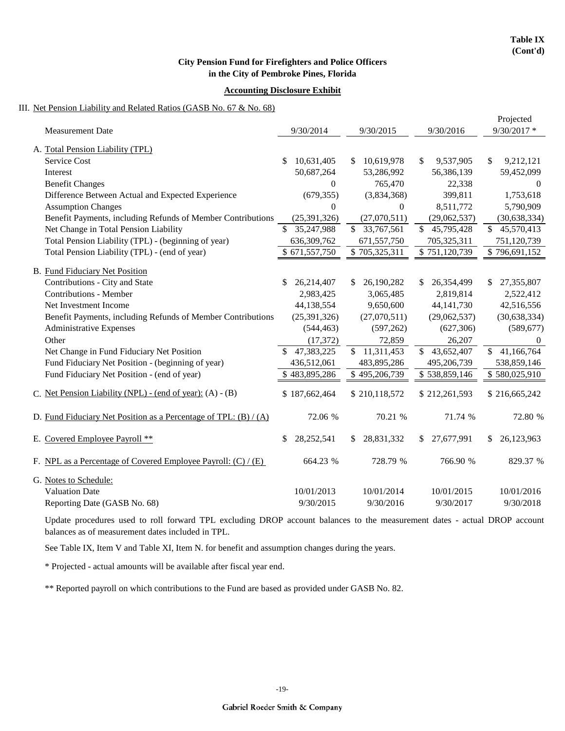**Table IX (Cont'd)**

**City Pension Fund for Firefighters and Police Officers in the City of Pembroke Pines, Florida**

**Accounting Disclosure Exhibit**

III. Net Pension Liability and Related Ratios (GASB No. 67 & No. 68)

| Measurement Date | 9/30/2014 | 9/30/2015 | 9/30/2016 | Projected 9/30/2017 * |
|---|---|---|---|---|
| A. Total Pension Liability (TPL) | | | | |
| Service Cost | $ 10,631,405 | $ 10,619,978 | $ 9,537,905 | $ 9,212,121 |
| Interest | 50,687,264 | 53,286,992 | 56,386,139 | 59,452,099 |
| Benefit Changes | 0 | 765,470 | 22,338 | 0 |
| Difference Between Actual and Expected Experience | (679,355) | (3,834,368) | 399,811 | 1,753,618 |
| Assumption Changes | 0 | 0 | 8,511,772 | 5,790,909 |
| Benefit Payments, including Refunds of Member Contributions | (25,391,326) | (27,070,511) | (29,062,537) | (30,638,334) |
| Net Change in Total Pension Liability | $ 35,247,988 | $ 33,767,561 | $ 45,795,428 | $ 45,570,413 |
| Total Pension Liability (TPL) - (beginning of year) | 636,309,762 | 671,557,750 | 705,325,311 | 751,120,739 |
| Total Pension Liability (TPL) - (end of year) | $ 671,557,750 | $ 705,325,311 | $ 751,120,739 | $ 796,691,152 |
| B. Fund Fiduciary Net Position | | | | |
| Contributions - City and State | $ 26,214,407 | $ 26,190,282 | $ 26,354,499 | $ 27,355,807 |
| Contributions - Member | 2,983,425 | 3,065,485 | 2,819,814 | 2,522,412 |
| Net Investment Income | 44,138,554 | 9,650,600 | 44,141,730 | 42,516,556 |
| Benefit Payments, including Refunds of Member Contributions | (25,391,326) | (27,070,511) | (29,062,537) | (30,638,334) |
| Administrative Expenses | (544,463) | (597,262) | (627,306) | (589,677) |
| Other | (17,372) | 72,859 | 26,207 | 0 |
| Net Change in Fund Fiduciary Net Position | $ 47,383,225 | $ 11,311,453 | $ 43,652,407 | $ 41,166,764 |
| Fund Fiduciary Net Position - (beginning of year) | 436,512,061 | 483,895,286 | 495,206,739 | 538,859,146 |
| Fund Fiduciary Net Position - (end of year) | $ 483,895,286 | $ 495,206,739 | $ 538,859,146 | $ 580,025,910 |
| C. Net Pension Liability (NPL) - (end of year): (A) - (B) | $ 187,662,464 | $ 210,118,572 | $ 212,261,593 | $ 216,665,242 |
| D. Fund Fiduciary Net Position as a Percentage of TPL: (B) / (A) | 72.06 % | 70.21 % | 71.74 % | 72.80 % |
| E. Covered Employee Payroll ** | $ 28,252,541 | $ 28,831,332 | $ 27,677,991 | $ 26,123,963 |
| F. NPL as a Percentage of Covered Employee Payroll: (C) / (E) | 664.23 % | 728.79 % | 766.90 % | 829.37 % |
| G. Notes to Schedule: | | | | |
| Valuation Date | 10/01/2013 | 10/01/2014 | 10/01/2015 | 10/01/2016 |
| Reporting Date (GASB No. 68) | 9/30/2015 | 9/30/2016 | 9/30/2017 | 9/30/2018 |

Update procedures used to roll forward TPL excluding DROP account balances to the measurement dates - actual DROP account balances as of measurement dates included in TPL.

See Table IX, Item V and Table XI, Item N. for benefit and assumption changes during the years.

* Projected - actual amounts will be available after fiscal year end.

** Reported payroll on which contributions to the Fund are based as provided under GASB No. 82.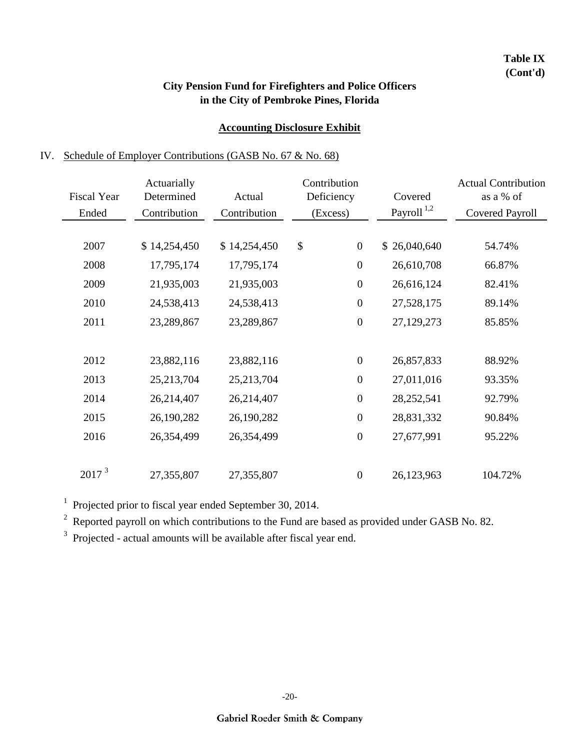**Table IX**
**(Cont'd)**

## City Pension Fund for Firefighters and Police Officers in the City of Pembroke Pines, Florida

### Accounting Disclosure Exhibit

IV. Schedule of Employer Contributions (GASB No. 67 & No. 68)

| Fiscal Year Ended | Actuarially Determined Contribution | Actual Contribution | Contribution Deficiency (Excess) | Covered Payroll [1,2] | Actual Contribution as a % of Covered Payroll |
|---|---|---|---|---|---|
| 2007 | $ 14,254,450 | $ 14,254,450 | $ 0 | $ 26,040,640 | 54.74% |
| 2008 | 17,795,174 | 17,795,174 | 0 | 26,610,708 | 66.87% |
| 2009 | 21,935,003 | 21,935,003 | 0 | 26,616,124 | 82.41% |
| 2010 | 24,538,413 | 24,538,413 | 0 | 27,528,175 | 89.14% |
| 2011 | 23,289,867 | 23,289,867 | 0 | 27,129,273 | 85.85% |
| 2012 | 23,882,116 | 23,882,116 | 0 | 26,857,833 | 88.92% |
| 2013 | 25,213,704 | 25,213,704 | 0 | 27,011,016 | 93.35% |
| 2014 | 26,214,407 | 26,214,407 | 0 | 28,252,541 | 92.79% |
| 2015 | 26,190,282 | 26,190,282 | 0 | 28,831,332 | 90.84% |
| 2016 | 26,354,499 | 26,354,499 | 0 | 27,677,991 | 95.22% |
| 2017 [3] | 27,355,807 | 27,355,807 | 0 | 26,123,963 | 104.72% |

[1] Projected prior to fiscal year ended September 30, 2014.

[2] Reported payroll on which contributions to the Fund are based as provided under GASB No. 82.

[3] Projected - actual amounts will be available after fiscal year end.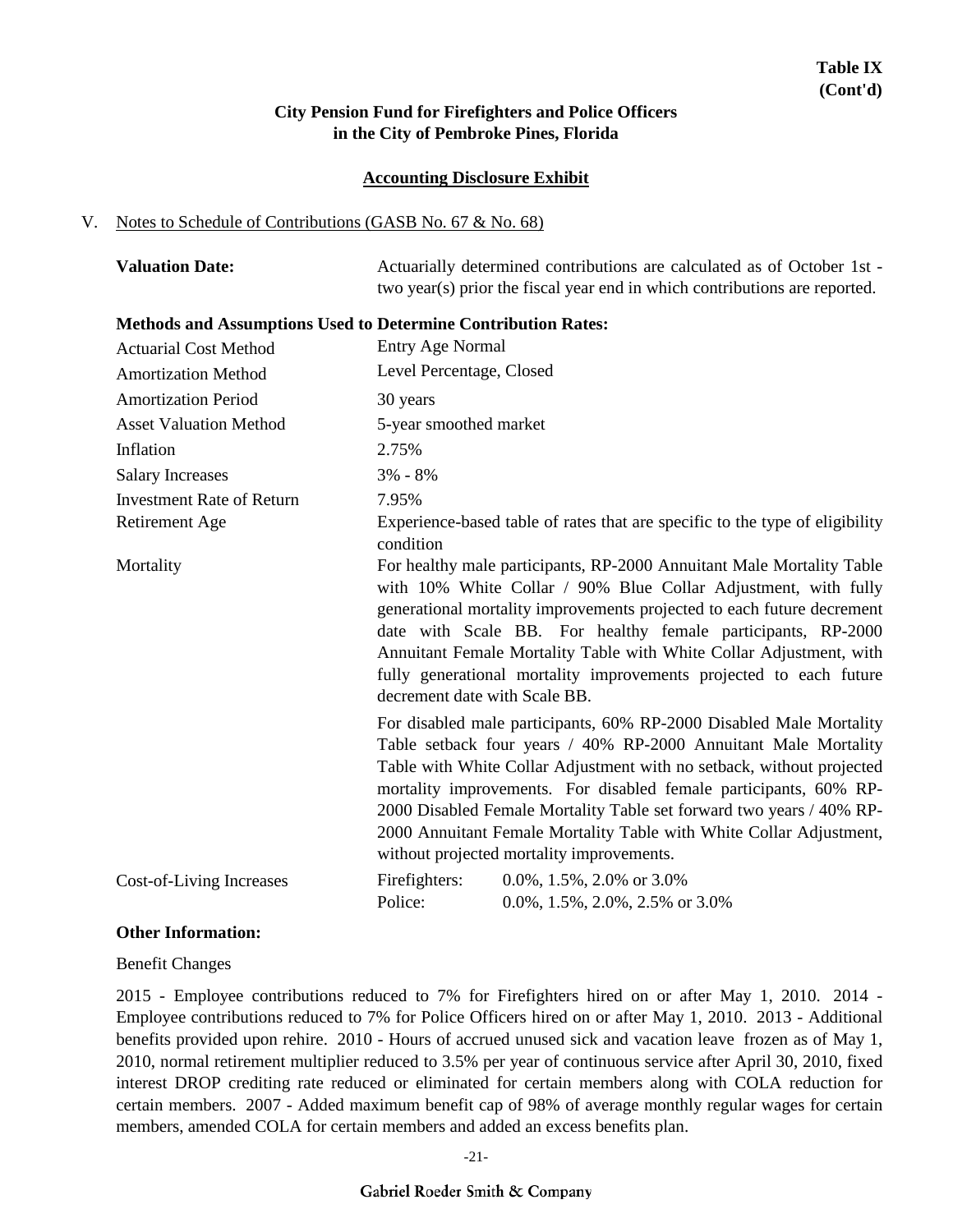**Table IX (Cont'd)**

## City Pension Fund for Firefighters and Police Officers in the City of Pembroke Pines, Florida

### Accounting Disclosure Exhibit

V. Notes to Schedule of Contributions (GASB No. 67 & No. 68)

**Valuation Date:** Actuarially determined contributions are calculated as of October 1st - two year(s) prior the fiscal year end in which contributions are reported.

**Methods and Assumptions Used to Determine Contribution Rates:**

| | |
|---|---|
| Actuarial Cost Method | Entry Age Normal |
| Amortization Method | Level Percentage, Closed |
| Amortization Period | 30 years |
| Asset Valuation Method | 5-year smoothed market |
| Inflation | 2.75% |
| Salary Increases | 3% - 8% |
| Investment Rate of Return | 7.95% |
| Retirement Age | Experience-based table of rates that are specific to the type of eligibility condition |
| Mortality | For healthy male participants, RP-2000 Annuitant Male Mortality Table with 10% White Collar / 90% Blue Collar Adjustment, with fully generational mortality improvements projected to each future decrement date with Scale BB. For healthy female participants, RP-2000 Annuitant Female Mortality Table with White Collar Adjustment, with fully generational mortality improvements projected to each future decrement date with Scale BB. |
| | For disabled male participants, 60% RP-2000 Disabled Male Mortality Table setback four years / 40% RP-2000 Annuitant Male Mortality Table with White Collar Adjustment with no setback, without projected mortality improvements. For disabled female participants, 60% RP-2000 Disabled Female Mortality Table set forward two years / 40% RP-2000 Annuitant Female Mortality Table with White Collar Adjustment, without projected mortality improvements. |
| Cost-of-Living Increases | Firefighters: 0.0%, 1.5%, 2.0% or 3.0%<br>Police: 0.0%, 1.5%, 2.0%, 2.5% or 3.0% |

**Other Information:**

Benefit Changes

2015 - Employee contributions reduced to 7% for Firefighters hired on or after May 1, 2010. 2014 - Employee contributions reduced to 7% for Police Officers hired on or after May 1, 2010. 2013 - Additional benefits provided upon rehire. 2010 - Hours of accrued unused sick and vacation leave frozen as of May 1, 2010, normal retirement multiplier reduced to 3.5% per year of continuous service after April 30, 2010, fixed interest DROP crediting rate reduced or eliminated for certain members along with COLA reduction for certain members. 2007 - Added maximum benefit cap of 98% of average monthly regular wages for certain members, amended COLA for certain members and added an excess benefits plan.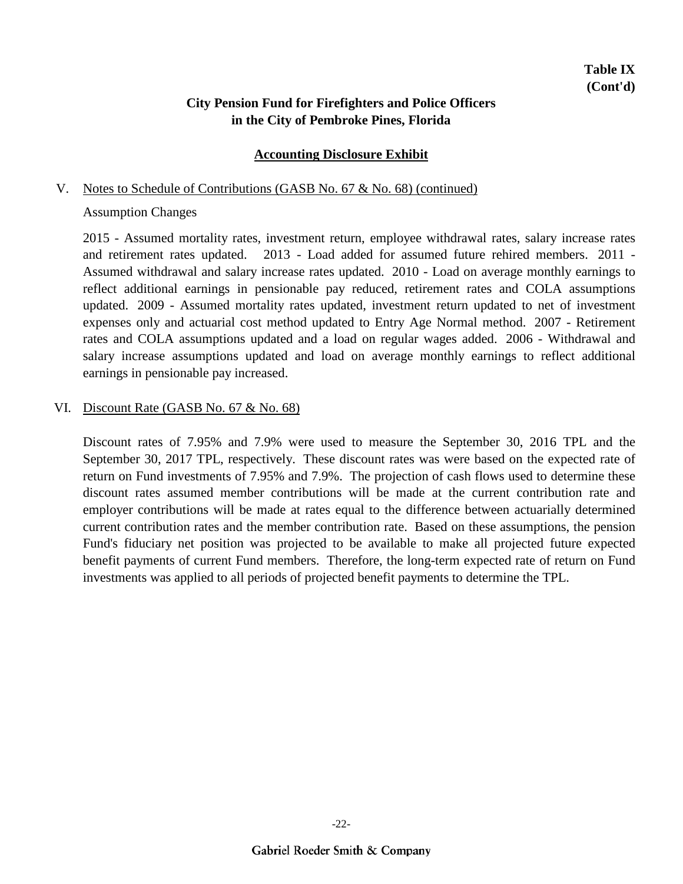**Table IX (Cont'd)**

## City Pension Fund for Firefighters and Police Officers in the City of Pembroke Pines, Florida

### Accounting Disclosure Exhibit

V. Notes to Schedule of Contributions (GASB No. 67 & No. 68) (continued)

Assumption Changes

2015 - Assumed mortality rates, investment return, employee withdrawal rates, salary increase rates and retirement rates updated. 2013 - Load added for assumed future rehired members. 2011 - Assumed withdrawal and salary increase rates updated. 2010 - Load on average monthly earnings to reflect additional earnings in pensionable pay reduced, retirement rates and COLA assumptions updated. 2009 - Assumed mortality rates updated, investment return updated to net of investment expenses only and actuarial cost method updated to Entry Age Normal method. 2007 - Retirement rates and COLA assumptions updated and a load on regular wages added. 2006 - Withdrawal and salary increase assumptions updated and load on average monthly earnings to reflect additional earnings in pensionable pay increased.

VI. Discount Rate (GASB No. 67 & No. 68)

Discount rates of 7.95% and 7.9% were used to measure the September 30, 2016 TPL and the September 30, 2017 TPL, respectively. These discount rates was were based on the expected rate of return on Fund investments of 7.95% and 7.9%. The projection of cash flows used to determine these discount rates assumed member contributions will be made at the current contribution rate and employer contributions will be made at rates equal to the difference between actuarially determined current contribution rates and the member contribution rate. Based on these assumptions, the pension Fund's fiduciary net position was projected to be available to make all projected future expected benefit payments of current Fund members. Therefore, the long-term expected rate of return on Fund investments was applied to all periods of projected benefit payments to determine the TPL.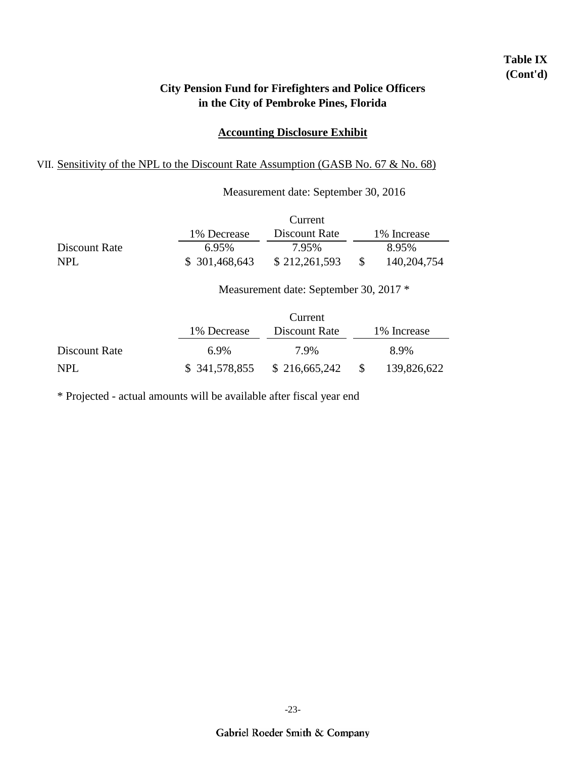**Table IX (Cont'd)**

# City Pension Fund for Firefighters and Police Officers in the City of Pembroke Pines, Florida

## Accounting Disclosure Exhibit

VII. Sensitivity of the NPL to the Discount Rate Assumption (GASB No. 67 & No. 68)

Measurement date: September 30, 2016

| | 1% Decrease | Current Discount Rate | 1% Increase |
|---|---|---|---|
| Discount Rate | 6.95% | 7.95% | 8.95% |
| NPL | $ 301,468,643 | $ 212,261,593 | $ 140,204,754 |

Measurement date: September 30, 2017 *

| | 1% Decrease | Current Discount Rate | 1% Increase |
|---|---|---|---|
| Discount Rate | 6.9% | 7.9% | 8.9% |
| NPL | $ 341,578,855 | $ 216,665,242 | $ 139,826,622 |

* Projected - actual amounts will be available after fiscal year end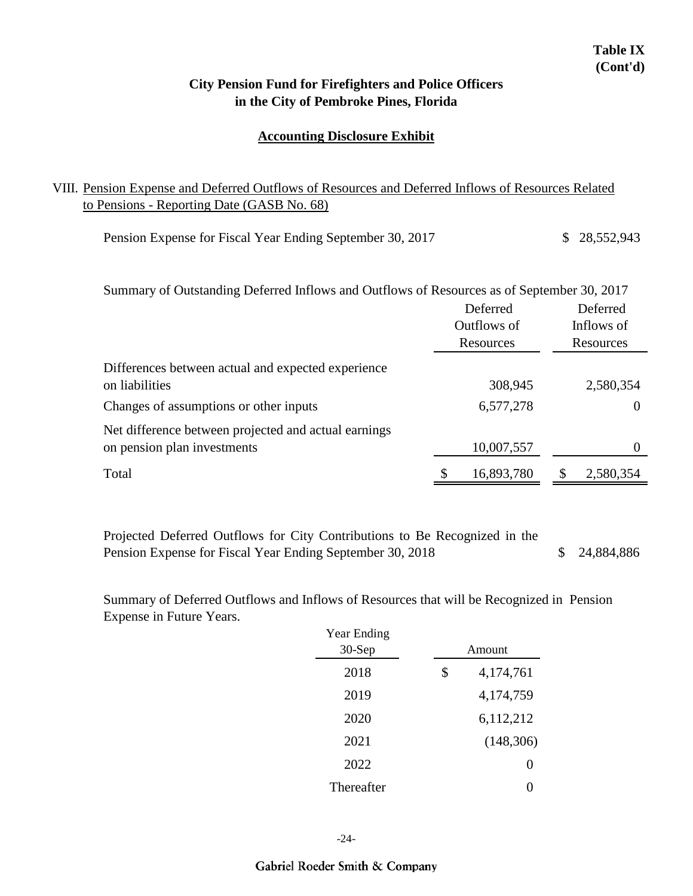**Table IX (Cont'd)**

**City Pension Fund for Firefighters and Police Officers in the City of Pembroke Pines, Florida**

**Accounting Disclosure Exhibit**

VIII. Pension Expense and Deferred Outflows of Resources and Deferred Inflows of Resources Related to Pensions - Reporting Date (GASB No. 68)

| | |
|---|---|
| Pension Expense for Fiscal Year Ending September 30, 2017 | $ 28,552,943 |

Summary of Outstanding Deferred Inflows and Outflows of Resources as of September 30, 2017

| | Deferred Outflows of Resources | Deferred Inflows of Resources |
|---|---|---|
| Differences between actual and expected experience on liabilities | 308,945 | 2,580,354 |
| Changes of assumptions or other inputs | 6,577,278 | 0 |
| Net difference between projected and actual earnings on pension plan investments | 10,007,557 | 0 |
| Total | $ 16,893,780 | $ 2,580,354 |

| | |
|---|---|
| Projected Deferred Outflows for City Contributions to Be Recognized in the Pension Expense for Fiscal Year Ending September 30, 2018 | $ 24,884,886 |

Summary of Deferred Outflows and Inflows of Resources that will be Recognized in Pension Expense in Future Years.

| Year Ending 30-Sep | Amount |
|---|---|
| 2018 | $ 4,174,761 |
| 2019 | 4,174,759 |
| 2020 | 6,112,212 |
| 2021 | (148,306) |
| 2022 | 0 |
| Thereafter | 0 |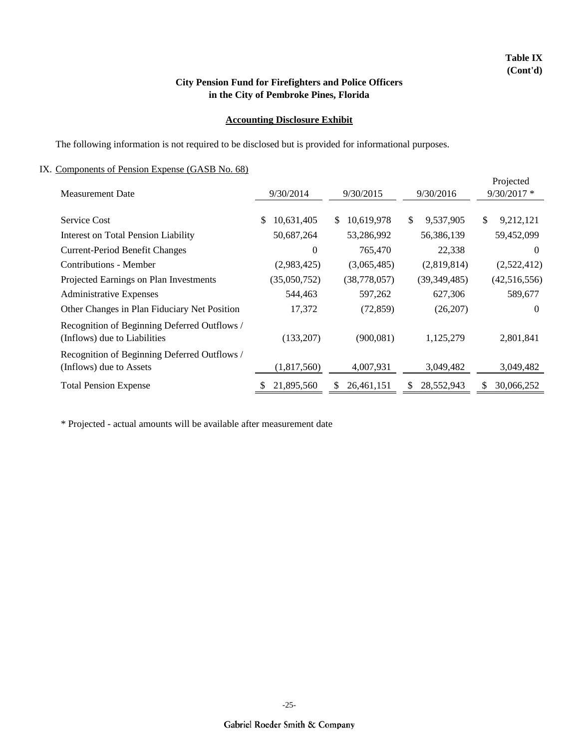**Table IX**
**(Cont'd)**

## City Pension Fund for Firefighters and Police Officers in the City of Pembroke Pines, Florida

### Accounting Disclosure Exhibit

The following information is not required to be disclosed but is provided for informational purposes.

IX. Components of Pension Expense (GASB No. 68)

| Measurement Date | 9/30/2014 | 9/30/2015 | 9/30/2016 | Projected 9/30/2017 * |
|---|---|---|---|---|
| Service Cost | $ 10,631,405 | $ 10,619,978 | $ 9,537,905 | $ 9,212,121 |
| Interest on Total Pension Liability | 50,687,264 | 53,286,992 | 56,386,139 | 59,452,099 |
| Current-Period Benefit Changes | 0 | 765,470 | 22,338 | 0 |
| Contributions - Member | (2,983,425) | (3,065,485) | (2,819,814) | (2,522,412) |
| Projected Earnings on Plan Investments | (35,050,752) | (38,778,057) | (39,349,485) | (42,516,556) |
| Administrative Expenses | 544,463 | 597,262 | 627,306 | 589,677 |
| Other Changes in Plan Fiduciary Net Position | 17,372 | (72,859) | (26,207) | 0 |
| Recognition of Beginning Deferred Outflows / (Inflows) due to Liabilities | (133,207) | (900,081) | 1,125,279 | 2,801,841 |
| Recognition of Beginning Deferred Outflows / (Inflows) due to Assets | (1,817,560) | 4,007,931 | 3,049,482 | 3,049,482 |
| Total Pension Expense | $ 21,895,560 | $ 26,461,151 | $ 28,552,943 | $ 30,066,252 |

\* Projected - actual amounts will be available after measurement date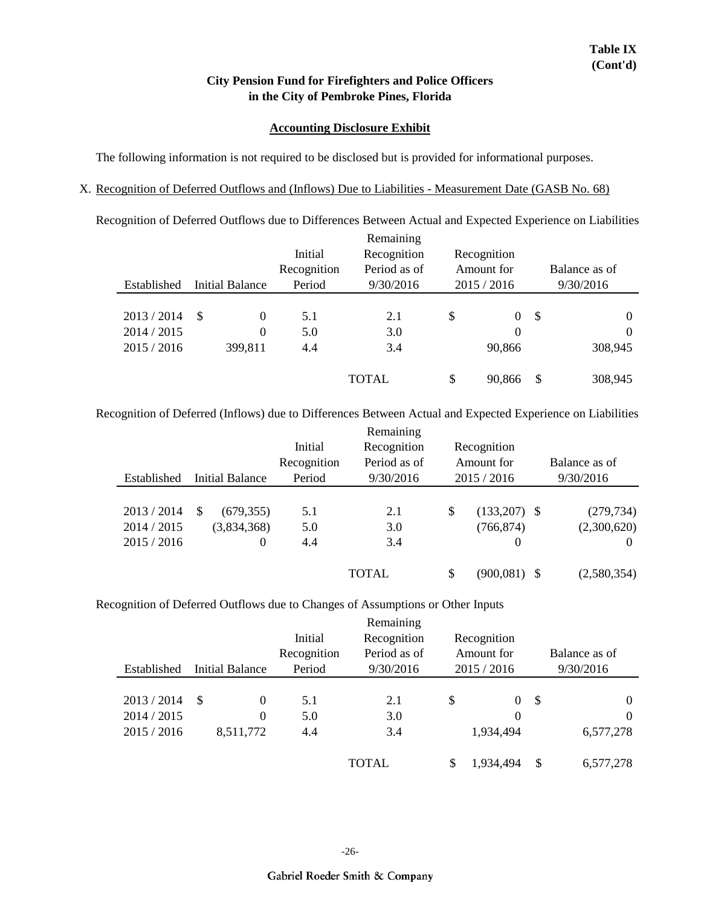**Table IX (Cont'd)**

## City Pension Fund for Firefighters and Police Officers in the City of Pembroke Pines, Florida

### Accounting Disclosure Exhibit

The following information is not required to be disclosed but is provided for informational purposes.

X. Recognition of Deferred Outflows and (Inflows) Due to Liabilities - Measurement Date (GASB No. 68)

Recognition of Deferred Outflows due to Differences Between Actual and Expected Experience on Liabilities

| Established | Initial Balance | Initial Recognition Period | Remaining Recognition Period as of 9/30/2016 | Recognition Amount for 2015 / 2016 | Balance as of 9/30/2016 |
|---|---|---|---|---|---|
| 2013 / 2014 | $ 0 | 5.1 | 2.1 | $ 0 | $ 0 |
| 2014 / 2015 | 0 | 5.0 | 3.0 | 0 | 0 |
| 2015 / 2016 | 399,811 | 4.4 | 3.4 | 90,866 | 308,945 |
| | | | TOTAL | $ 90,866 | $ 308,945 |

Recognition of Deferred (Inflows) due to Differences Between Actual and Expected Experience on Liabilities

| Established | Initial Balance | Initial Recognition Period | Remaining Recognition Period as of 9/30/2016 | Recognition Amount for 2015 / 2016 | Balance as of 9/30/2016 |
|---|---|---|---|---|---|
| 2013 / 2014 | $ (679,355) | 5.1 | 2.1 | $ (133,207) | $ (279,734) |
| 2014 / 2015 | (3,834,368) | 5.0 | 3.0 | (766,874) | (2,300,620) |
| 2015 / 2016 | 0 | 4.4 | 3.4 | 0 | 0 |
| | | | TOTAL | $ (900,081) | $ (2,580,354) |

Recognition of Deferred Outflows due to Changes of Assumptions or Other Inputs

| Established | Initial Balance | Initial Recognition Period | Remaining Recognition Period as of 9/30/2016 | Recognition Amount for 2015 / 2016 | Balance as of 9/30/2016 |
|---|---|---|---|---|---|
| 2013 / 2014 | $ 0 | 5.1 | 2.1 | $ 0 | $ 0 |
| 2014 / 2015 | 0 | 5.0 | 3.0 | 0 | 0 |
| 2015 / 2016 | 8,511,772 | 4.4 | 3.4 | 1,934,494 | 6,577,278 |
| | | | TOTAL | $ 1,934,494 | $ 6,577,278 |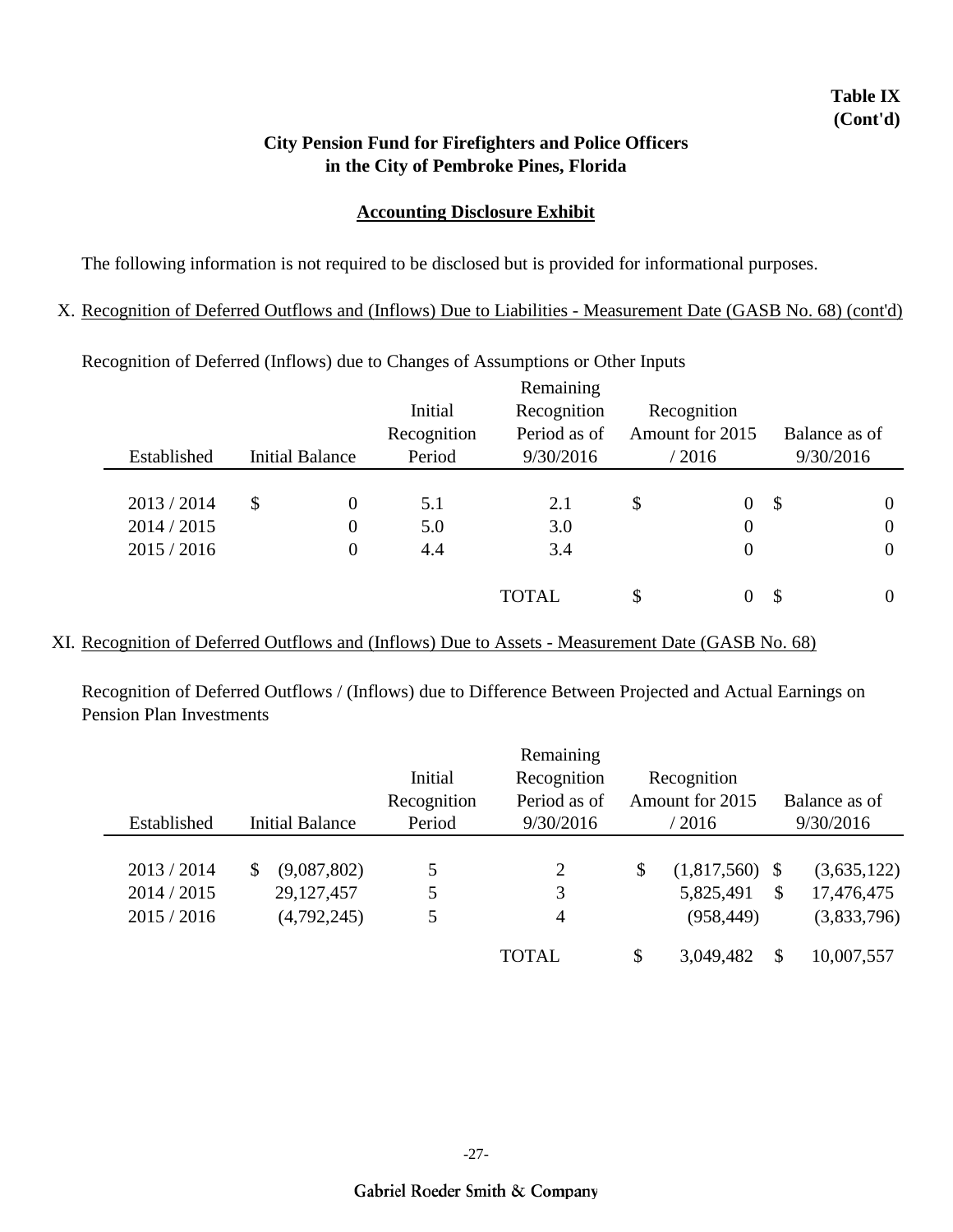**Table IX (Cont'd)**

## City Pension Fund for Firefighters and Police Officers in the City of Pembroke Pines, Florida

### Accounting Disclosure Exhibit

The following information is not required to be disclosed but is provided for informational purposes.

X. Recognition of Deferred Outflows and (Inflows) Due to Liabilities - Measurement Date (GASB No. 68) (cont'd)

Recognition of Deferred (Inflows) due to Changes of Assumptions or Other Inputs

| Established | Initial Balance | Initial Recognition Period | Remaining Recognition Period as of 9/30/2016 | Recognition Amount for 2015 / 2016 | Balance as of 9/30/2016 |
|---|---|---|---|---|---|
| 2013 / 2014 | $ 0 | 5.1 | 2.1 | $ 0 | $ 0 |
| 2014 / 2015 | 0 | 5.0 | 3.0 | 0 | 0 |
| 2015 / 2016 | 0 | 4.4 | 3.4 | 0 | 0 |
| | | | TOTAL | $ 0 | $ 0 |

XI. Recognition of Deferred Outflows and (Inflows) Due to Assets - Measurement Date (GASB No. 68)

Recognition of Deferred Outflows / (Inflows) due to Difference Between Projected and Actual Earnings on Pension Plan Investments

| Established | Initial Balance | Initial Recognition Period | Remaining Recognition Period as of 9/30/2016 | Recognition Amount for 2015 / 2016 | Balance as of 9/30/2016 |
|---|---|---|---|---|---|
| 2013 / 2014 | $ (9,087,802) | 5 | 2 | $ (1,817,560) | $ (3,635,122) |
| 2014 / 2015 | 29,127,457 | 5 | 3 | 5,825,491 | $ 17,476,475 |
| 2015 / 2016 | (4,792,245) | 5 | 4 | (958,449) | (3,833,796) |
| | | | TOTAL | $ 3,049,482 | $ 10,007,557 |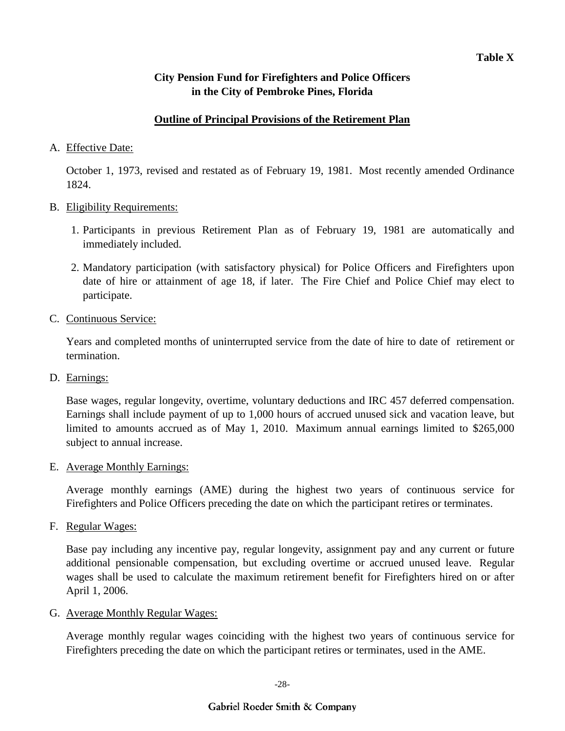**Table X**

**City Pension Fund for Firefighters and Police Officers in the City of Pembroke Pines, Florida**

## Outline of Principal Provisions of the Retirement Plan

A. Effective Date:

October 1, 1973, revised and restated as of February 19, 1981. Most recently amended Ordinance 1824.

B. Eligibility Requirements:

1. Participants in previous Retirement Plan as of February 19, 1981 are automatically and immediately included.
2. Mandatory participation (with satisfactory physical) for Police Officers and Firefighters upon date of hire or attainment of age 18, if later. The Fire Chief and Police Chief may elect to participate.

C. Continuous Service:

Years and completed months of uninterrupted service from the date of hire to date of retirement or termination.

D. Earnings:

Base wages, regular longevity, overtime, voluntary deductions and IRC 457 deferred compensation. Earnings shall include payment of up to 1,000 hours of accrued unused sick and vacation leave, but limited to amounts accrued as of May 1, 2010. Maximum annual earnings limited to $265,000 subject to annual increase.

E. Average Monthly Earnings:

Average monthly earnings (AME) during the highest two years of continuous service for Firefighters and Police Officers preceding the date on which the participant retires or terminates.

F. Regular Wages:

Base pay including any incentive pay, regular longevity, assignment pay and any current or future additional pensionable compensation, but excluding overtime or accrued unused leave. Regular wages shall be used to calculate the maximum retirement benefit for Firefighters hired on or after April 1, 2006.

G. Average Monthly Regular Wages:

Average monthly regular wages coinciding with the highest two years of continuous service for Firefighters preceding the date on which the participant retires or terminates, used in the AME.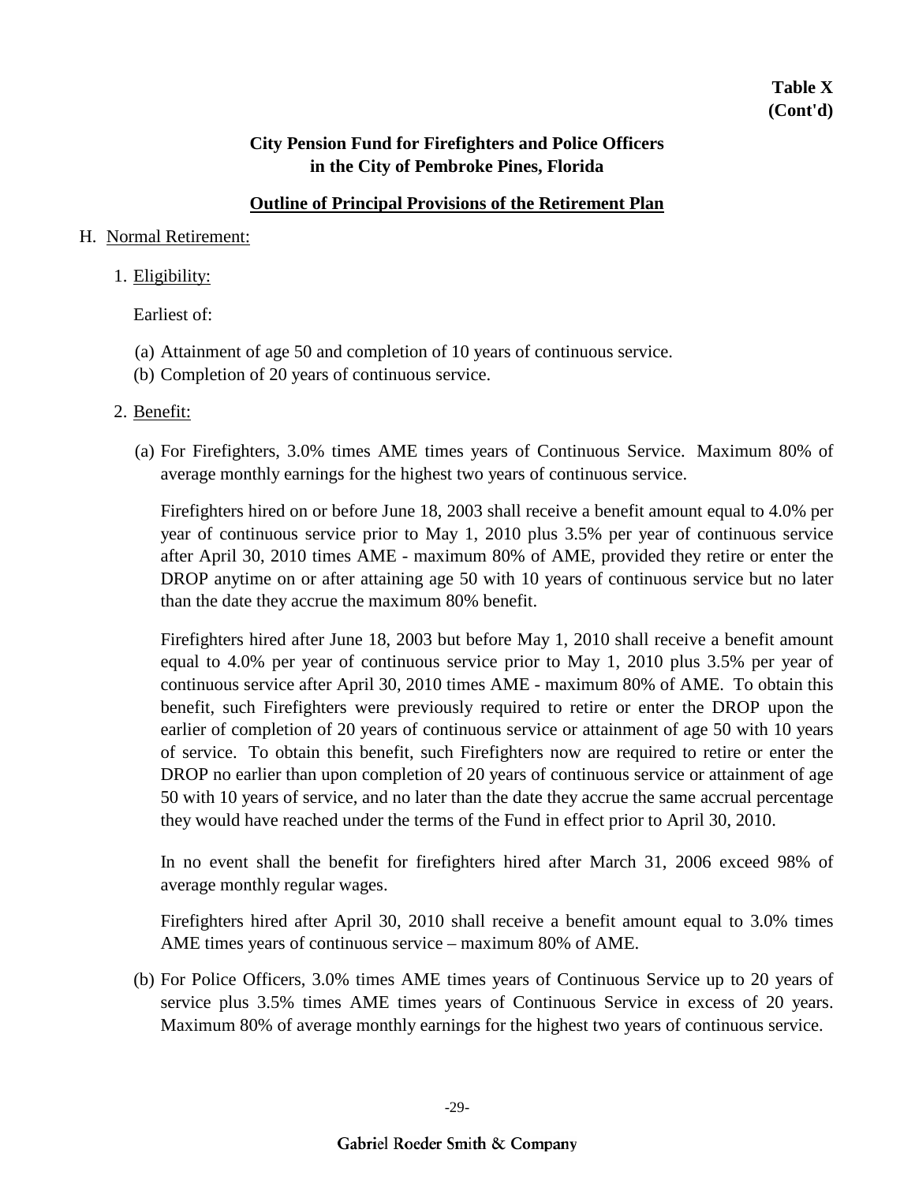**Table X**
**(Cont'd)**

**City Pension Fund for Firefighters and Police Officers in the City of Pembroke Pines, Florida**

**Outline of Principal Provisions of the Retirement Plan**

H. Normal Retirement:

1. Eligibility:

   Earliest of:

   (a) Attainment of age 50 and completion of 10 years of continuous service.
   (b) Completion of 20 years of continuous service.

2. Benefit:

   (a) For Firefighters, 3.0% times AME times years of Continuous Service. Maximum 80% of average monthly earnings for the highest two years of continuous service.

   Firefighters hired on or before June 18, 2003 shall receive a benefit amount equal to 4.0% per year of continuous service prior to May 1, 2010 plus 3.5% per year of continuous service after April 30, 2010 times AME - maximum 80% of AME, provided they retire or enter the DROP anytime on or after attaining age 50 with 10 years of continuous service but no later than the date they accrue the maximum 80% benefit.

   Firefighters hired after June 18, 2003 but before May 1, 2010 shall receive a benefit amount equal to 4.0% per year of continuous service prior to May 1, 2010 plus 3.5% per year of continuous service after April 30, 2010 times AME - maximum 80% of AME. To obtain this benefit, such Firefighters were previously required to retire or enter the DROP upon the earlier of completion of 20 years of continuous service or attainment of age 50 with 10 years of service. To obtain this benefit, such Firefighters now are required to retire or enter the DROP no earlier than upon completion of 20 years of continuous service or attainment of age 50 with 10 years of service, and no later than the date they accrue the same accrual percentage they would have reached under the terms of the Fund in effect prior to April 30, 2010.

   In no event shall the benefit for firefighters hired after March 31, 2006 exceed 98% of average monthly regular wages.

   Firefighters hired after April 30, 2010 shall receive a benefit amount equal to 3.0% times AME times years of continuous service – maximum 80% of AME.

   (b) For Police Officers, 3.0% times AME times years of Continuous Service up to 20 years of service plus 3.5% times AME times years of Continuous Service in excess of 20 years. Maximum 80% of average monthly earnings for the highest two years of continuous service.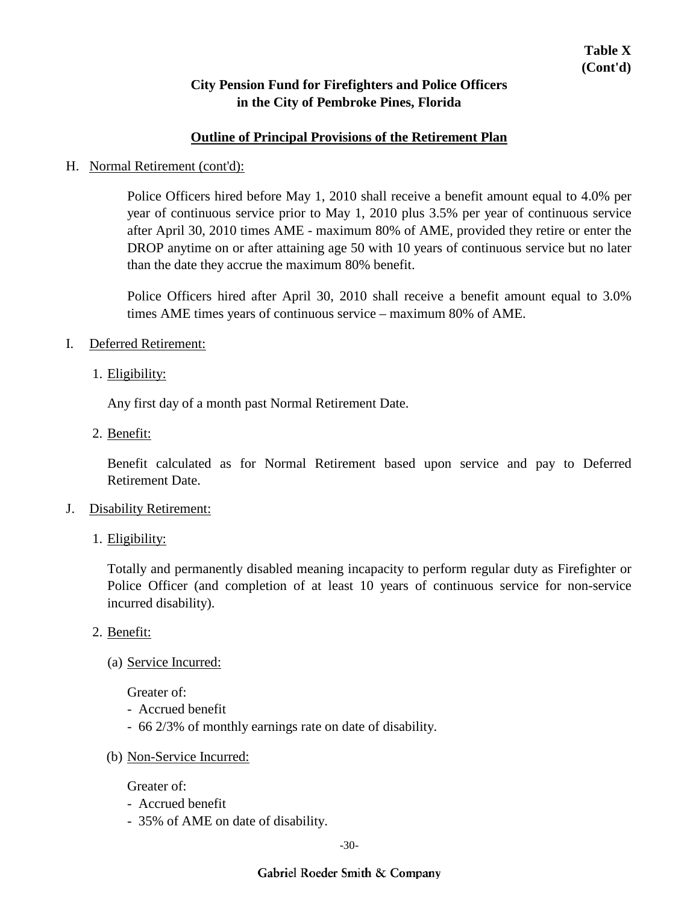**Table X (Cont'd)**

**City Pension Fund for Firefighters and Police Officers in the City of Pembroke Pines, Florida**

**Outline of Principal Provisions of the Retirement Plan**

H. Normal Retirement (cont'd):

Police Officers hired before May 1, 2010 shall receive a benefit amount equal to 4.0% per year of continuous service prior to May 1, 2010 plus 3.5% per year of continuous service after April 30, 2010 times AME - maximum 80% of AME, provided they retire or enter the DROP anytime on or after attaining age 50 with 10 years of continuous service but no later than the date they accrue the maximum 80% benefit.

Police Officers hired after April 30, 2010 shall receive a benefit amount equal to 3.0% times AME times years of continuous service – maximum 80% of AME.

I. Deferred Retirement:

1. Eligibility:

Any first day of a month past Normal Retirement Date.

2. Benefit:

Benefit calculated as for Normal Retirement based upon service and pay to Deferred Retirement Date.

J. Disability Retirement:

1. Eligibility:

Totally and permanently disabled meaning incapacity to perform regular duty as Firefighter or Police Officer (and completion of at least 10 years of continuous service for non-service incurred disability).

2. Benefit:

(a) Service Incurred:

Greater of:
- Accrued benefit
- 66 2/3% of monthly earnings rate on date of disability.

(b) Non-Service Incurred:

Greater of:
- Accrued benefit
- 35% of AME on date of disability.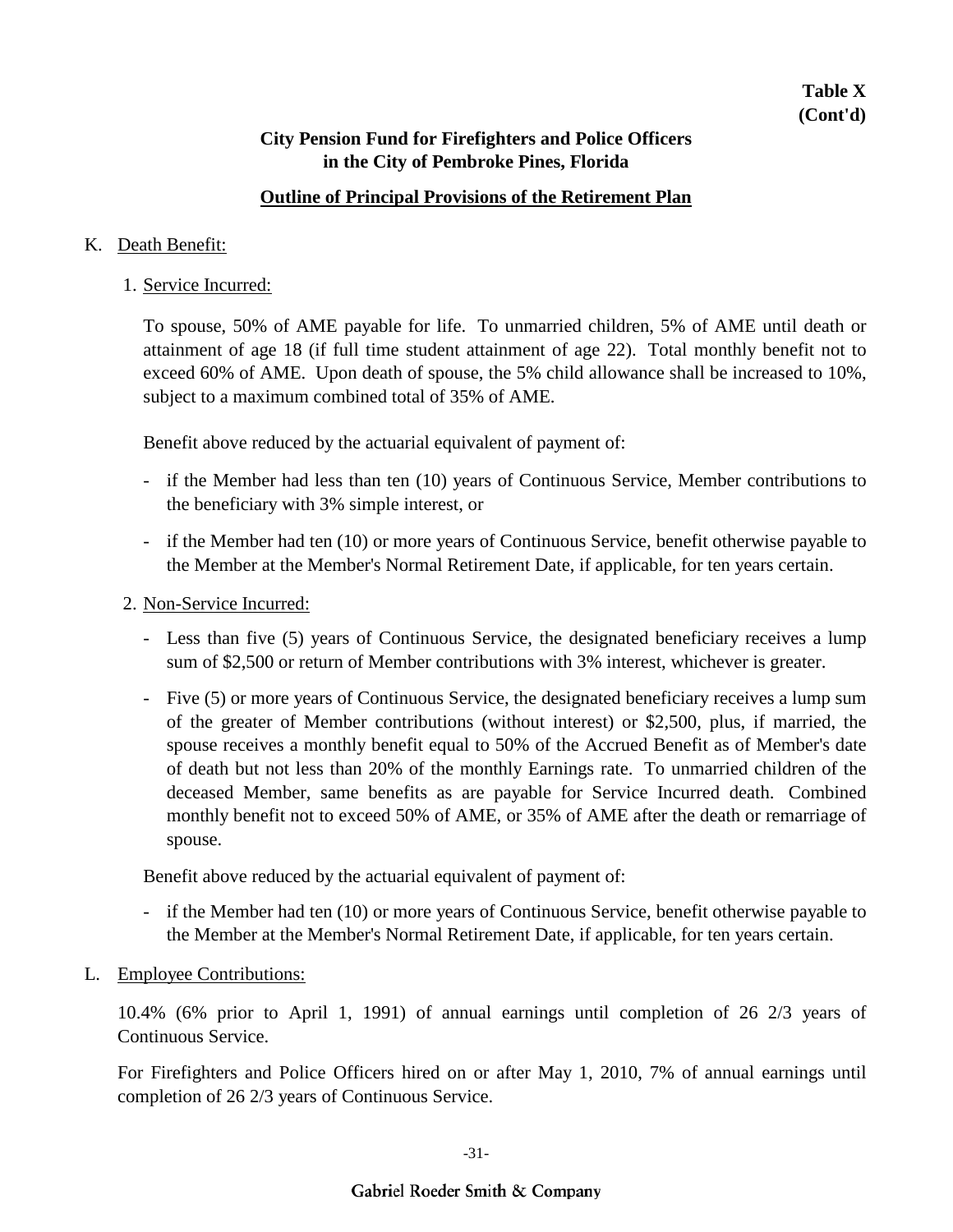**Table X (Cont'd)**

## City Pension Fund for Firefighters and Police Officers in the City of Pembroke Pines, Florida

### Outline of Principal Provisions of the Retirement Plan

K. Death Benefit:

1. Service Incurred:

   To spouse, 50% of AME payable for life. To unmarried children, 5% of AME until death or attainment of age 18 (if full time student attainment of age 22). Total monthly benefit not to exceed 60% of AME. Upon death of spouse, the 5% child allowance shall be increased to 10%, subject to a maximum combined total of 35% of AME.

   Benefit above reduced by the actuarial equivalent of payment of:

   - if the Member had less than ten (10) years of Continuous Service, Member contributions to the beneficiary with 3% simple interest, or
   - if the Member had ten (10) or more years of Continuous Service, benefit otherwise payable to the Member at the Member's Normal Retirement Date, if applicable, for ten years certain.

2. Non-Service Incurred:

   - Less than five (5) years of Continuous Service, the designated beneficiary receives a lump sum of $2,500 or return of Member contributions with 3% interest, whichever is greater.
   - Five (5) or more years of Continuous Service, the designated beneficiary receives a lump sum of the greater of Member contributions (without interest) or $2,500, plus, if married, the spouse receives a monthly benefit equal to 50% of the Accrued Benefit as of Member's date of death but not less than 20% of the monthly Earnings rate. To unmarried children of the deceased Member, same benefits as are payable for Service Incurred death. Combined monthly benefit not to exceed 50% of AME, or 35% of AME after the death or remarriage of spouse.

   Benefit above reduced by the actuarial equivalent of payment of:

   - if the Member had ten (10) or more years of Continuous Service, benefit otherwise payable to the Member at the Member's Normal Retirement Date, if applicable, for ten years certain.

L. Employee Contributions:

10.4% (6% prior to April 1, 1991) of annual earnings until completion of 26 2/3 years of Continuous Service.

For Firefighters and Police Officers hired on or after May 1, 2010, 7% of annual earnings until completion of 26 2/3 years of Continuous Service.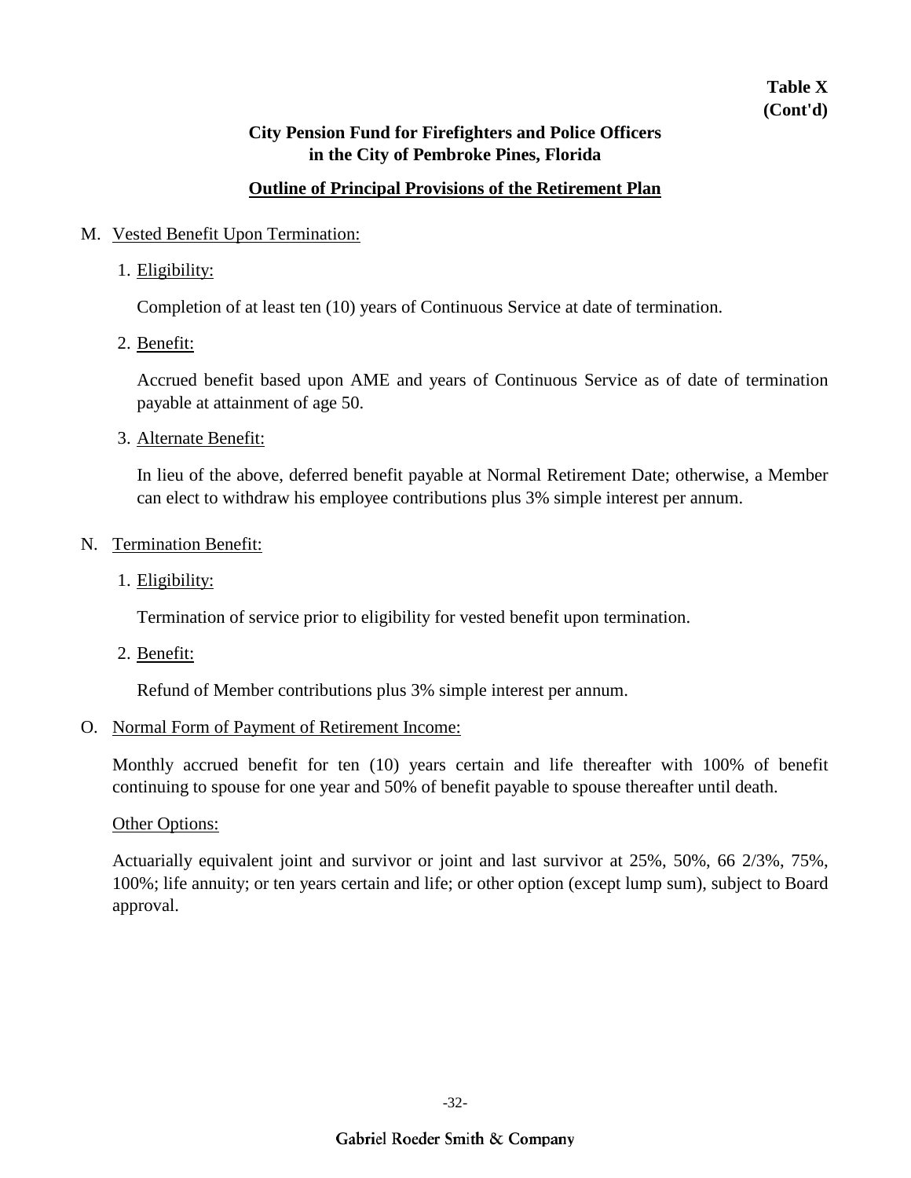**Table X**
**(Cont'd)**

**City Pension Fund for Firefighters and Police Officers**
**in the City of Pembroke Pines, Florida**

**Outline of Principal Provisions of the Retirement Plan**

M. Vested Benefit Upon Termination:

1. Eligibility:

   Completion of at least ten (10) years of Continuous Service at date of termination.

2. Benefit:

   Accrued benefit based upon AME and years of Continuous Service as of date of termination payable at attainment of age 50.

3. Alternate Benefit:

   In lieu of the above, deferred benefit payable at Normal Retirement Date; otherwise, a Member can elect to withdraw his employee contributions plus 3% simple interest per annum.

N. Termination Benefit:

1. Eligibility:

   Termination of service prior to eligibility for vested benefit upon termination.

2. Benefit:

   Refund of Member contributions plus 3% simple interest per annum.

O. Normal Form of Payment of Retirement Income:

Monthly accrued benefit for ten (10) years certain and life thereafter with 100% of benefit continuing to spouse for one year and 50% of benefit payable to spouse thereafter until death.

Other Options:

Actuarially equivalent joint and survivor or joint and last survivor at 25%, 50%, 66 2/3%, 75%, 100%; life annuity; or ten years certain and life; or other option (except lump sum), subject to Board approval.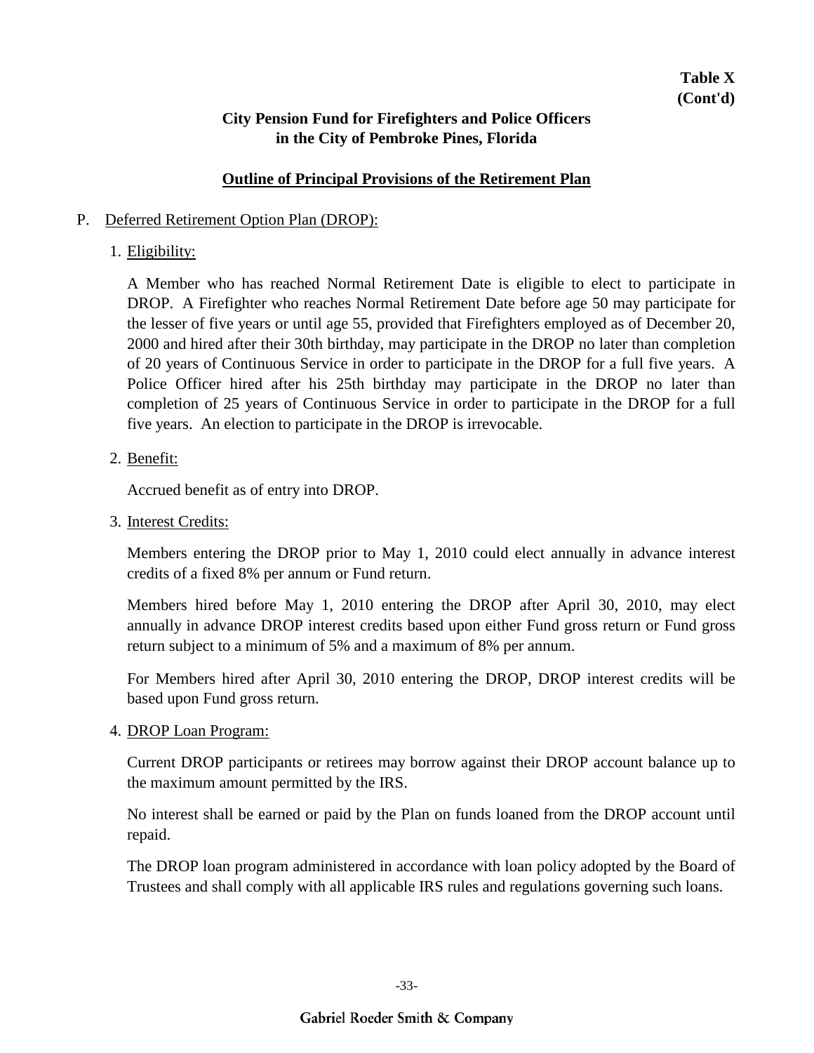**Table X**
**(Cont'd)**

**City Pension Fund for Firefighters and Police Officers**
**in the City of Pembroke Pines, Florida**

## Outline of Principal Provisions of the Retirement Plan

P. Deferred Retirement Option Plan (DROP):

1. Eligibility:

   A Member who has reached Normal Retirement Date is eligible to elect to participate in DROP. A Firefighter who reaches Normal Retirement Date before age 50 may participate for the lesser of five years or until age 55, provided that Firefighters employed as of December 20, 2000 and hired after their 30th birthday, may participate in the DROP no later than completion of 20 years of Continuous Service in order to participate in the DROP for a full five years. A Police Officer hired after his 25th birthday may participate in the DROP no later than completion of 25 years of Continuous Service in order to participate in the DROP for a full five years. An election to participate in the DROP is irrevocable.

2. Benefit:

   Accrued benefit as of entry into DROP.

3. Interest Credits:

   Members entering the DROP prior to May 1, 2010 could elect annually in advance interest credits of a fixed 8% per annum or Fund return.

   Members hired before May 1, 2010 entering the DROP after April 30, 2010, may elect annually in advance DROP interest credits based upon either Fund gross return or Fund gross return subject to a minimum of 5% and a maximum of 8% per annum.

   For Members hired after April 30, 2010 entering the DROP, DROP interest credits will be based upon Fund gross return.

4. DROP Loan Program:

   Current DROP participants or retirees may borrow against their DROP account balance up to the maximum amount permitted by the IRS.

   No interest shall be earned or paid by the Plan on funds loaned from the DROP account until repaid.

   The DROP loan program administered in accordance with loan policy adopted by the Board of Trustees and shall comply with all applicable IRS rules and regulations governing such loans.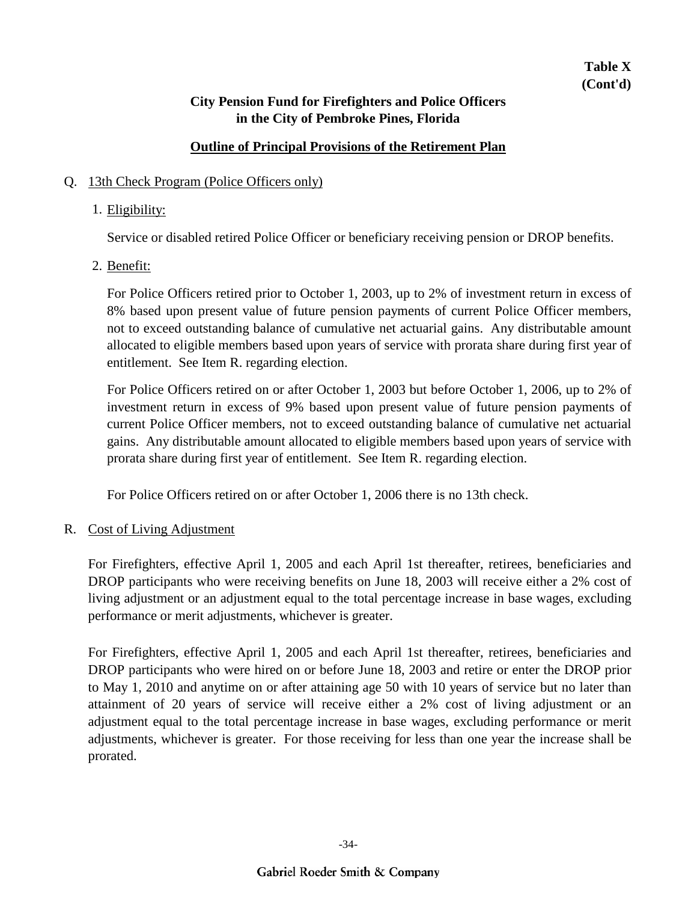**Table X**
**(Cont'd)**

**City Pension Fund for Firefighters and Police Officers in the City of Pembroke Pines, Florida**

**Outline of Principal Provisions of the Retirement Plan**

Q. 13th Check Program (Police Officers only)

1. Eligibility:

   Service or disabled retired Police Officer or beneficiary receiving pension or DROP benefits.

2. Benefit:

   For Police Officers retired prior to October 1, 2003, up to 2% of investment return in excess of 8% based upon present value of future pension payments of current Police Officer members, not to exceed outstanding balance of cumulative net actuarial gains. Any distributable amount allocated to eligible members based upon years of service with prorata share during first year of entitlement. See Item R. regarding election.

   For Police Officers retired on or after October 1, 2003 but before October 1, 2006, up to 2% of investment return in excess of 9% based upon present value of future pension payments of current Police Officer members, not to exceed outstanding balance of cumulative net actuarial gains. Any distributable amount allocated to eligible members based upon years of service with prorata share during first year of entitlement. See Item R. regarding election.

   For Police Officers retired on or after October 1, 2006 there is no 13th check.

R. Cost of Living Adjustment

For Firefighters, effective April 1, 2005 and each April 1st thereafter, retirees, beneficiaries and DROP participants who were receiving benefits on June 18, 2003 will receive either a 2% cost of living adjustment or an adjustment equal to the total percentage increase in base wages, excluding performance or merit adjustments, whichever is greater.

For Firefighters, effective April 1, 2005 and each April 1st thereafter, retirees, beneficiaries and DROP participants who were hired on or before June 18, 2003 and retire or enter the DROP prior to May 1, 2010 and anytime on or after attaining age 50 with 10 years of service but no later than attainment of 20 years of service will receive either a 2% cost of living adjustment or an adjustment equal to the total percentage increase in base wages, excluding performance or merit adjustments, whichever is greater. For those receiving for less than one year the increase shall be prorated.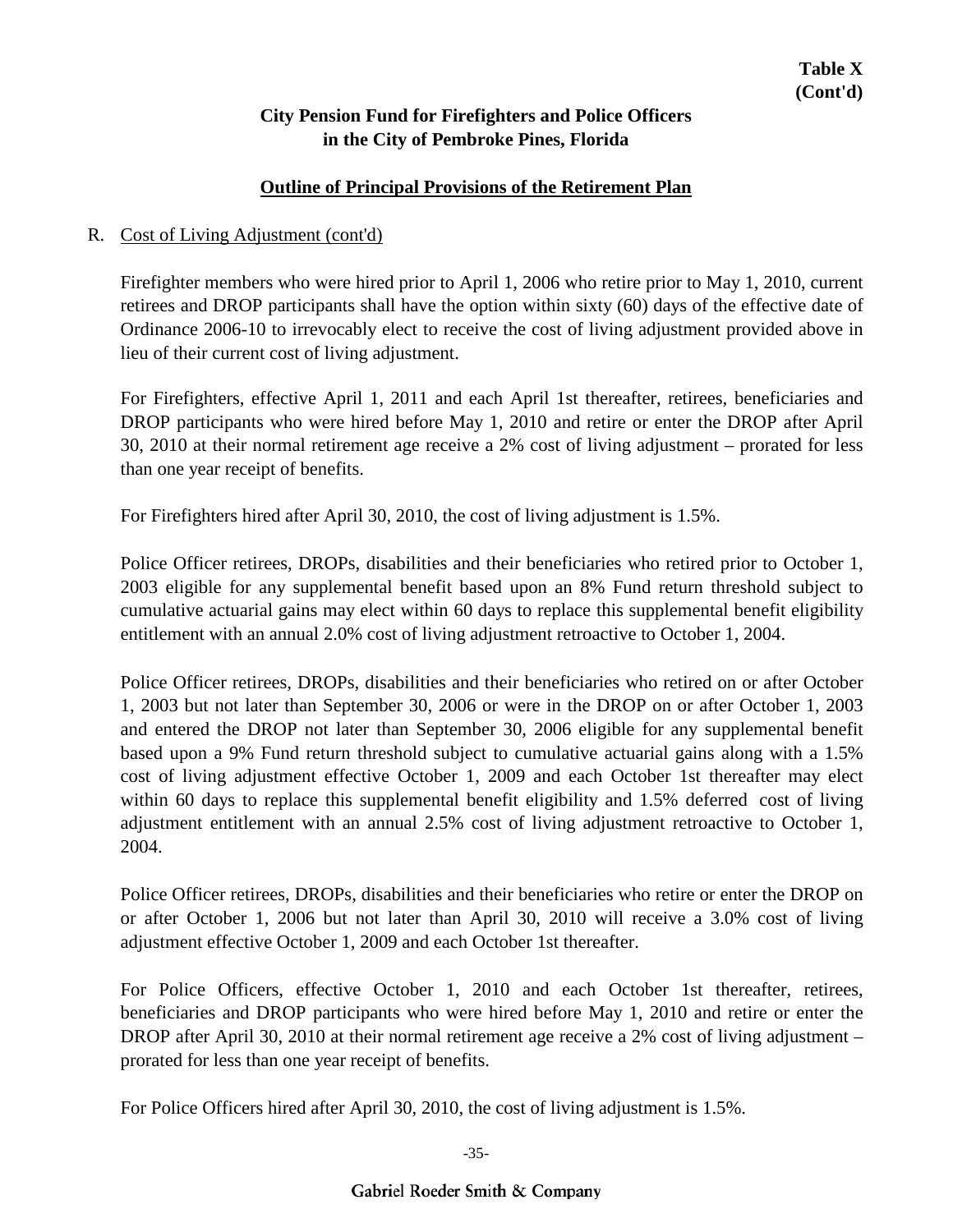**Table X**
**(Cont'd)**

**City Pension Fund for Firefighters and Police Officers**
**in the City of Pembroke Pines, Florida**

**Outline of Principal Provisions of the Retirement Plan**

R. Cost of Living Adjustment (cont'd)

Firefighter members who were hired prior to April 1, 2006 who retire prior to May 1, 2010, current retirees and DROP participants shall have the option within sixty (60) days of the effective date of Ordinance 2006-10 to irrevocably elect to receive the cost of living adjustment provided above in lieu of their current cost of living adjustment.

For Firefighters, effective April 1, 2011 and each April 1st thereafter, retirees, beneficiaries and DROP participants who were hired before May 1, 2010 and retire or enter the DROP after April 30, 2010 at their normal retirement age receive a 2% cost of living adjustment – prorated for less than one year receipt of benefits.

For Firefighters hired after April 30, 2010, the cost of living adjustment is 1.5%.

Police Officer retirees, DROPs, disabilities and their beneficiaries who retired prior to October 1, 2003 eligible for any supplemental benefit based upon an 8% Fund return threshold subject to cumulative actuarial gains may elect within 60 days to replace this supplemental benefit eligibility entitlement with an annual 2.0% cost of living adjustment retroactive to October 1, 2004.

Police Officer retirees, DROPs, disabilities and their beneficiaries who retired on or after October 1, 2003 but not later than September 30, 2006 or were in the DROP on or after October 1, 2003 and entered the DROP not later than September 30, 2006 eligible for any supplemental benefit based upon a 9% Fund return threshold subject to cumulative actuarial gains along with a 1.5% cost of living adjustment effective October 1, 2009 and each October 1st thereafter may elect within 60 days to replace this supplemental benefit eligibility and 1.5% deferred cost of living adjustment entitlement with an annual 2.5% cost of living adjustment retroactive to October 1, 2004.

Police Officer retirees, DROPs, disabilities and their beneficiaries who retire or enter the DROP on or after October 1, 2006 but not later than April 30, 2010 will receive a 3.0% cost of living adjustment effective October 1, 2009 and each October 1st thereafter.

For Police Officers, effective October 1, 2010 and each October 1st thereafter, retirees, beneficiaries and DROP participants who were hired before May 1, 2010 and retire or enter the DROP after April 30, 2010 at their normal retirement age receive a 2% cost of living adjustment – prorated for less than one year receipt of benefits.

For Police Officers hired after April 30, 2010, the cost of living adjustment is 1.5%.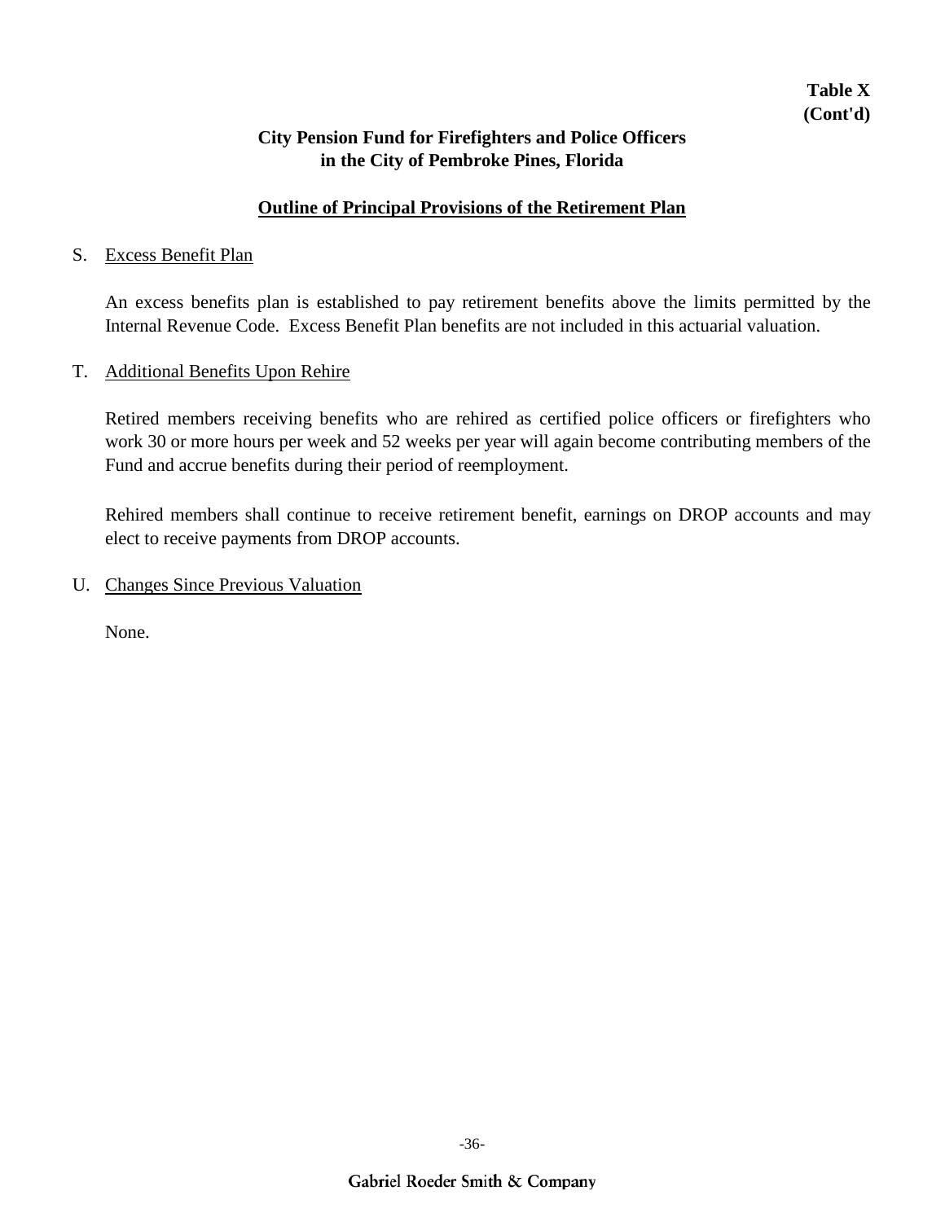**Table X**
**(Cont'd)**

**City Pension Fund for Firefighters and Police Officers**
**in the City of Pembroke Pines, Florida**

## Outline of Principal Provisions of the Retirement Plan

S. Excess Benefit Plan

An excess benefits plan is established to pay retirement benefits above the limits permitted by the Internal Revenue Code. Excess Benefit Plan benefits are not included in this actuarial valuation.

T. Additional Benefits Upon Rehire

Retired members receiving benefits who are rehired as certified police officers or firefighters who work 30 or more hours per week and 52 weeks per year will again become contributing members of the Fund and accrue benefits during their period of reemployment.

Rehired members shall continue to receive retirement benefit, earnings on DROP accounts and may elect to receive payments from DROP accounts.

U. Changes Since Previous Valuation

None.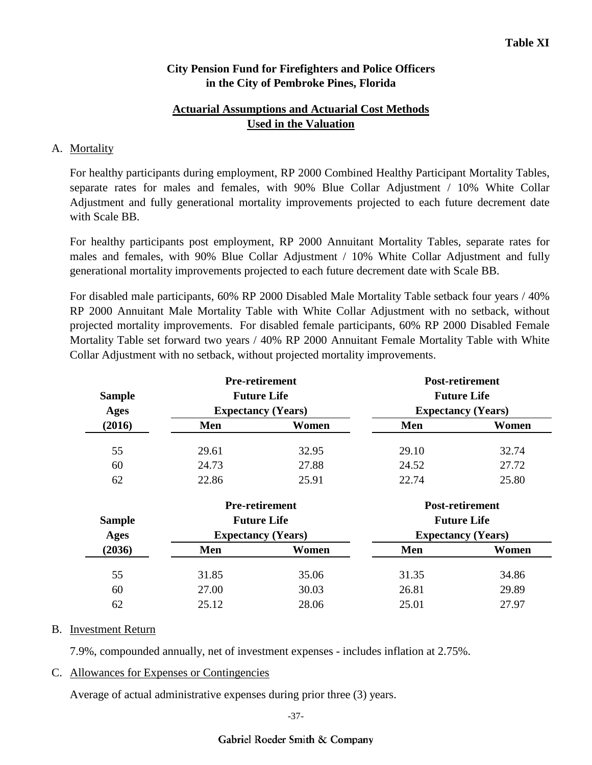**Table XI**

**City Pension Fund for Firefighters and Police Officers in the City of Pembroke Pines, Florida**

## Actuarial Assumptions and Actuarial Cost Methods Used in the Valuation

A. Mortality

For healthy participants during employment, RP 2000 Combined Healthy Participant Mortality Tables, separate rates for males and females, with 90% Blue Collar Adjustment / 10% White Collar Adjustment and fully generational mortality improvements projected to each future decrement date with Scale BB.

For healthy participants post employment, RP 2000 Annuitant Mortality Tables, separate rates for males and females, with 90% Blue Collar Adjustment / 10% White Collar Adjustment and fully generational mortality improvements projected to each future decrement date with Scale BB.

For disabled male participants, 60% RP 2000 Disabled Male Mortality Table setback four years / 40% RP 2000 Annuitant Male Mortality Table with White Collar Adjustment with no setback, without projected mortality improvements. For disabled female participants, 60% RP 2000 Disabled Female Mortality Table set forward two years / 40% RP 2000 Annuitant Female Mortality Table with White Collar Adjustment with no setback, without projected mortality improvements.

| Sample Ages (2016) | Pre-retirement Future Life Expectancy (Years) | | Post-retirement Future Life Expectancy (Years) | |
|---|---|---|---|---|
| | Men | Women | Men | Women |
| 55 | 29.61 | 32.95 | 29.10 | 32.74 |
| 60 | 24.73 | 27.88 | 24.52 | 27.72 |
| 62 | 22.86 | 25.91 | 22.74 | 25.80 |

| Sample Ages (2036) | Pre-retirement Future Life Expectancy (Years) | | Post-retirement Future Life Expectancy (Years) | |
|---|---|---|---|---|
| | Men | Women | Men | Women |
| 55 | 31.85 | 35.06 | 31.35 | 34.86 |
| 60 | 27.00 | 30.03 | 26.81 | 29.89 |
| 62 | 25.12 | 28.06 | 25.01 | 27.97 |

B. Investment Return

7.9%, compounded annually, net of investment expenses - includes inflation at 2.75%.

C. Allowances for Expenses or Contingencies

Average of actual administrative expenses during prior three (3) years.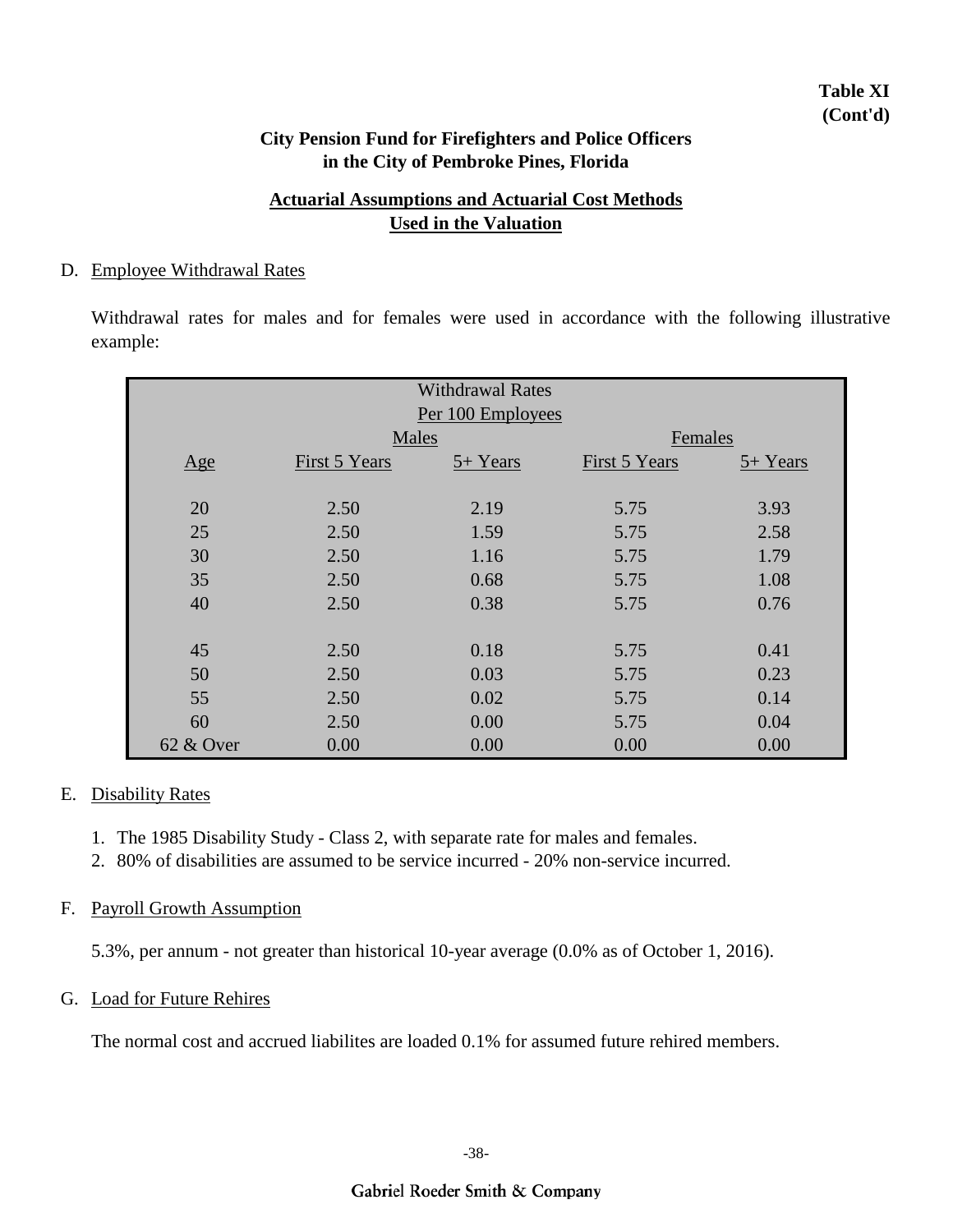**Table XI (Cont'd)**

**City Pension Fund for Firefighters and Police Officers in the City of Pembroke Pines, Florida**

**Actuarial Assumptions and Actuarial Cost Methods Used in the Valuation**

D. Employee Withdrawal Rates

Withdrawal rates for males and for females were used in accordance with the following illustrative example:

| | Withdrawal Rates Per 100 Employees | | | |
|---|---|---|---|---|
| | Males | | Females | |
| Age | First 5 Years | 5+ Years | First 5 Years | 5+ Years |
| 20 | 2.50 | 2.19 | 5.75 | 3.93 |
| 25 | 2.50 | 1.59 | 5.75 | 2.58 |
| 30 | 2.50 | 1.16 | 5.75 | 1.79 |
| 35 | 2.50 | 0.68 | 5.75 | 1.08 |
| 40 | 2.50 | 0.38 | 5.75 | 0.76 |
| 45 | 2.50 | 0.18 | 5.75 | 0.41 |
| 50 | 2.50 | 0.03 | 5.75 | 0.23 |
| 55 | 2.50 | 0.02 | 5.75 | 0.14 |
| 60 | 2.50 | 0.00 | 5.75 | 0.04 |
| 62 & Over | 0.00 | 0.00 | 0.00 | 0.00 |

E. Disability Rates

1. The 1985 Disability Study - Class 2, with separate rate for males and females.
2. 80% of disabilities are assumed to be service incurred - 20% non-service incurred.

F. Payroll Growth Assumption

5.3%, per annum - not greater than historical 10-year average (0.0% as of October 1, 2016).

G. Load for Future Rehires

The normal cost and accrued liabilites are loaded 0.1% for assumed future rehired members.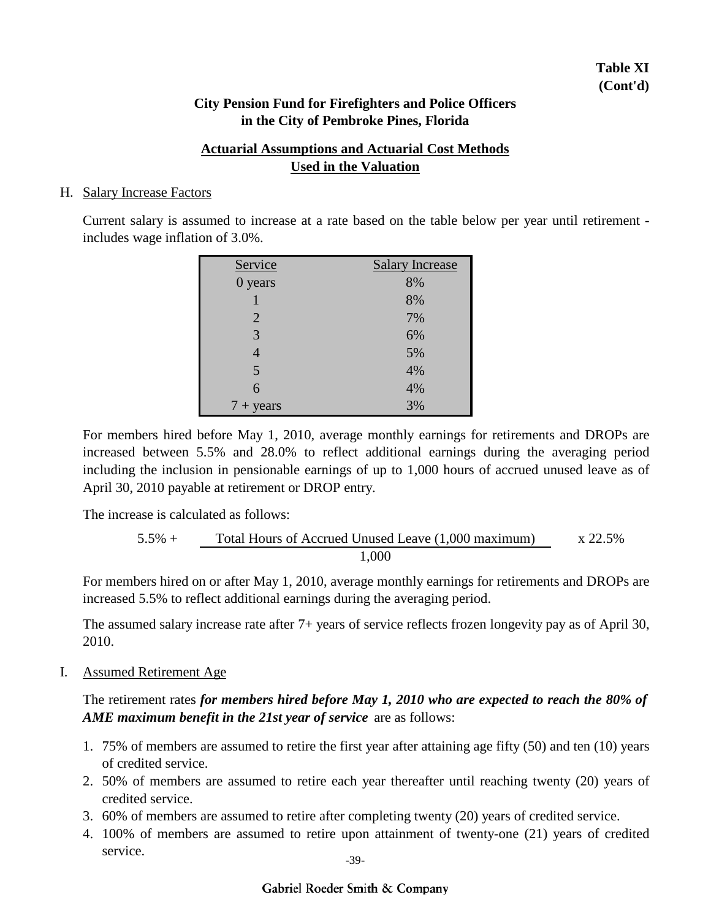**Table XI**
**(Cont'd)**

**City Pension Fund for Firefighters and Police Officers in the City of Pembroke Pines, Florida**

**Actuarial Assumptions and Actuarial Cost Methods Used in the Valuation**

H. Salary Increase Factors

Current salary is assumed to increase at a rate based on the table below per year until retirement - includes wage inflation of 3.0%.

| Service | Salary Increase |
|---|---|
| 0 years | 8% |
| 1 | 8% |
| 2 | 7% |
| 3 | 6% |
| 4 | 5% |
| 5 | 4% |
| 6 | 4% |
| 7 + years | 3% |

For members hired before May 1, 2010, average monthly earnings for retirements and DROPs are increased between 5.5% and 28.0% to reflect additional earnings during the averaging period including the inclusion in pensionable earnings of up to 1,000 hours of accrued unused leave as of April 30, 2010 payable at retirement or DROP entry.

The increase is calculated as follows:

$$5.5\% + \frac{\text{Total Hours of Accrued Unused Leave (1,000 maximum)}}{1{,}000} \times 22.5\%$$

For members hired on or after May 1, 2010, average monthly earnings for retirements and DROPs are increased 5.5% to reflect additional earnings during the averaging period.

The assumed salary increase rate after 7+ years of service reflects frozen longevity pay as of April 30, 2010.

I. Assumed Retirement Age

The retirement rates ***for members hired before May 1, 2010 who are expected to reach the 80% of AME maximum benefit in the 21st year of service*** are as follows:

1. 75% of members are assumed to retire the first year after attaining age fifty (50) and ten (10) years of credited service.
2. 50% of members are assumed to retire each year thereafter until reaching twenty (20) years of credited service.
3. 60% of members are assumed to retire after completing twenty (20) years of credited service.
4. 100% of members are assumed to retire upon attainment of twenty-one (21) years of credited service.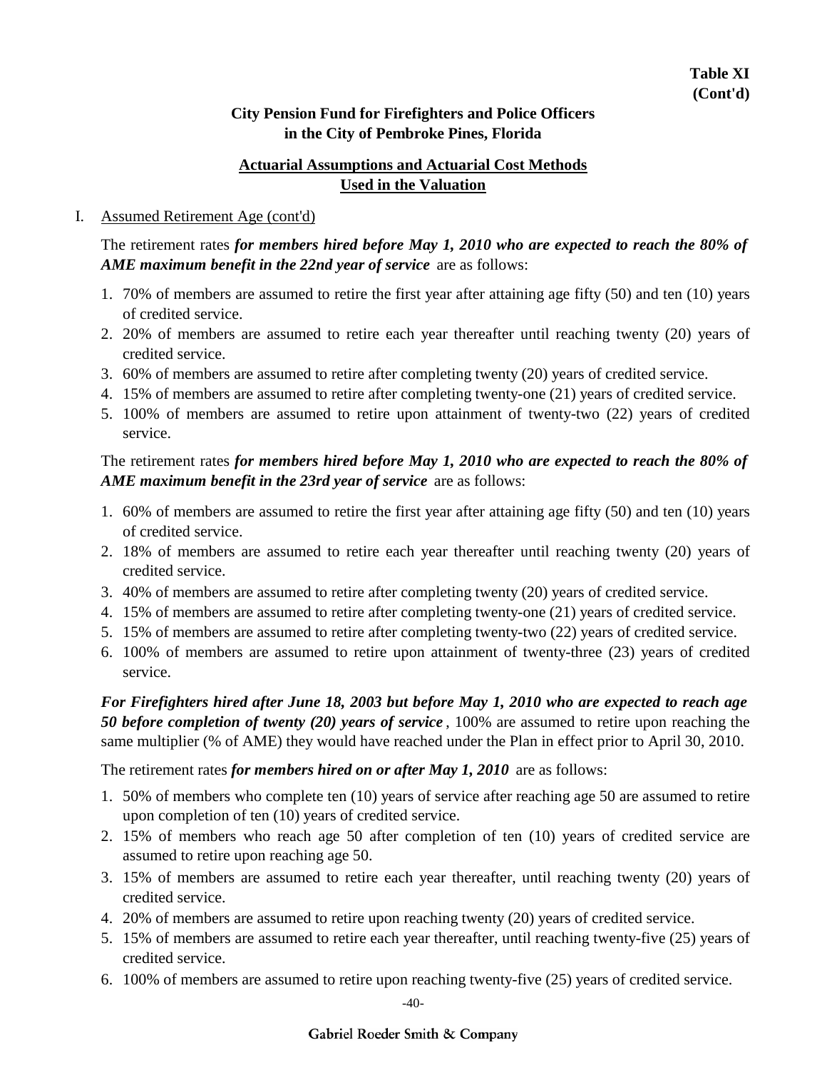**Table XI (Cont'd)**

## City Pension Fund for Firefighters and Police Officers in the City of Pembroke Pines, Florida

## Actuarial Assumptions and Actuarial Cost Methods Used in the Valuation

I. Assumed Retirement Age (cont'd)

The retirement rates ***for members hired before May 1, 2010 who are expected to reach the 80% of AME maximum benefit in the 22nd year of service*** are as follows:

1. 70% of members are assumed to retire the first year after attaining age fifty (50) and ten (10) years of credited service.
2. 20% of members are assumed to retire each year thereafter until reaching twenty (20) years of credited service.
3. 60% of members are assumed to retire after completing twenty (20) years of credited service.
4. 15% of members are assumed to retire after completing twenty-one (21) years of credited service.
5. 100% of members are assumed to retire upon attainment of twenty-two (22) years of credited service.

The retirement rates ***for members hired before May 1, 2010 who are expected to reach the 80% of AME maximum benefit in the 23rd year of service*** are as follows:

1. 60% of members are assumed to retire the first year after attaining age fifty (50) and ten (10) years of credited service.
2. 18% of members are assumed to retire each year thereafter until reaching twenty (20) years of credited service.
3. 40% of members are assumed to retire after completing twenty (20) years of credited service.
4. 15% of members are assumed to retire after completing twenty-one (21) years of credited service.
5. 15% of members are assumed to retire after completing twenty-two (22) years of credited service.
6. 100% of members are assumed to retire upon attainment of twenty-three (23) years of credited service.

***For Firefighters hired after June 18, 2003 but before May 1, 2010 who are expected to reach age 50 before completion of twenty (20) years of service***, 100% are assumed to retire upon reaching the same multiplier (% of AME) they would have reached under the Plan in effect prior to April 30, 2010.

The retirement rates ***for members hired on or after May 1, 2010*** are as follows:

1. 50% of members who complete ten (10) years of service after reaching age 50 are assumed to retire upon completion of ten (10) years of credited service.
2. 15% of members who reach age 50 after completion of ten (10) years of credited service are assumed to retire upon reaching age 50.
3. 15% of members are assumed to retire each year thereafter, until reaching twenty (20) years of credited service.
4. 20% of members are assumed to retire upon reaching twenty (20) years of credited service.
5. 15% of members are assumed to retire each year thereafter, until reaching twenty-five (25) years of credited service.
6. 100% of members are assumed to retire upon reaching twenty-five (25) years of credited service.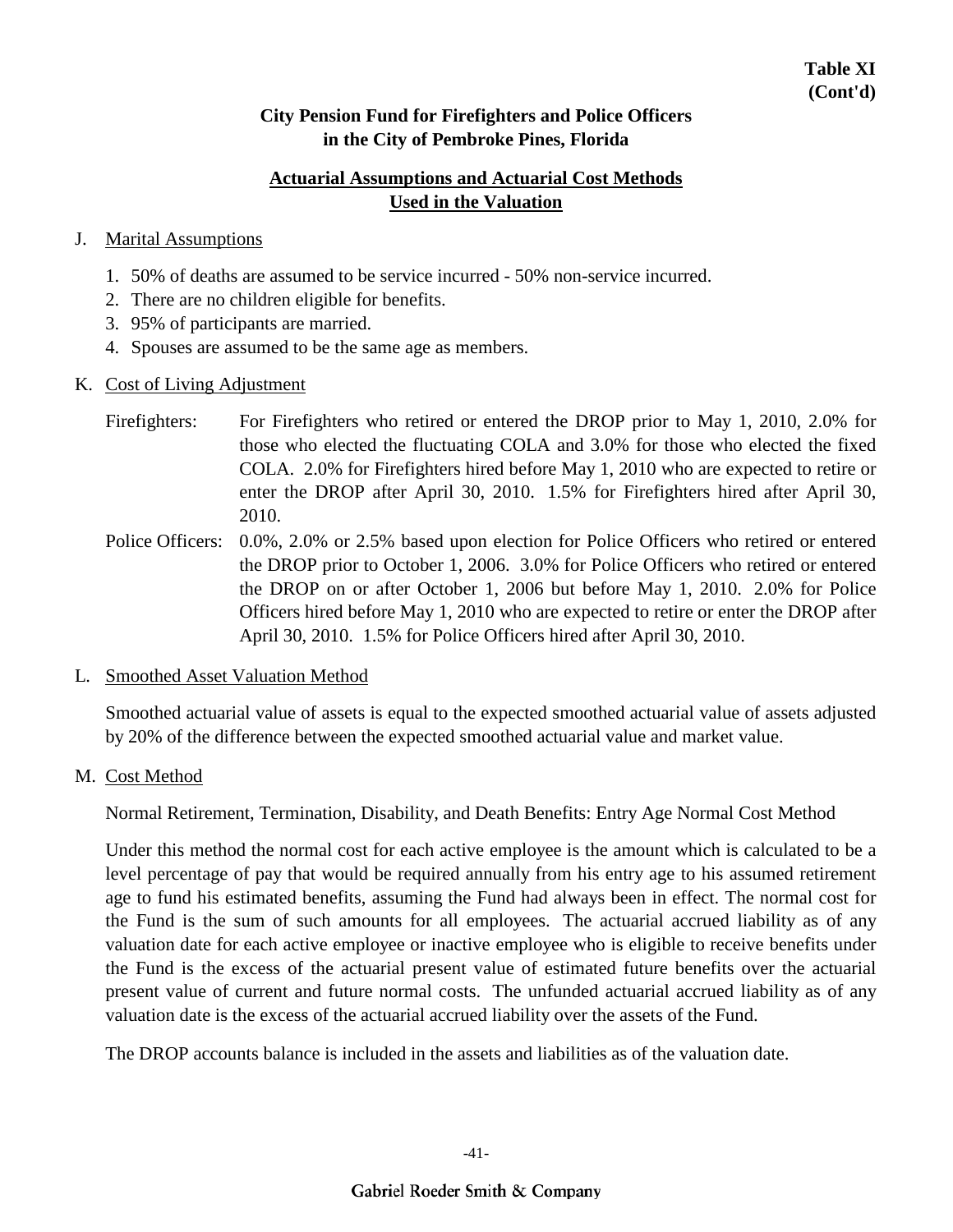**Table XI (Cont'd)**

**City Pension Fund for Firefighters and Police Officers in the City of Pembroke Pines, Florida**

**Actuarial Assumptions and Actuarial Cost Methods Used in the Valuation**

J. Marital Assumptions

1. 50% of deaths are assumed to be service incurred - 50% non-service incurred.
2. There are no children eligible for benefits.
3. 95% of participants are married.
4. Spouses are assumed to be the same age as members.

K. Cost of Living Adjustment

Firefighters: For Firefighters who retired or entered the DROP prior to May 1, 2010, 2.0% for those who elected the fluctuating COLA and 3.0% for those who elected the fixed COLA. 2.0% for Firefighters hired before May 1, 2010 who are expected to retire or enter the DROP after April 30, 2010. 1.5% for Firefighters hired after April 30, 2010.

Police Officers: 0.0%, 2.0% or 2.5% based upon election for Police Officers who retired or entered the DROP prior to October 1, 2006. 3.0% for Police Officers who retired or entered the DROP on or after October 1, 2006 but before May 1, 2010. 2.0% for Police Officers hired before May 1, 2010 who are expected to retire or enter the DROP after April 30, 2010. 1.5% for Police Officers hired after April 30, 2010.

L. Smoothed Asset Valuation Method

Smoothed actuarial value of assets is equal to the expected smoothed actuarial value of assets adjusted by 20% of the difference between the expected smoothed actuarial value and market value.

M. Cost Method

Normal Retirement, Termination, Disability, and Death Benefits: Entry Age Normal Cost Method

Under this method the normal cost for each active employee is the amount which is calculated to be a level percentage of pay that would be required annually from his entry age to his assumed retirement age to fund his estimated benefits, assuming the Fund had always been in effect. The normal cost for the Fund is the sum of such amounts for all employees. The actuarial accrued liability as of any valuation date for each active employee or inactive employee who is eligible to receive benefits under the Fund is the excess of the actuarial present value of estimated future benefits over the actuarial present value of current and future normal costs. The unfunded actuarial accrued liability as of any valuation date is the excess of the actuarial accrued liability over the assets of the Fund.

The DROP accounts balance is included in the assets and liabilities as of the valuation date.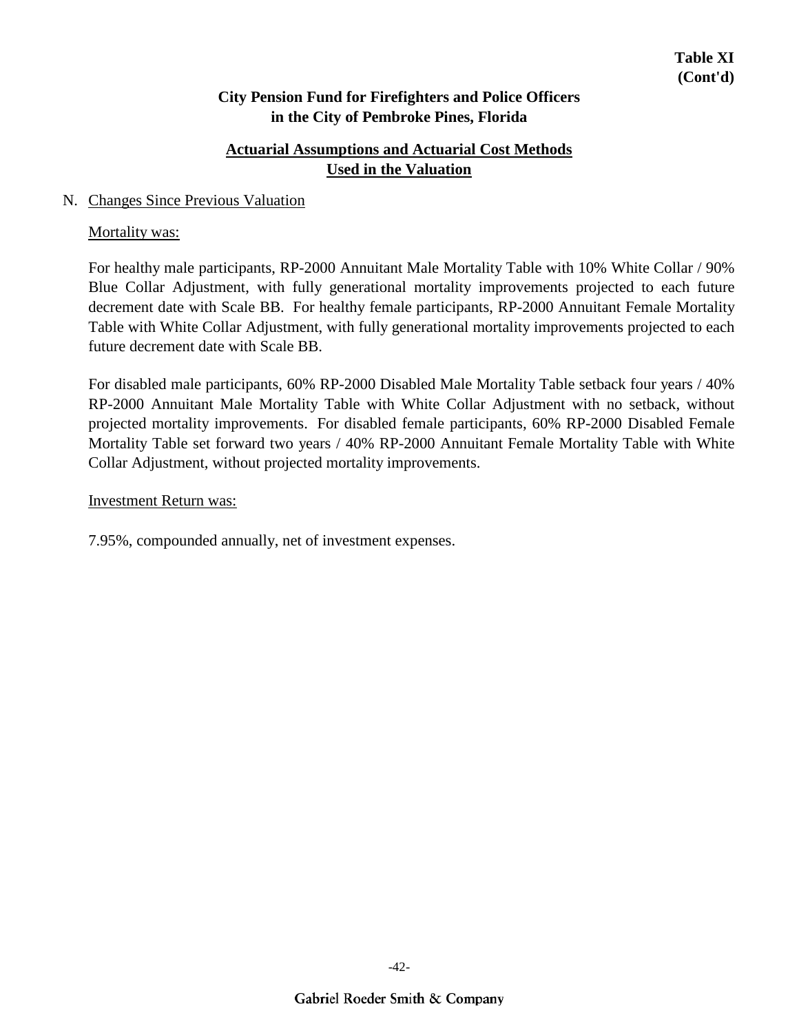**Table XI**
**(Cont'd)**

**City Pension Fund for Firefighters and Police Officers**
**in the City of Pembroke Pines, Florida**

## Actuarial Assumptions and Actuarial Cost Methods Used in the Valuation

N. Changes Since Previous Valuation

Mortality was:

For healthy male participants, RP-2000 Annuitant Male Mortality Table with 10% White Collar / 90% Blue Collar Adjustment, with fully generational mortality improvements projected to each future decrement date with Scale BB. For healthy female participants, RP-2000 Annuitant Female Mortality Table with White Collar Adjustment, with fully generational mortality improvements projected to each future decrement date with Scale BB.

For disabled male participants, 60% RP-2000 Disabled Male Mortality Table setback four years / 40% RP-2000 Annuitant Male Mortality Table with White Collar Adjustment with no setback, without projected mortality improvements. For disabled female participants, 60% RP-2000 Disabled Female Mortality Table set forward two years / 40% RP-2000 Annuitant Female Mortality Table with White Collar Adjustment, without projected mortality improvements.

Investment Return was:

7.95%, compounded annually, net of investment expenses.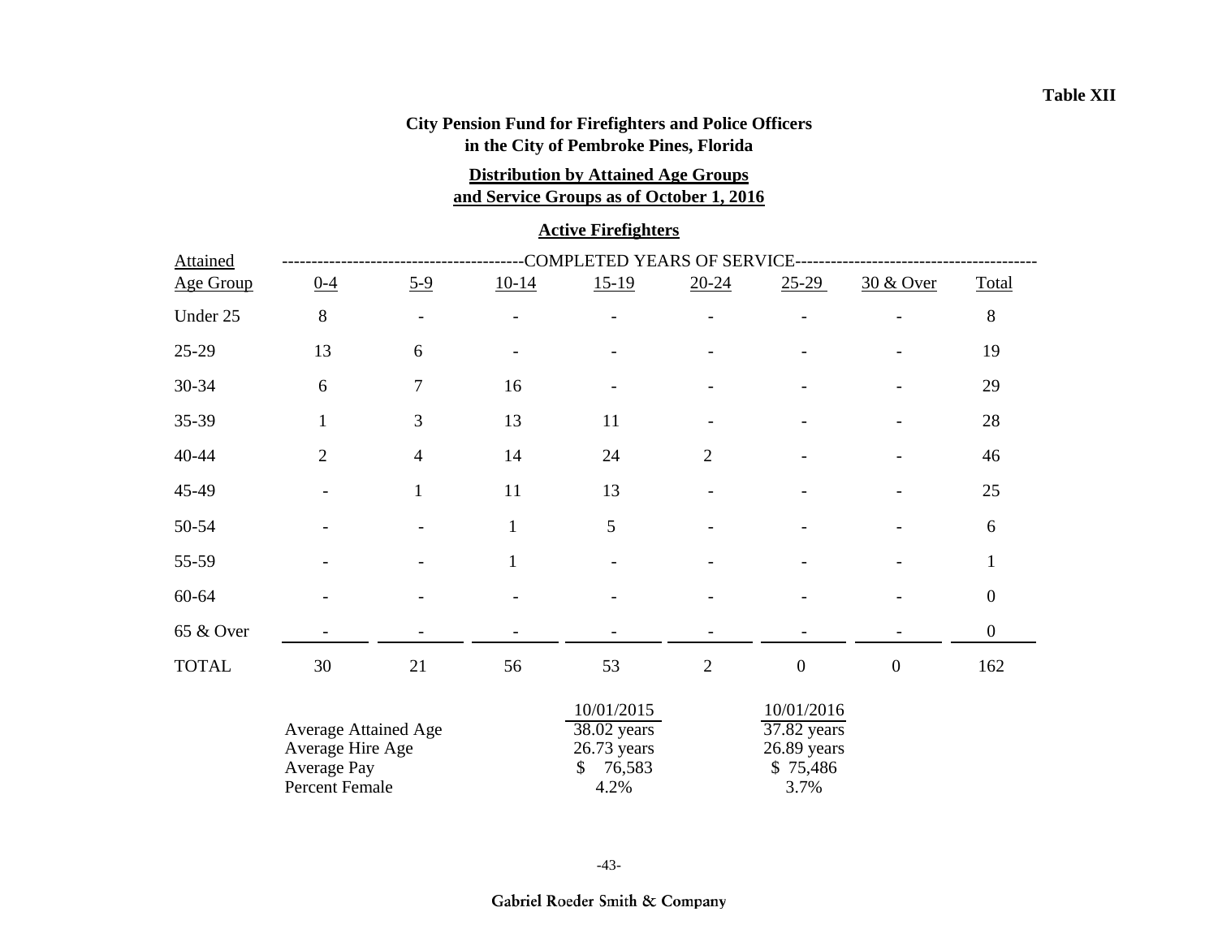**Table XII**

**City Pension Fund for Firefighters and Police Officers**
**in the City of Pembroke Pines, Florida**

**Distribution by Attained Age Groups**
**and Service Groups as of October 1, 2016**

**Active Firefighters**

| Attained Age Group | 0-4 | 5-9 | 10-14 | 15-19 | 20-24 | 25-29 | 30 & Over | Total |
|---|---|---|---|---|---|---|---|---|
| | COMPLETED YEARS OF SERVICE | | | | | | | |
| Under 25 | 8 | - | - | - | - | - | - | 8 |
| 25-29 | 13 | 6 | - | - | - | - | - | 19 |
| 30-34 | 6 | 7 | 16 | - | - | - | - | 29 |
| 35-39 | 1 | 3 | 13 | 11 | - | - | - | 28 |
| 40-44 | 2 | 4 | 14 | 24 | 2 | - | - | 46 |
| 45-49 | - | 1 | 11 | 13 | - | - | - | 25 |
| 50-54 | - | - | 1 | 5 | - | - | - | 6 |
| 55-59 | - | - | 1 | - | - | - | - | 1 |
| 60-64 | - | - | - | - | - | - | - | 0 |
| 65 & Over | - | - | - | - | - | - | - | 0 |
| TOTAL | 30 | 21 | 56 | 53 | 2 | 0 | 0 | 162 |

| | 10/01/2015 | 10/01/2016 |
|---|---|---|
| Average Attained Age | 38.02 years | 37.82 years |
| Average Hire Age | 26.73 years | 26.89 years |
| Average Pay | $ 76,583 | $ 75,486 |
| Percent Female | 4.2% | 3.7% |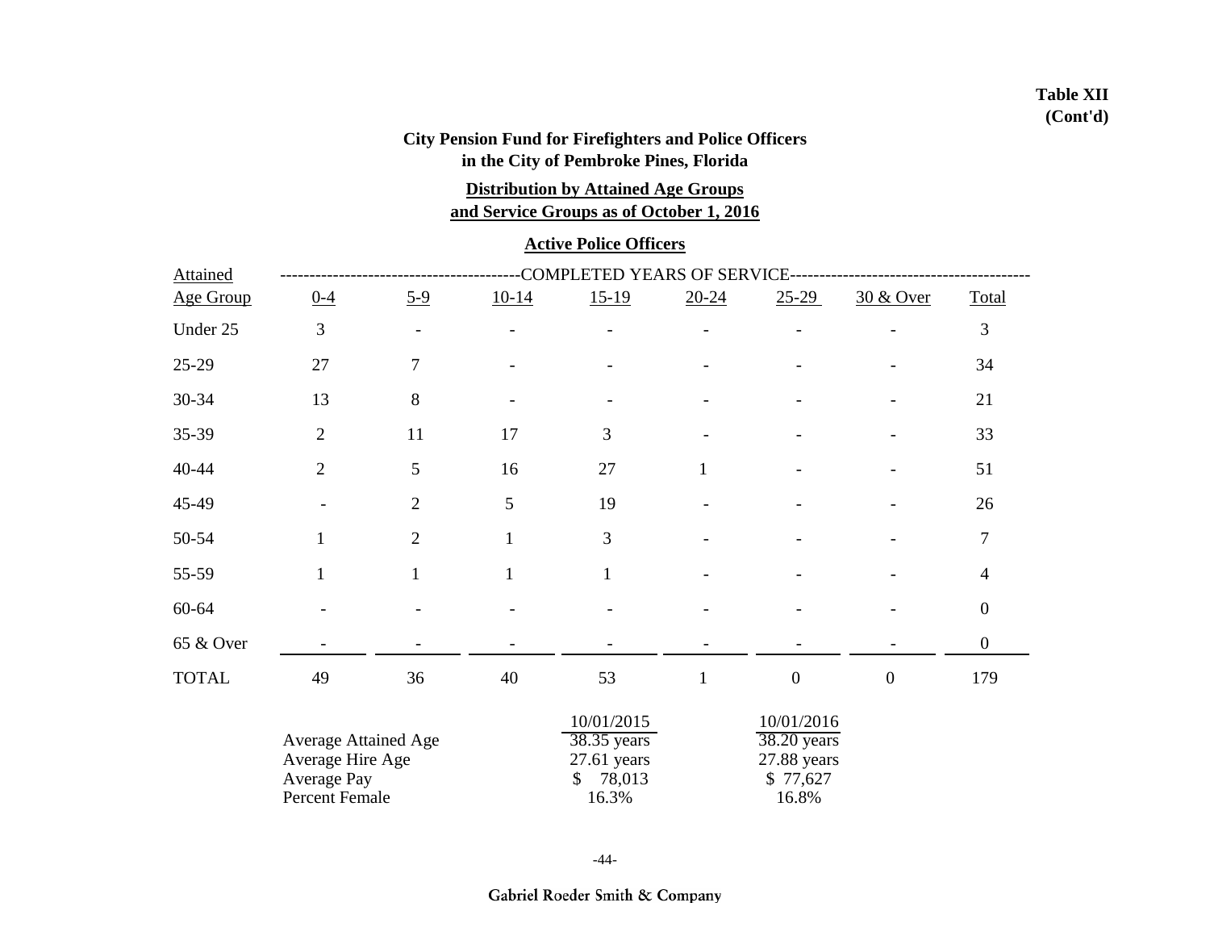**Table XII (Cont'd)**

**City Pension Fund for Firefighters and Police Officers in the City of Pembroke Pines, Florida**

**Distribution by Attained Age Groups and Service Groups as of October 1, 2016**

**Active Police Officers**

| Attained Age Group | 0-4 | 5-9 | 10-14 | 15-19 | 20-24 | 25-29 | 30 & Over | Total |
|---|---|---|---|---|---|---|---|---|
| | COMPLETED YEARS OF SERVICE | | | | | | | |
| Under 25 | 3 | - | - | - | - | - | - | 3 |
| 25-29 | 27 | 7 | - | - | - | - | - | 34 |
| 30-34 | 13 | 8 | - | - | - | - | - | 21 |
| 35-39 | 2 | 11 | 17 | 3 | - | - | - | 33 |
| 40-44 | 2 | 5 | 16 | 27 | 1 | - | - | 51 |
| 45-49 | - | 2 | 5 | 19 | - | - | - | 26 |
| 50-54 | 1 | 2 | 1 | 3 | - | - | - | 7 |
| 55-59 | 1 | 1 | 1 | 1 | - | - | - | 4 |
| 60-64 | - | - | - | - | - | - | - | 0 |
| 65 & Over | - | - | - | - | - | - | - | 0 |
| TOTAL | 49 | 36 | 40 | 53 | 1 | 0 | 0 | 179 |

| | 10/01/2015 | 10/01/2016 |
|---|---|---|
| Average Attained Age | 38.35 years | 38.20 years |
| Average Hire Age | 27.61 years | 27.88 years |
| Average Pay | $ 78,013 | $ 77,627 |
| Percent Female | 16.3% | 16.8% |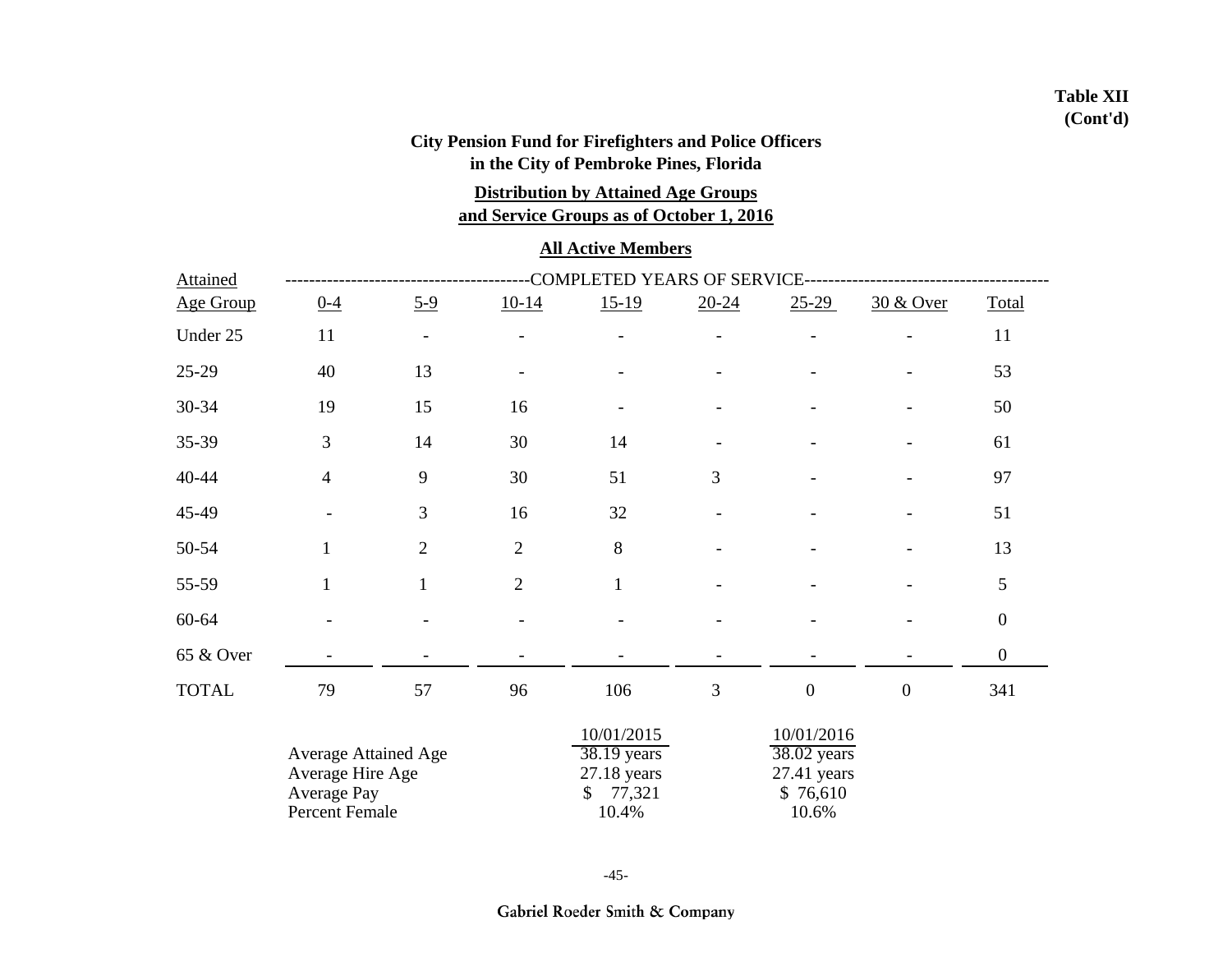**Table XII (Cont'd)**

**City Pension Fund for Firefighters and Police Officers in the City of Pembroke Pines, Florida**

**Distribution by Attained Age Groups and Service Groups as of October 1, 2016**

**All Active Members**

| Attained Age Group | 0-4 | 5-9 | 10-14 | 15-19 | 20-24 | 25-29 | 30 & Over | Total |
|---|---|---|---|---|---|---|---|---|
| | COMPLETED YEARS OF SERVICE | | | | | | | |
| Under 25 | 11 | - | - | - | - | - | - | 11 |
| 25-29 | 40 | 13 | - | - | - | - | - | 53 |
| 30-34 | 19 | 15 | 16 | - | - | - | - | 50 |
| 35-39 | 3 | 14 | 30 | 14 | - | - | - | 61 |
| 40-44 | 4 | 9 | 30 | 51 | 3 | - | - | 97 |
| 45-49 | - | 3 | 16 | 32 | - | - | - | 51 |
| 50-54 | 1 | 2 | 2 | 8 | - | - | - | 13 |
| 55-59 | 1 | 1 | 2 | 1 | - | - | - | 5 |
| 60-64 | - | - | - | - | - | - | - | 0 |
| 65 & Over | - | - | - | - | - | - | - | 0 |
| TOTAL | 79 | 57 | 96 | 106 | 3 | 0 | 0 | 341 |

| | 10/01/2015 | 10/01/2016 |
|---|---|---|
| Average Attained Age | 38.19 years | 38.02 years |
| Average Hire Age | 27.18 years | 27.41 years |
| Average Pay | $ 77,321 | $ 76,610 |
| Percent Female | 10.4% | 10.6% |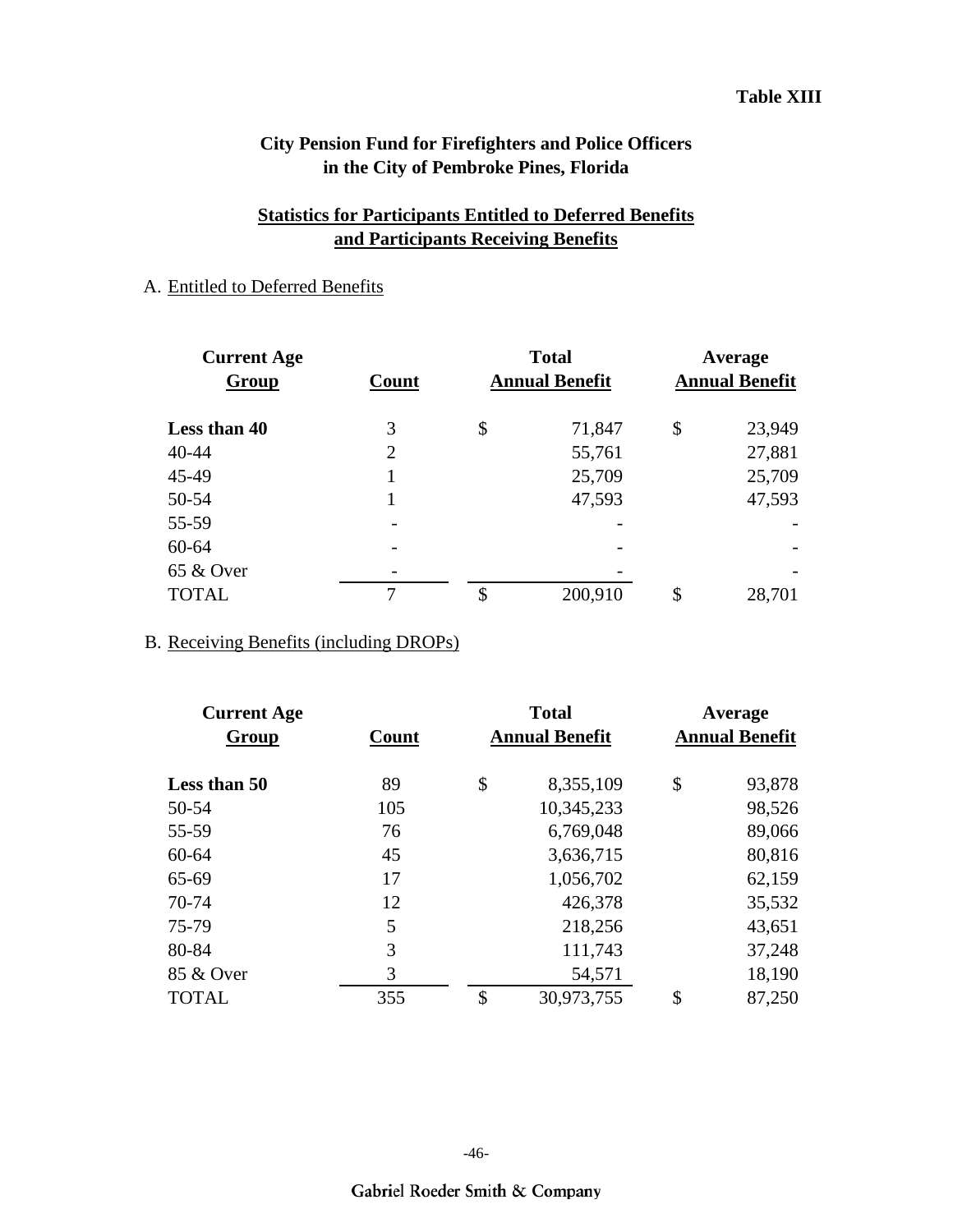**Table XIII**

**City Pension Fund for Firefighters and Police Officers in the City of Pembroke Pines, Florida**

**Statistics for Participants Entitled to Deferred Benefits and Participants Receiving Benefits**

A. Entitled to Deferred Benefits

| Current Age Group | Count | Total Annual Benefit | Average Annual Benefit |
|---|---|---|---|
| **Less than 40** | 3 | $ 71,847 | $ 23,949 |
| 40-44 | 2 | 55,761 | 27,881 |
| 45-49 | 1 | 25,709 | 25,709 |
| 50-54 | 1 | 47,593 | 47,593 |
| 55-59 | - | - | - |
| 60-64 | - | - | - |
| 65 & Over | - | - | - |
| TOTAL | 7 | $ 200,910 | $ 28,701 |

B. Receiving Benefits (including DROPs)

| Current Age Group | Count | Total Annual Benefit | Average Annual Benefit |
|---|---|---|---|
| **Less than 50** | 89 | $ 8,355,109 | $ 93,878 |
| 50-54 | 105 | 10,345,233 | 98,526 |
| 55-59 | 76 | 6,769,048 | 89,066 |
| 60-64 | 45 | 3,636,715 | 80,816 |
| 65-69 | 17 | 1,056,702 | 62,159 |
| 70-74 | 12 | 426,378 | 35,532 |
| 75-79 | 5 | 218,256 | 43,651 |
| 80-84 | 3 | 111,743 | 37,248 |
| 85 & Over | 3 | 54,571 | 18,190 |
| TOTAL | 355 | $ 30,973,755 | $ 87,250 |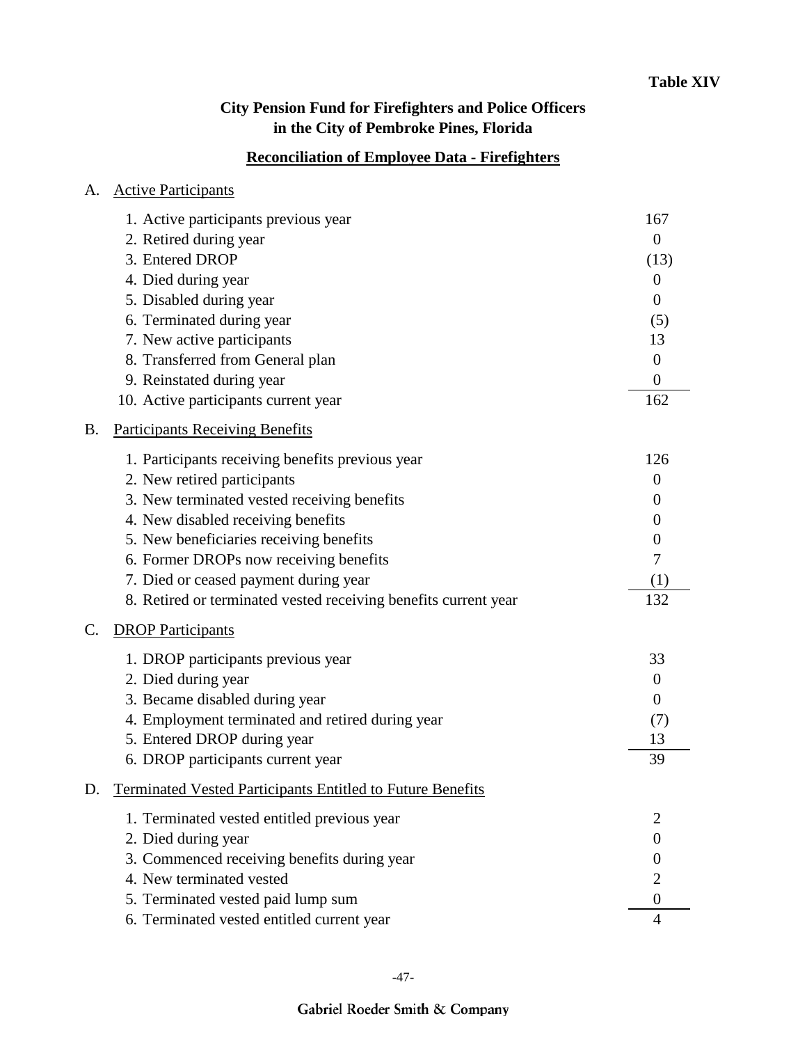**Table XIV**

**City Pension Fund for Firefighters and Police Officers in the City of Pembroke Pines, Florida**

**Reconciliation of Employee Data - Firefighters**

A. Active Participants

| | |
|---|---|
| 1. Active participants previous year | 167 |
| 2. Retired during year | 0 |
| 3. Entered DROP | (13) |
| 4. Died during year | 0 |
| 5. Disabled during year | 0 |
| 6. Terminated during year | (5) |
| 7. New active participants | 13 |
| 8. Transferred from General plan | 0 |
| 9. Reinstated during year | 0 |
| 10. Active participants current year | 162 |

B. Participants Receiving Benefits

| | |
|---|---|
| 1. Participants receiving benefits previous year | 126 |
| 2. New retired participants | 0 |
| 3. New terminated vested receiving benefits | 0 |
| 4. New disabled receiving benefits | 0 |
| 5. New beneficiaries receiving benefits | 0 |
| 6. Former DROPs now receiving benefits | 7 |
| 7. Died or ceased payment during year | (1) |
| 8. Retired or terminated vested receiving benefits current year | 132 |

C. DROP Participants

| | |
|---|---|
| 1. DROP participants previous year | 33 |
| 2. Died during year | 0 |
| 3. Became disabled during year | 0 |
| 4. Employment terminated and retired during year | (7) |
| 5. Entered DROP during year | 13 |
| 6. DROP participants current year | 39 |

D. Terminated Vested Participants Entitled to Future Benefits

| | |
|---|---|
| 1. Terminated vested entitled previous year | 2 |
| 2. Died during year | 0 |
| 3. Commenced receiving benefits during year | 0 |
| 4. New terminated vested | 2 |
| 5. Terminated vested paid lump sum | 0 |
| 6. Terminated vested entitled current year | 4 |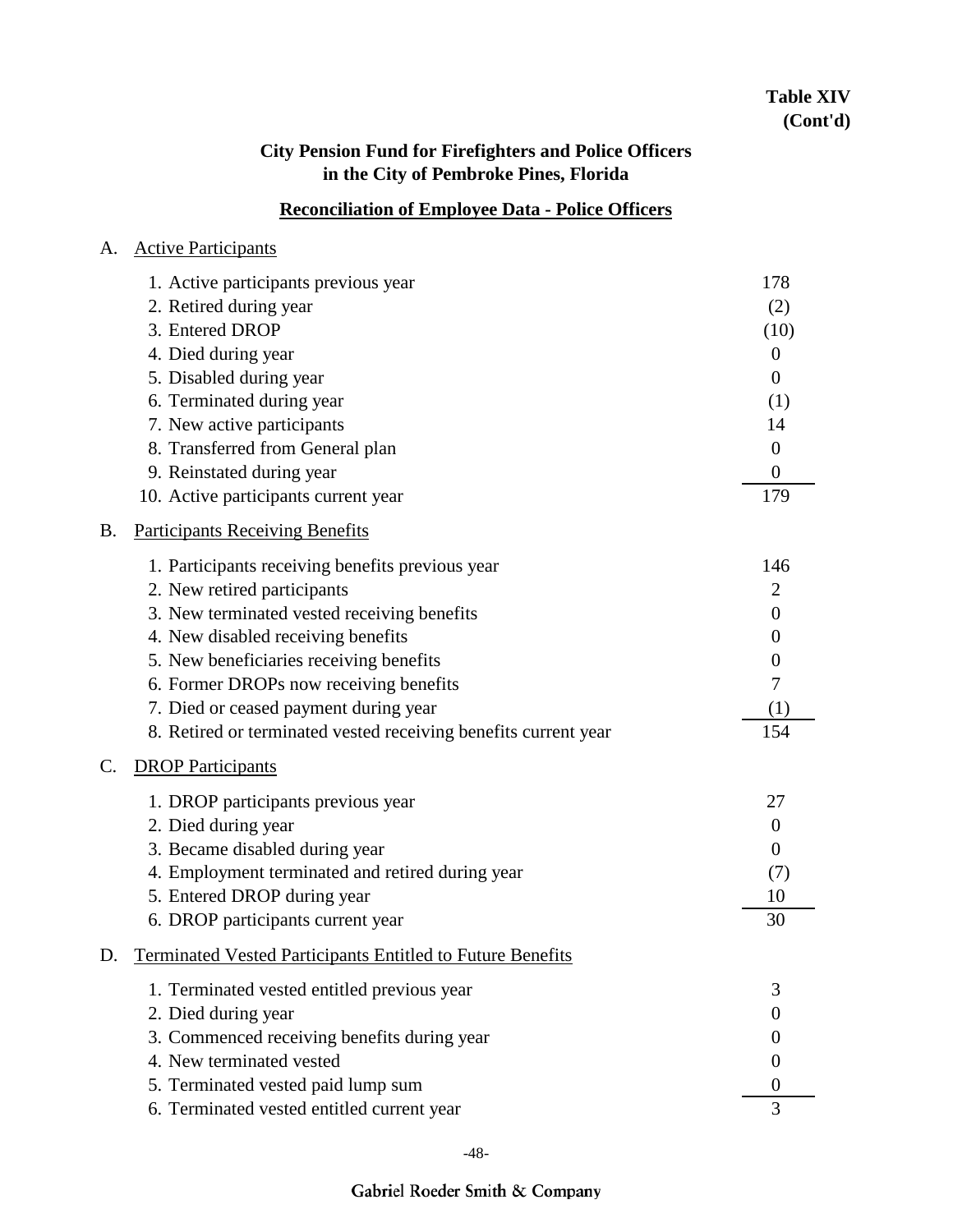**Table XIV (Cont'd)**

## City Pension Fund for Firefighters and Police Officers in the City of Pembroke Pines, Florida

### Reconciliation of Employee Data - Police Officers

A. Active Participants

| | |
|---|---|
| 1. Active participants previous year | 178 |
| 2. Retired during year | (2) |
| 3. Entered DROP | (10) |
| 4. Died during year | 0 |
| 5. Disabled during year | 0 |
| 6. Terminated during year | (1) |
| 7. New active participants | 14 |
| 8. Transferred from General plan | 0 |
| 9. Reinstated during year | 0 |
| 10. Active participants current year | 179 |

B. Participants Receiving Benefits

| | |
|---|---|
| 1. Participants receiving benefits previous year | 146 |
| 2. New retired participants | 2 |
| 3. New terminated vested receiving benefits | 0 |
| 4. New disabled receiving benefits | 0 |
| 5. New beneficiaries receiving benefits | 0 |
| 6. Former DROPs now receiving benefits | 7 |
| 7. Died or ceased payment during year | (1) |
| 8. Retired or terminated vested receiving benefits current year | 154 |

C. DROP Participants

| | |
|---|---|
| 1. DROP participants previous year | 27 |
| 2. Died during year | 0 |
| 3. Became disabled during year | 0 |
| 4. Employment terminated and retired during year | (7) |
| 5. Entered DROP during year | 10 |
| 6. DROP participants current year | 30 |

D. Terminated Vested Participants Entitled to Future Benefits

| | |
|---|---|
| 1. Terminated vested entitled previous year | 3 |
| 2. Died during year | 0 |
| 3. Commenced receiving benefits during year | 0 |
| 4. New terminated vested | 0 |
| 5. Terminated vested paid lump sum | 0 |
| 6. Terminated vested entitled current year | 3 |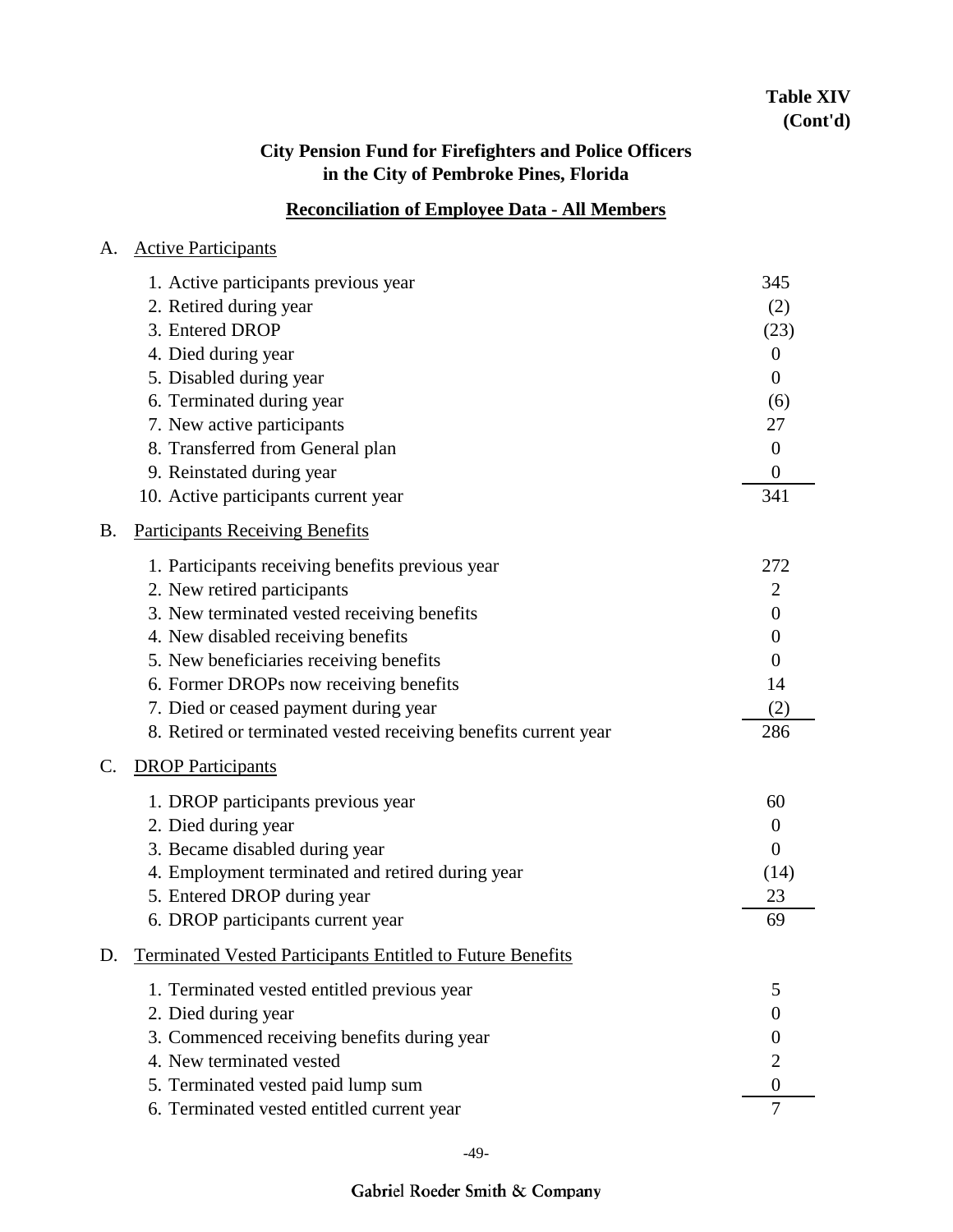**Table XIV (Cont'd)**

## City Pension Fund for Firefighters and Police Officers in the City of Pembroke Pines, Florida

### Reconciliation of Employee Data - All Members

**A. Active Participants**

| Item | Count |
|---|---|
| 1. Active participants previous year | 345 |
| 2. Retired during year | (2) |
| 3. Entered DROP | (23) |
| 4. Died during year | 0 |
| 5. Disabled during year | 0 |
| 6. Terminated during year | (6) |
| 7. New active participants | 27 |
| 8. Transferred from General plan | 0 |
| 9. Reinstated during year | 0 |
| 10. Active participants current year | 341 |

**B. Participants Receiving Benefits**

| Item | Count |
|---|---|
| 1. Participants receiving benefits previous year | 272 |
| 2. New retired participants | 2 |
| 3. New terminated vested receiving benefits | 0 |
| 4. New disabled receiving benefits | 0 |
| 5. New beneficiaries receiving benefits | 0 |
| 6. Former DROPs now receiving benefits | 14 |
| 7. Died or ceased payment during year | (2) |
| 8. Retired or terminated vested receiving benefits current year | 286 |

**C. DROP Participants**

| Item | Count |
|---|---|
| 1. DROP participants previous year | 60 |
| 2. Died during year | 0 |
| 3. Became disabled during year | 0 |
| 4. Employment terminated and retired during year | (14) |
| 5. Entered DROP during year | 23 |
| 6. DROP participants current year | 69 |

**D. Terminated Vested Participants Entitled to Future Benefits**

| Item | Count |
|---|---|
| 1. Terminated vested entitled previous year | 5 |
| 2. Died during year | 0 |
| 3. Commenced receiving benefits during year | 0 |
| 4. New terminated vested | 2 |
| 5. Terminated vested paid lump sum | 0 |
| 6. Terminated vested entitled current year | 7 |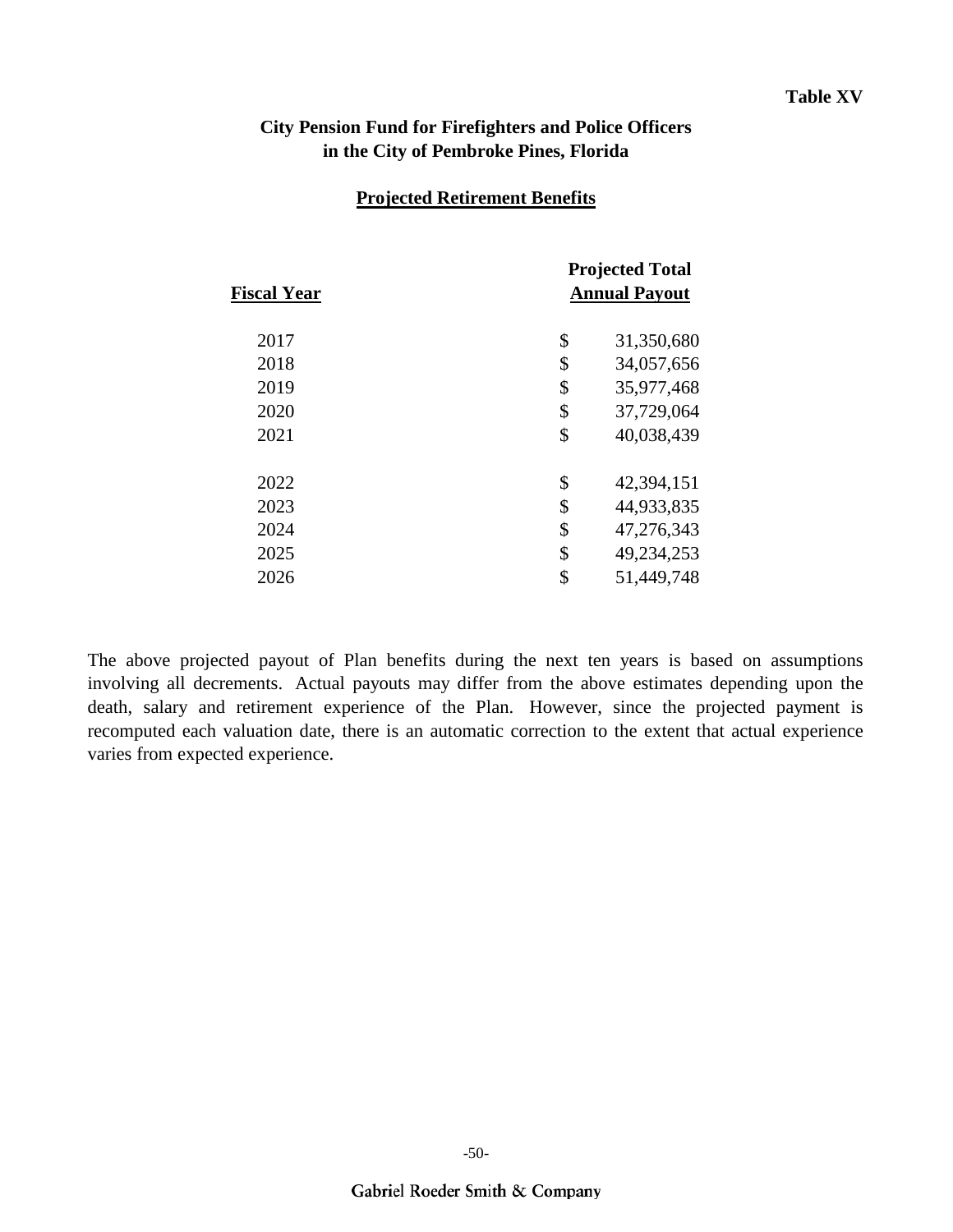**Table XV**

## City Pension Fund for Firefighters and Police Officers in the City of Pembroke Pines, Florida

### Projected Retirement Benefits

| Fiscal Year | Projected Total Annual Payout |
|---|---|
| 2017 | $ 31,350,680 |
| 2018 | $ 34,057,656 |
| 2019 | $ 35,977,468 |
| 2020 | $ 37,729,064 |
| 2021 | $ 40,038,439 |
| 2022 | $ 42,394,151 |
| 2023 | $ 44,933,835 |
| 2024 | $ 47,276,343 |
| 2025 | $ 49,234,253 |
| 2026 | $ 51,449,748 |

The above projected payout of Plan benefits during the next ten years is based on assumptions involving all decrements. Actual payouts may differ from the above estimates depending upon the death, salary and retirement experience of the Plan. However, since the projected payment is recomputed each valuation date, there is an automatic correction to the extent that actual experience varies from expected experience.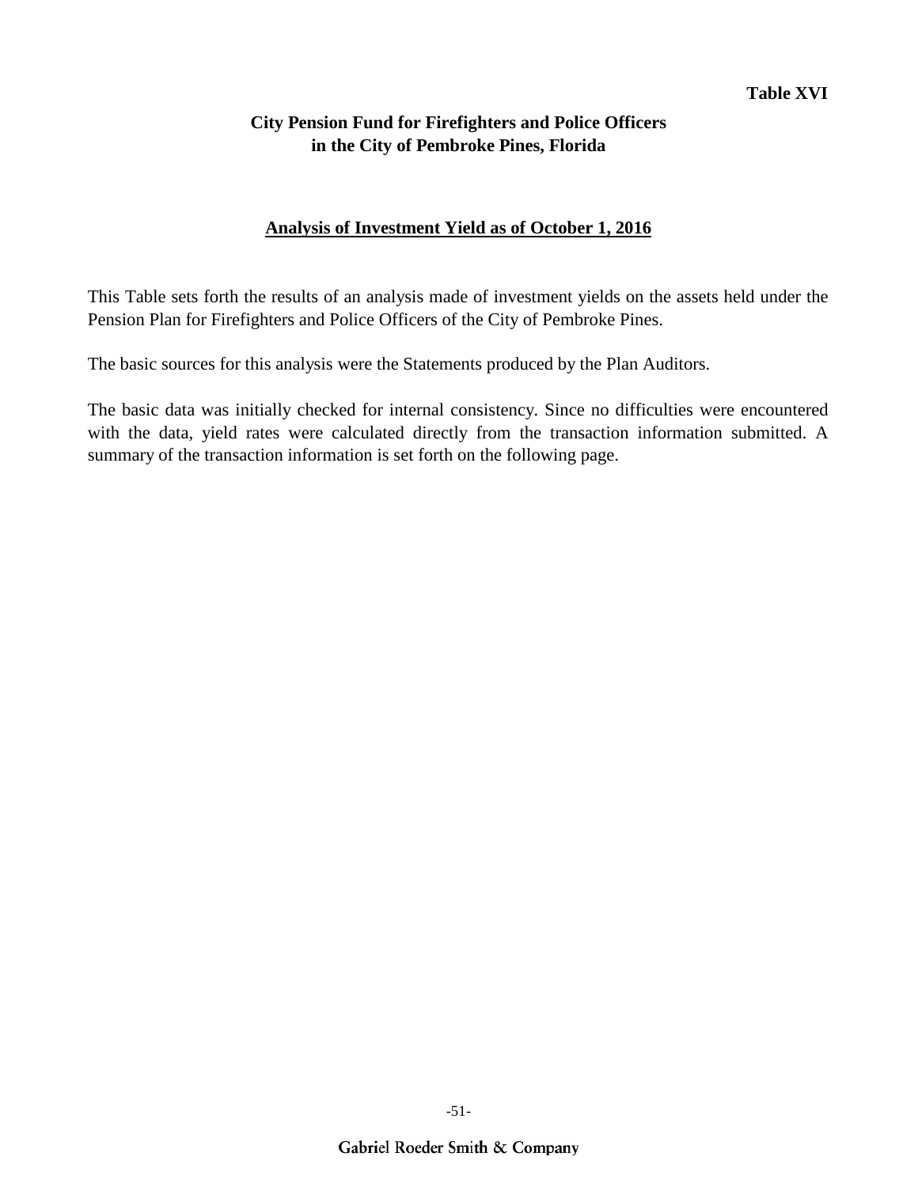**Table XVI**

**City Pension Fund for Firefighters and Police Officers in the City of Pembroke Pines, Florida**

## Analysis of Investment Yield as of October 1, 2016

This Table sets forth the results of an analysis made of investment yields on the assets held under the Pension Plan for Firefighters and Police Officers of the City of Pembroke Pines.

The basic sources for this analysis were the Statements produced by the Plan Auditors.

The basic data was initially checked for internal consistency. Since no difficulties were encountered with the data, yield rates were calculated directly from the transaction information submitted. A summary of the transaction information is set forth on the following page.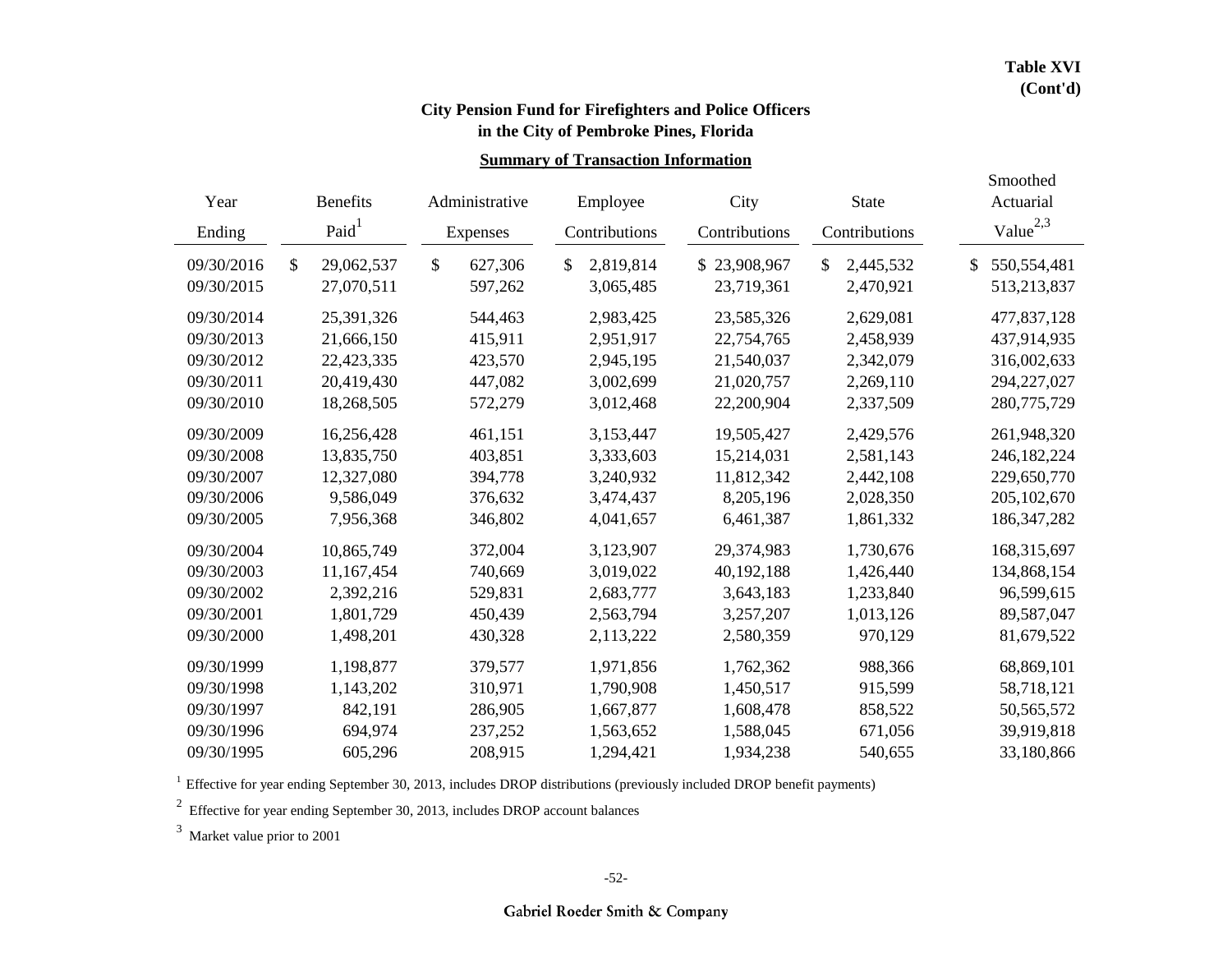**Table XVI (Cont'd)**

## City Pension Fund for Firefighters and Police Officers in the City of Pembroke Pines, Florida

### Summary of Transaction Information

| Year Ending | Benefits Paid[1] | Administrative Expenses | Employee Contributions | City Contributions | State Contributions | Smoothed Actuarial Value[2,3] |
|---|---|---|---|---|---|---|
| 09/30/2016 | $ 29,062,537 | $ 627,306 | $ 2,819,814 | $ 23,908,967 | $ 2,445,532 | $ 550,554,481 |
| 09/30/2015 | 27,070,511 | 597,262 | 3,065,485 | 23,719,361 | 2,470,921 | 513,213,837 |
| 09/30/2014 | 25,391,326 | 544,463 | 2,983,425 | 23,585,326 | 2,629,081 | 477,837,128 |
| 09/30/2013 | 21,666,150 | 415,911 | 2,951,917 | 22,754,765 | 2,458,939 | 437,914,935 |
| 09/30/2012 | 22,423,335 | 423,570 | 2,945,195 | 21,540,037 | 2,342,079 | 316,002,633 |
| 09/30/2011 | 20,419,430 | 447,082 | 3,002,699 | 21,020,757 | 2,269,110 | 294,227,027 |
| 09/30/2010 | 18,268,505 | 572,279 | 3,012,468 | 22,200,904 | 2,337,509 | 280,775,729 |
| 09/30/2009 | 16,256,428 | 461,151 | 3,153,447 | 19,505,427 | 2,429,576 | 261,948,320 |
| 09/30/2008 | 13,835,750 | 403,851 | 3,333,603 | 15,214,031 | 2,581,143 | 246,182,224 |
| 09/30/2007 | 12,327,080 | 394,778 | 3,240,932 | 11,812,342 | 2,442,108 | 229,650,770 |
| 09/30/2006 | 9,586,049 | 376,632 | 3,474,437 | 8,205,196 | 2,028,350 | 205,102,670 |
| 09/30/2005 | 7,956,368 | 346,802 | 4,041,657 | 6,461,387 | 1,861,332 | 186,347,282 |
| 09/30/2004 | 10,865,749 | 372,004 | 3,123,907 | 29,374,983 | 1,730,676 | 168,315,697 |
| 09/30/2003 | 11,167,454 | 740,669 | 3,019,022 | 40,192,188 | 1,426,440 | 134,868,154 |
| 09/30/2002 | 2,392,216 | 529,831 | 2,683,777 | 3,643,183 | 1,233,840 | 96,599,615 |
| 09/30/2001 | 1,801,729 | 450,439 | 2,563,794 | 3,257,207 | 1,013,126 | 89,587,047 |
| 09/30/2000 | 1,498,201 | 430,328 | 2,113,222 | 2,580,359 | 970,129 | 81,679,522 |
| 09/30/1999 | 1,198,877 | 379,577 | 1,971,856 | 1,762,362 | 988,366 | 68,869,101 |
| 09/30/1998 | 1,143,202 | 310,971 | 1,790,908 | 1,450,517 | 915,599 | 58,718,121 |
| 09/30/1997 | 842,191 | 286,905 | 1,667,877 | 1,608,478 | 858,522 | 50,565,572 |
| 09/30/1996 | 694,974 | 237,252 | 1,563,652 | 1,588,045 | 671,056 | 39,919,818 |
| 09/30/1995 | 605,296 | 208,915 | 1,294,421 | 1,934,238 | 540,655 | 33,180,866 |

[1] Effective for year ending September 30, 2013, includes DROP distributions (previously included DROP benefit payments)

[2] Effective for year ending September 30, 2013, includes DROP account balances

[3] Market value prior to 2001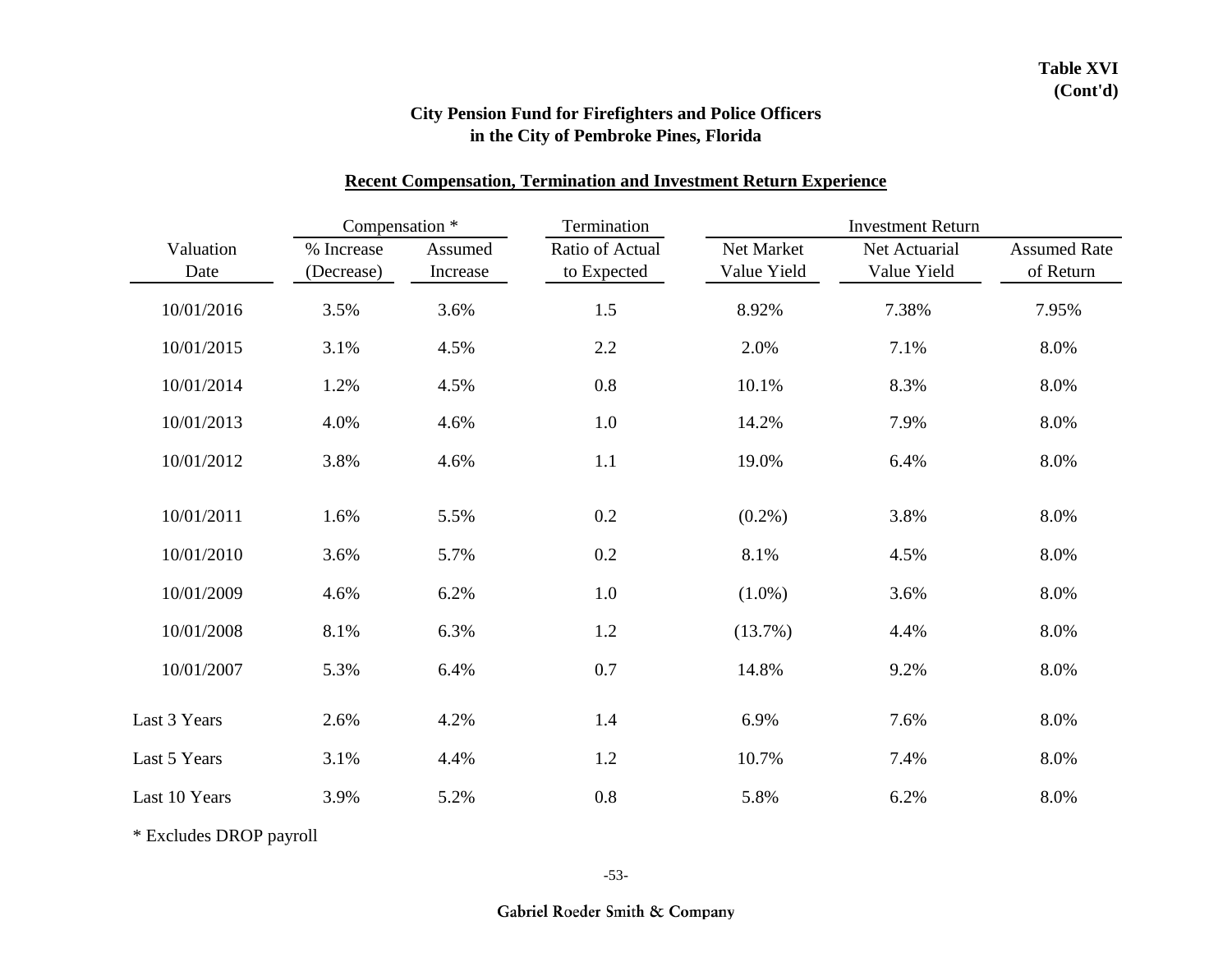**Table XVI (Cont'd)**

**City Pension Fund for Firefighters and Police Officers in the City of Pembroke Pines, Florida**

**Recent Compensation, Termination and Investment Return Experience**

| | Compensation * | | Termination | Investment Return | | |
|---|---|---|---|---|---|---|
| Valuation Date | % Increase (Decrease) | Assumed Increase | Ratio of Actual to Expected | Net Market Value Yield | Net Actuarial Value Yield | Assumed Rate of Return |
| 10/01/2016 | 3.5% | 3.6% | 1.5 | 8.92% | 7.38% | 7.95% |
| 10/01/2015 | 3.1% | 4.5% | 2.2 | 2.0% | 7.1% | 8.0% |
| 10/01/2014 | 1.2% | 4.5% | 0.8 | 10.1% | 8.3% | 8.0% |
| 10/01/2013 | 4.0% | 4.6% | 1.0 | 14.2% | 7.9% | 8.0% |
| 10/01/2012 | 3.8% | 4.6% | 1.1 | 19.0% | 6.4% | 8.0% |
| 10/01/2011 | 1.6% | 5.5% | 0.2 | (0.2%) | 3.8% | 8.0% |
| 10/01/2010 | 3.6% | 5.7% | 0.2 | 8.1% | 4.5% | 8.0% |
| 10/01/2009 | 4.6% | 6.2% | 1.0 | (1.0%) | 3.6% | 8.0% |
| 10/01/2008 | 8.1% | 6.3% | 1.2 | (13.7%) | 4.4% | 8.0% |
| 10/01/2007 | 5.3% | 6.4% | 0.7 | 14.8% | 9.2% | 8.0% |
| Last 3 Years | 2.6% | 4.2% | 1.4 | 6.9% | 7.6% | 8.0% |
| Last 5 Years | 3.1% | 4.4% | 1.2 | 10.7% | 7.4% | 8.0% |
| Last 10 Years | 3.9% | 5.2% | 0.8 | 5.8% | 6.2% | 8.0% |

* Excludes DROP payroll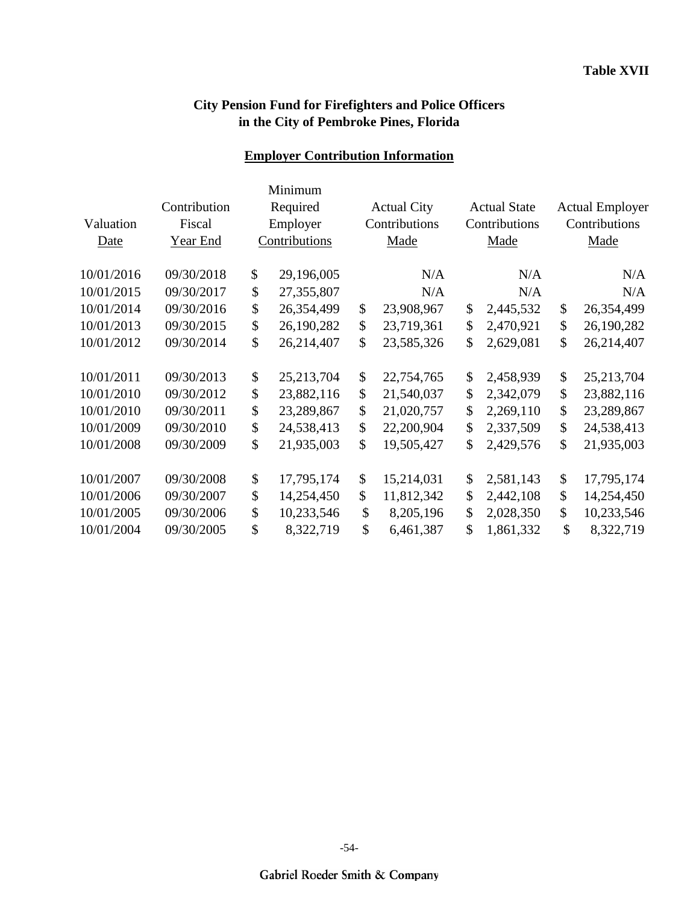**Table XVII**

## City Pension Fund for Firefighters and Police Officers in the City of Pembroke Pines, Florida

### Employer Contribution Information

| Valuation Date | Contribution Fiscal Year End | Minimum Required Employer Contributions | Actual City Contributions Made | Actual State Contributions Made | Actual Employer Contributions Made |
|---|---|---|---|---|---|
| 10/01/2016 | 09/30/2018 | $ 29,196,005 | N/A | N/A | N/A |
| 10/01/2015 | 09/30/2017 | $ 27,355,807 | N/A | N/A | N/A |
| 10/01/2014 | 09/30/2016 | $ 26,354,499 | $ 23,908,967 | $ 2,445,532 | $ 26,354,499 |
| 10/01/2013 | 09/30/2015 | $ 26,190,282 | $ 23,719,361 | $ 2,470,921 | $ 26,190,282 |
| 10/01/2012 | 09/30/2014 | $ 26,214,407 | $ 23,585,326 | $ 2,629,081 | $ 26,214,407 |
| 10/01/2011 | 09/30/2013 | $ 25,213,704 | $ 22,754,765 | $ 2,458,939 | $ 25,213,704 |
| 10/01/2010 | 09/30/2012 | $ 23,882,116 | $ 21,540,037 | $ 2,342,079 | $ 23,882,116 |
| 10/01/2010 | 09/30/2011 | $ 23,289,867 | $ 21,020,757 | $ 2,269,110 | $ 23,289,867 |
| 10/01/2009 | 09/30/2010 | $ 24,538,413 | $ 22,200,904 | $ 2,337,509 | $ 24,538,413 |
| 10/01/2008 | 09/30/2009 | $ 21,935,003 | $ 19,505,427 | $ 2,429,576 | $ 21,935,003 |
| 10/01/2007 | 09/30/2008 | $ 17,795,174 | $ 15,214,031 | $ 2,581,143 | $ 17,795,174 |
| 10/01/2006 | 09/30/2007 | $ 14,254,450 | $ 11,812,342 | $ 2,442,108 | $ 14,254,450 |
| 10/01/2005 | 09/30/2006 | $ 10,233,546 | $ 8,205,196 | $ 2,028,350 | $ 10,233,546 |
| 10/01/2004 | 09/30/2005 | $ 8,322,719 | $ 6,461,387 | $ 1,861,332 | $ 8,322,719 |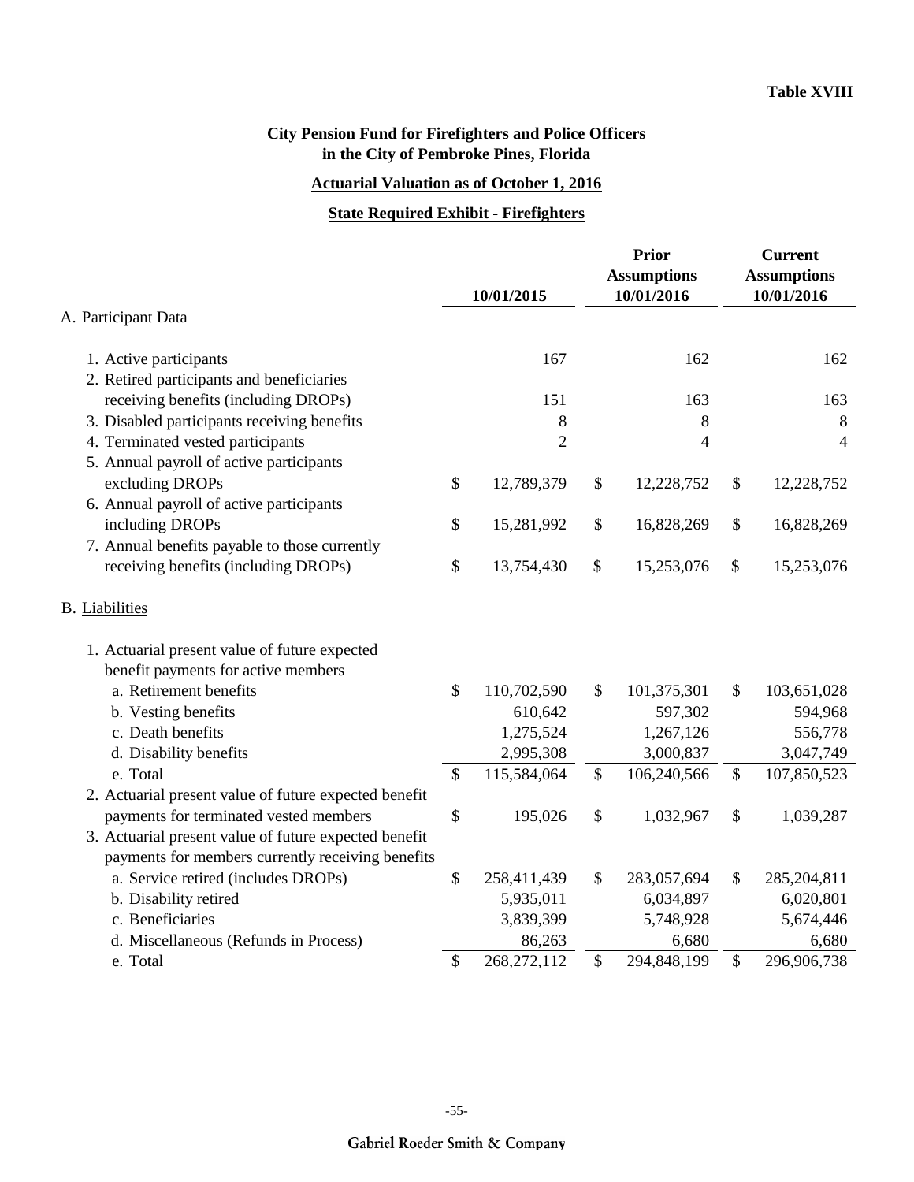**Table XVIII**

## City Pension Fund for Firefighters and Police Officers in the City of Pembroke Pines, Florida

### Actuarial Valuation as of October 1, 2016

### State Required Exhibit - Firefighters

| | 10/01/2015 | Prior Assumptions 10/01/2016 | Current Assumptions 10/01/2016 |
|---|---|---|---|
| A. Participant Data | | | |
| 1. Active participants | 167 | 162 | 162 |
| 2. Retired participants and beneficiaries receiving benefits (including DROPs) | 151 | 163 | 163 |
| 3. Disabled participants receiving benefits | 8 | 8 | 8 |
| 4. Terminated vested participants | 2 | 4 | 4 |
| 5. Annual payroll of active participants excluding DROPs | $ 12,789,379 | $ 12,228,752 | $ 12,228,752 |
| 6. Annual payroll of active participants including DROPs | $ 15,281,992 | $ 16,828,269 | $ 16,828,269 |
| 7. Annual benefits payable to those currently receiving benefits (including DROPs) | $ 13,754,430 | $ 15,253,076 | $ 15,253,076 |
| B. Liabilities | | | |
| 1. Actuarial present value of future expected benefit payments for active members | | | |
| a. Retirement benefits | $ 110,702,590 | $ 101,375,301 | $ 103,651,028 |
| b. Vesting benefits | 610,642 | 597,302 | 594,968 |
| c. Death benefits | 1,275,524 | 1,267,126 | 556,778 |
| d. Disability benefits | 2,995,308 | 3,000,837 | 3,047,749 |
| e. Total | $ 115,584,064 | $ 106,240,566 | $ 107,850,523 |
| 2. Actuarial present value of future expected benefit payments for terminated vested members | $ 195,026 | $ 1,032,967 | $ 1,039,287 |
| 3. Actuarial present value of future expected benefit payments for members currently receiving benefits | | | |
| a. Service retired (includes DROPs) | $ 258,411,439 | $ 283,057,694 | $ 285,204,811 |
| b. Disability retired | 5,935,011 | 6,034,897 | 6,020,801 |
| c. Beneficiaries | 3,839,399 | 5,748,928 | 5,674,446 |
| d. Miscellaneous (Refunds in Process) | 86,263 | 6,680 | 6,680 |
| e. Total | $ 268,272,112 | $ 294,848,199 | $ 296,906,738 |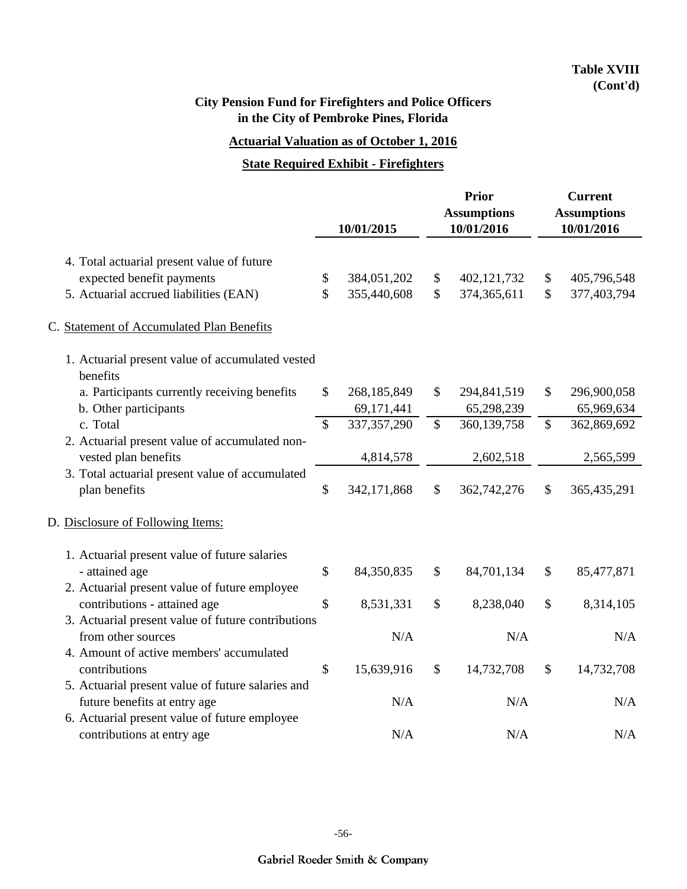**Table XVIII (Cont'd)**

**City Pension Fund for Firefighters and Police Officers in the City of Pembroke Pines, Florida**

**Actuarial Valuation as of October 1, 2016**

**State Required Exhibit - Firefighters**

| | 10/01/2015 | Prior Assumptions 10/01/2016 | Current Assumptions 10/01/2016 |
|---|---|---|---|
| 4. Total actuarial present value of future expected benefit payments | $ 384,051,202 | $ 402,121,732 | $ 405,796,548 |
| 5. Actuarial accrued liabilities (EAN) | $ 355,440,608 | $ 374,365,611 | $ 377,403,794 |
| C. Statement of Accumulated Plan Benefits | | | |
| 1. Actuarial present value of accumulated vested benefits | | | |
| a. Participants currently receiving benefits | $ 268,185,849 | $ 294,841,519 | $ 296,900,058 |
| b. Other participants | 69,171,441 | 65,298,239 | 65,969,634 |
| c. Total | $ 337,357,290 | $ 360,139,758 | $ 362,869,692 |
| 2. Actuarial present value of accumulated non-vested plan benefits | 4,814,578 | 2,602,518 | 2,565,599 |
| 3. Total actuarial present value of accumulated plan benefits | $ 342,171,868 | $ 362,742,276 | $ 365,435,291 |
| D. Disclosure of Following Items: | | | |
| 1. Actuarial present value of future salaries - attained age | $ 84,350,835 | $ 84,701,134 | $ 85,477,871 |
| 2. Actuarial present value of future employee contributions - attained age | $ 8,531,331 | $ 8,238,040 | $ 8,314,105 |
| 3. Actuarial present value of future contributions from other sources | N/A | N/A | N/A |
| 4. Amount of active members' accumulated contributions | $ 15,639,916 | $ 14,732,708 | $ 14,732,708 |
| 5. Actuarial present value of future salaries and future benefits at entry age | N/A | N/A | N/A |
| 6. Actuarial present value of future employee contributions at entry age | N/A | N/A | N/A |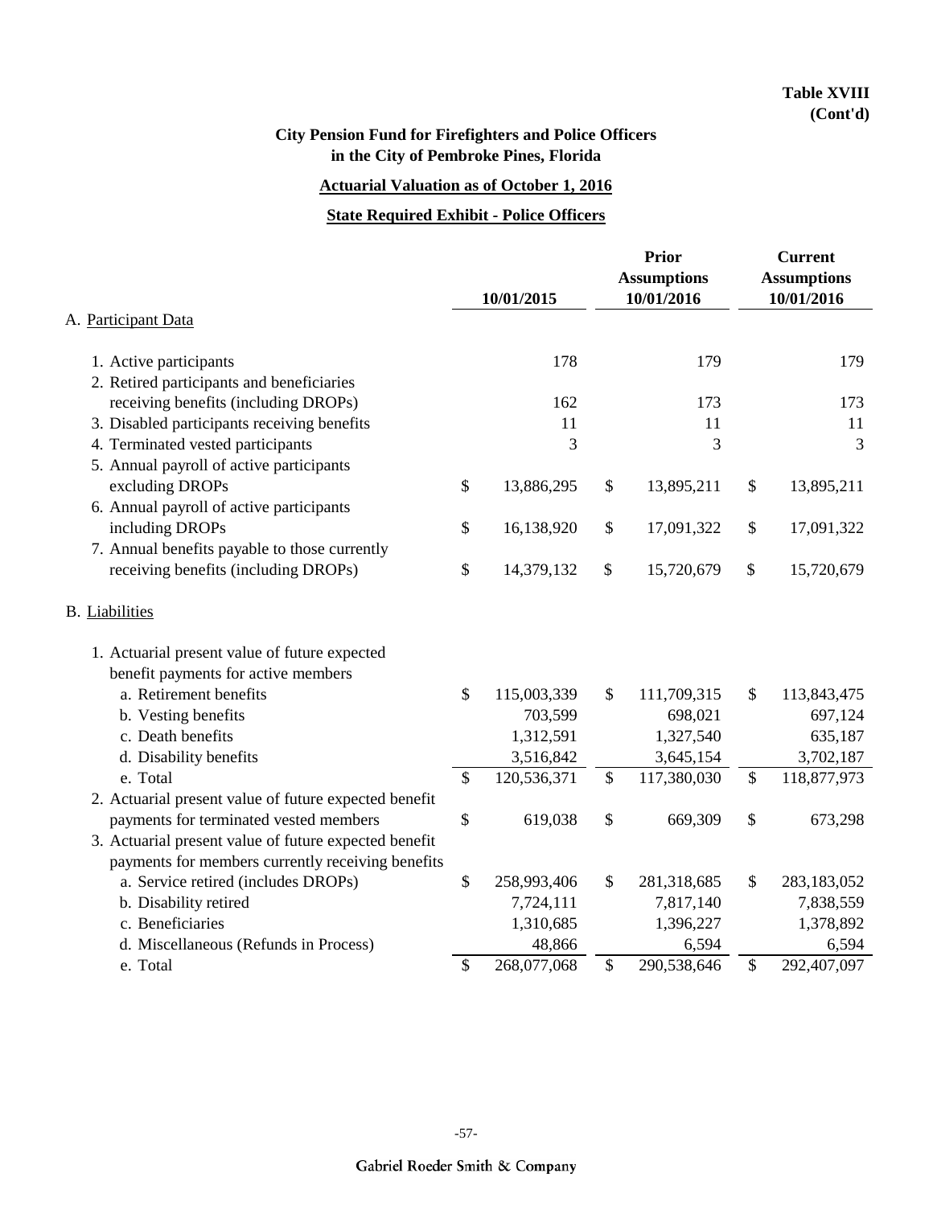**Table XVIII**
**(Cont'd)**

**City Pension Fund for Firefighters and Police Officers**
**in the City of Pembroke Pines, Florida**

**Actuarial Valuation as of October 1, 2016**

**State Required Exhibit - Police Officers**

| | 10/01/2015 | Prior Assumptions 10/01/2016 | Current Assumptions 10/01/2016 |
|---|---|---|---|
| A. Participant Data | | | |
| 1. Active participants | 178 | 179 | 179 |
| 2. Retired participants and beneficiaries receiving benefits (including DROPs) | 162 | 173 | 173 |
| 3. Disabled participants receiving benefits | 11 | 11 | 11 |
| 4. Terminated vested participants | 3 | 3 | 3 |
| 5. Annual payroll of active participants excluding DROPs | $ 13,886,295 | $ 13,895,211 | $ 13,895,211 |
| 6. Annual payroll of active participants including DROPs | $ 16,138,920 | $ 17,091,322 | $ 17,091,322 |
| 7. Annual benefits payable to those currently receiving benefits (including DROPs) | $ 14,379,132 | $ 15,720,679 | $ 15,720,679 |
| B. Liabilities | | | |
| 1. Actuarial present value of future expected benefit payments for active members | | | |
| a. Retirement benefits | $ 115,003,339 | $ 111,709,315 | $ 113,843,475 |
| b. Vesting benefits | 703,599 | 698,021 | 697,124 |
| c. Death benefits | 1,312,591 | 1,327,540 | 635,187 |
| d. Disability benefits | 3,516,842 | 3,645,154 | 3,702,187 |
| e. Total | $ 120,536,371 | $ 117,380,030 | $ 118,877,973 |
| 2. Actuarial present value of future expected benefit payments for terminated vested members | $ 619,038 | $ 669,309 | $ 673,298 |
| 3. Actuarial present value of future expected benefit payments for members currently receiving benefits | | | |
| a. Service retired (includes DROPs) | $ 258,993,406 | $ 281,318,685 | $ 283,183,052 |
| b. Disability retired | 7,724,111 | 7,817,140 | 7,838,559 |
| c. Beneficiaries | 1,310,685 | 1,396,227 | 1,378,892 |
| d. Miscellaneous (Refunds in Process) | 48,866 | 6,594 | 6,594 |
| e. Total | $ 268,077,068 | $ 290,538,646 | $ 292,407,097 |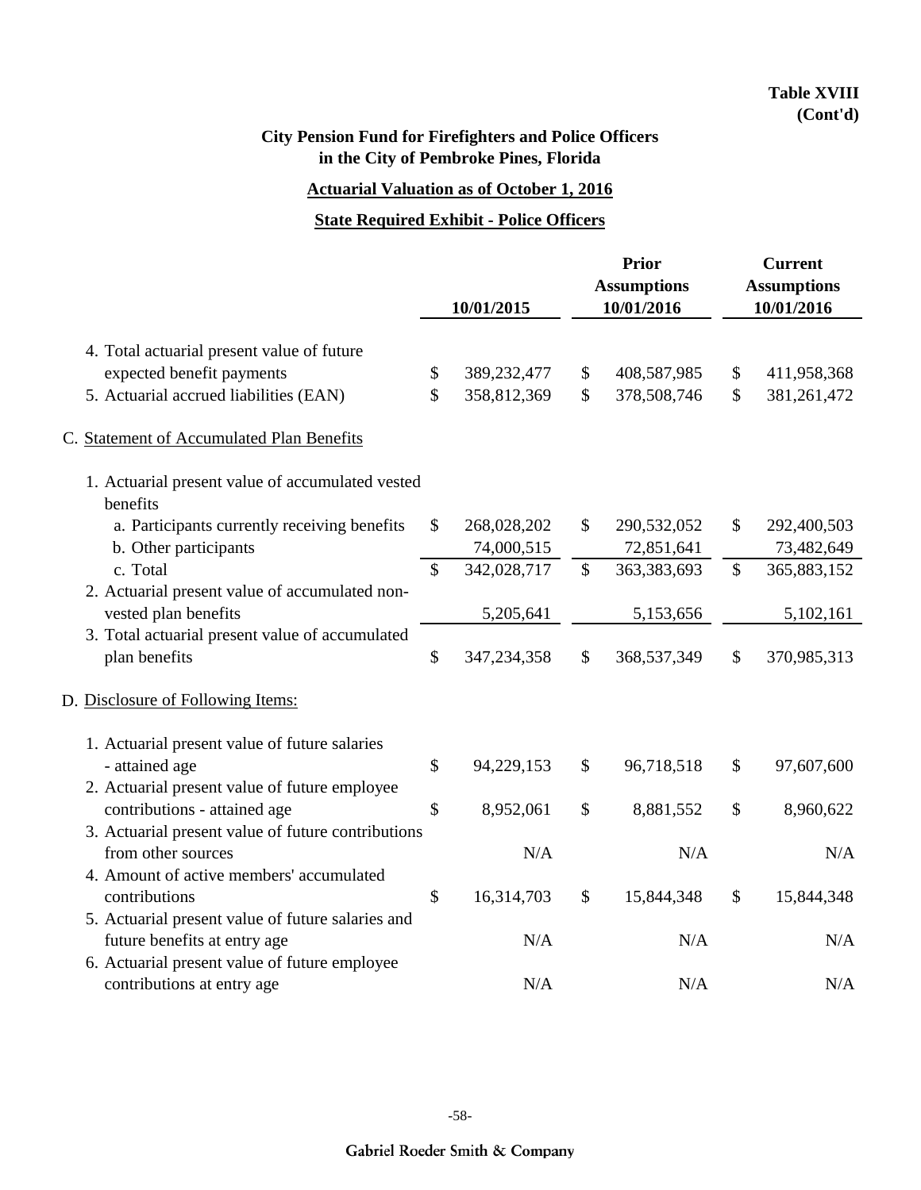**Table XVIII**
**(Cont'd)**

## City Pension Fund for Firefighters and Police Officers in the City of Pembroke Pines, Florida

### Actuarial Valuation as of October 1, 2016

### State Required Exhibit - Police Officers

| | 10/01/2015 | Prior Assumptions 10/01/2016 | Current Assumptions 10/01/2016 |
|---|---|---|---|
| 4. Total actuarial present value of future expected benefit payments | $ 389,232,477 | $ 408,587,985 | $ 411,958,368 |
| 5. Actuarial accrued liabilities (EAN) | $ 358,812,369 | $ 378,508,746 | $ 381,261,472 |
| C. Statement of Accumulated Plan Benefits | | | |
| 1. Actuarial present value of accumulated vested benefits | | | |
| a. Participants currently receiving benefits | $ 268,028,202 | $ 290,532,052 | $ 292,400,503 |
| b. Other participants | 74,000,515 | 72,851,641 | 73,482,649 |
| c. Total | $ 342,028,717 | $ 363,383,693 | $ 365,883,152 |
| 2. Actuarial present value of accumulated non-vested plan benefits | 5,205,641 | 5,153,656 | 5,102,161 |
| 3. Total actuarial present value of accumulated plan benefits | $ 347,234,358 | $ 368,537,349 | $ 370,985,313 |
| D. Disclosure of Following Items: | | | |
| 1. Actuarial present value of future salaries - attained age | $ 94,229,153 | $ 96,718,518 | $ 97,607,600 |
| 2. Actuarial present value of future employee contributions - attained age | $ 8,952,061 | $ 8,881,552 | $ 8,960,622 |
| 3. Actuarial present value of future contributions from other sources | N/A | N/A | N/A |
| 4. Amount of active members' accumulated contributions | $ 16,314,703 | $ 15,844,348 | $ 15,844,348 |
| 5. Actuarial present value of future salaries and future benefits at entry age | N/A | N/A | N/A |
| 6. Actuarial present value of future employee contributions at entry age | N/A | N/A | N/A |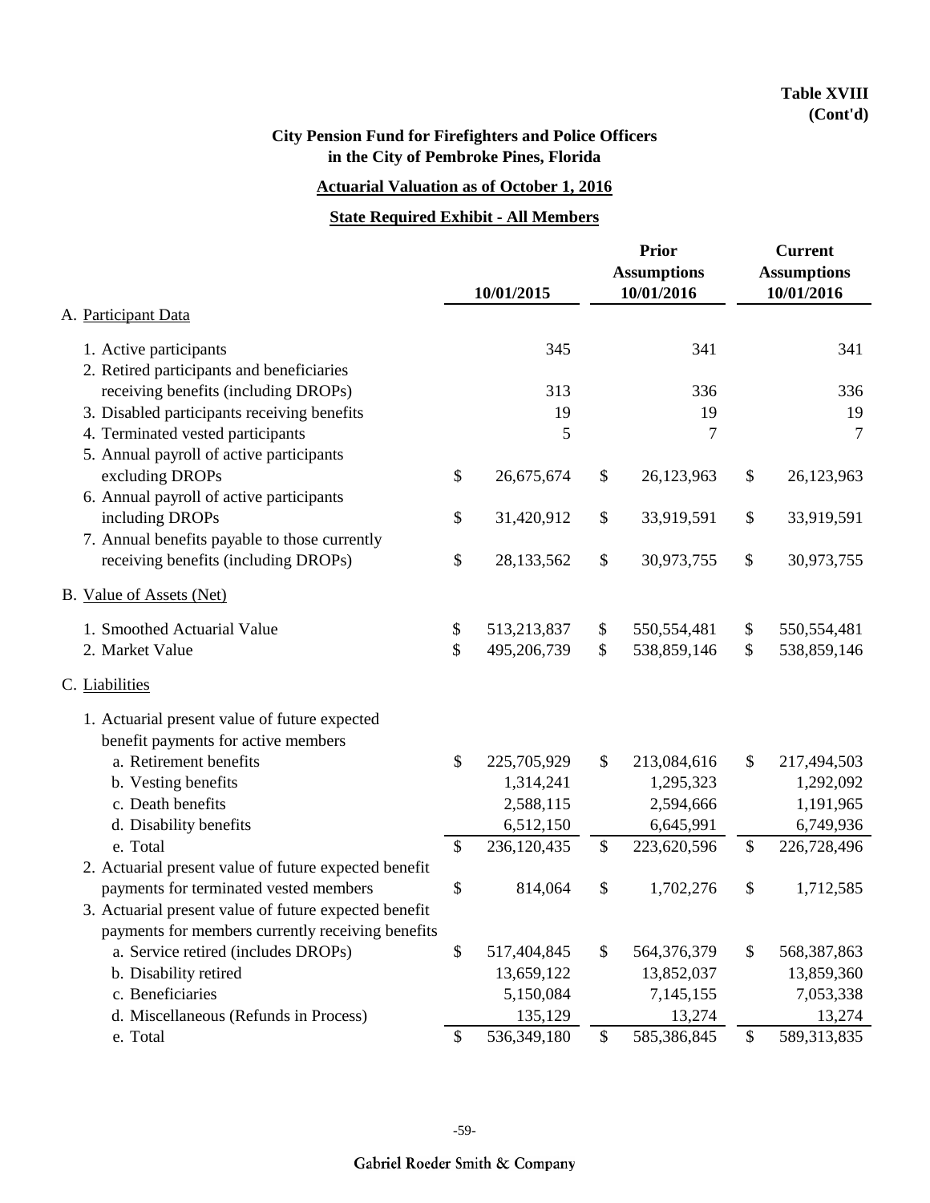**Table XVIII (Cont'd)**

**City Pension Fund for Firefighters and Police Officers in the City of Pembroke Pines, Florida**

**Actuarial Valuation as of October 1, 2016**

**State Required Exhibit - All Members**

| | 10/01/2015 | Prior Assumptions 10/01/2016 | Current Assumptions 10/01/2016 |
|---|---|---|---|
| A. Participant Data | | | |
| 1. Active participants | 345 | 341 | 341 |
| 2. Retired participants and beneficiaries receiving benefits (including DROPs) | 313 | 336 | 336 |
| 3. Disabled participants receiving benefits | 19 | 19 | 19 |
| 4. Terminated vested participants | 5 | 7 | 7 |
| 5. Annual payroll of active participants excluding DROPs | $ 26,675,674 | $ 26,123,963 | $ 26,123,963 |
| 6. Annual payroll of active participants including DROPs | $ 31,420,912 | $ 33,919,591 | $ 33,919,591 |
| 7. Annual benefits payable to those currently receiving benefits (including DROPs) | $ 28,133,562 | $ 30,973,755 | $ 30,973,755 |
| B. Value of Assets (Net) | | | |
| 1. Smoothed Actuarial Value | $ 513,213,837 | $ 550,554,481 | $ 550,554,481 |
| 2. Market Value | $ 495,206,739 | $ 538,859,146 | $ 538,859,146 |
| C. Liabilities | | | |
| 1. Actuarial present value of future expected benefit payments for active members | | | |
| a. Retirement benefits | $ 225,705,929 | $ 213,084,616 | $ 217,494,503 |
| b. Vesting benefits | 1,314,241 | 1,295,323 | 1,292,092 |
| c. Death benefits | 2,588,115 | 2,594,666 | 1,191,965 |
| d. Disability benefits | 6,512,150 | 6,645,991 | 6,749,936 |
| e. Total | $ 236,120,435 | $ 223,620,596 | $ 226,728,496 |
| 2. Actuarial present value of future expected benefit payments for terminated vested members | $ 814,064 | $ 1,702,276 | $ 1,712,585 |
| 3. Actuarial present value of future expected benefit payments for members currently receiving benefits | | | |
| a. Service retired (includes DROPs) | $ 517,404,845 | $ 564,376,379 | $ 568,387,863 |
| b. Disability retired | 13,659,122 | 13,852,037 | 13,859,360 |
| c. Beneficiaries | 5,150,084 | 7,145,155 | 7,053,338 |
| d. Miscellaneous (Refunds in Process) | 135,129 | 13,274 | 13,274 |
| e. Total | $ 536,349,180 | $ 585,386,845 | $ 589,313,835 |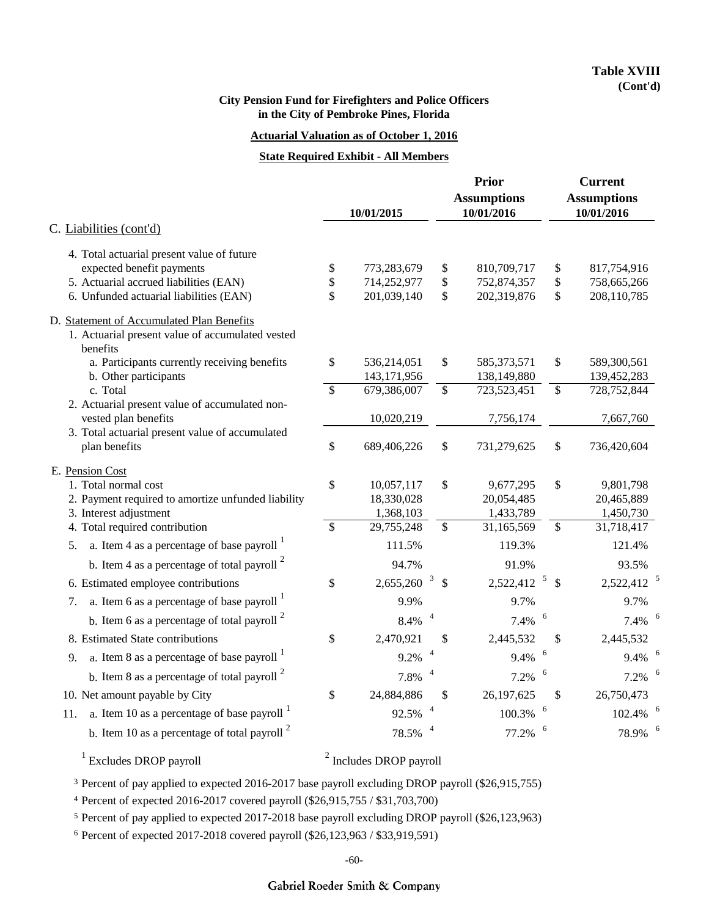**Table XVIII**
**(Cont'd)**

**City Pension Fund for Firefighters and Police Officers in the City of Pembroke Pines, Florida**

**Actuarial Valuation as of October 1, 2016**

**State Required Exhibit - All Members**

| | 10/01/2015 | Prior Assumptions 10/01/2016 | Current Assumptions 10/01/2016 |
|---|---|---|---|
| C. Liabilities (cont'd) | | | |
| 4. Total actuarial present value of future expected benefit payments | $ 773,283,679 | $ 810,709,717 | $ 817,754,916 |
| 5. Actuarial accrued liabilities (EAN) | $ 714,252,977 | $ 752,874,357 | $ 758,665,266 |
| 6. Unfunded actuarial liabilities (EAN) | $ 201,039,140 | $ 202,319,876 | $ 208,110,785 |
| D. Statement of Accumulated Plan Benefits | | | |
| 1. Actuarial present value of accumulated vested benefits | | | |
| a. Participants currently receiving benefits | $ 536,214,051 | $ 585,373,571 | $ 589,300,561 |
| b. Other participants | 143,171,956 | 138,149,880 | 139,452,283 |
| c. Total | $ 679,386,007 | $ 723,523,451 | $ 728,752,844 |
| 2. Actuarial present value of accumulated non-vested plan benefits | 10,020,219 | 7,756,174 | 7,667,760 |
| 3. Total actuarial present value of accumulated plan benefits | $ 689,406,226 | $ 731,279,625 | $ 736,420,604 |
| E. Pension Cost | | | |
| 1. Total normal cost | $ 10,057,117 | $ 9,677,295 | $ 9,801,798 |
| 2. Payment required to amortize unfunded liability | 18,330,028 | 20,054,485 | 20,465,889 |
| 3. Interest adjustment | 1,368,103 | 1,433,789 | 1,450,730 |
| 4. Total required contribution | $ 29,755,248 | $ 31,165,569 | $ 31,718,417 |
| 5. a. Item 4 as a percentage of base payroll [1] | 111.5% | 119.3% | 121.4% |
| b. Item 4 as a percentage of total payroll [2] | 94.7% | 91.9% | 93.5% |
| 6. Estimated employee contributions | $ 2,655,260 [3] | $ 2,522,412 [5] | $ 2,522,412 [5] |
| 7. a. Item 6 as a percentage of base payroll [1] | 9.9% | 9.7% | 9.7% |
| b. Item 6 as a percentage of total payroll [2] | 8.4% [4] | 7.4% [6] | 7.4% [6] |
| 8. Estimated State contributions | $ 2,470,921 | $ 2,445,532 | $ 2,445,532 |
| 9. a. Item 8 as a percentage of base payroll [1] | 9.2% [4] | 9.4% [6] | 9.4% [6] |
| b. Item 8 as a percentage of total payroll [2] | 7.8% [4] | 7.2% [6] | 7.2% [6] |
| 10. Net amount payable by City | $ 24,884,886 | $ 26,197,625 | $ 26,750,473 |
| 11. a. Item 10 as a percentage of base payroll [1] | 92.5% [4] | 100.3% [6] | 102.4% [6] |
| b. Item 10 as a percentage of total payroll [2] | 78.5% [4] | 77.2% [6] | 78.9% [6] |

[1] Excludes DROP payroll  [2] Includes DROP payroll

[3] Percent of pay applied to expected 2016-2017 base payroll excluding DROP payroll ($26,915,755)

[4] Percent of expected 2016-2017 covered payroll ($26,915,755 / $31,703,700)

[5] Percent of pay applied to expected 2017-2018 base payroll excluding DROP payroll ($26,123,963)

[6] Percent of expected 2017-2018 covered payroll ($26,123,963 / $33,919,591)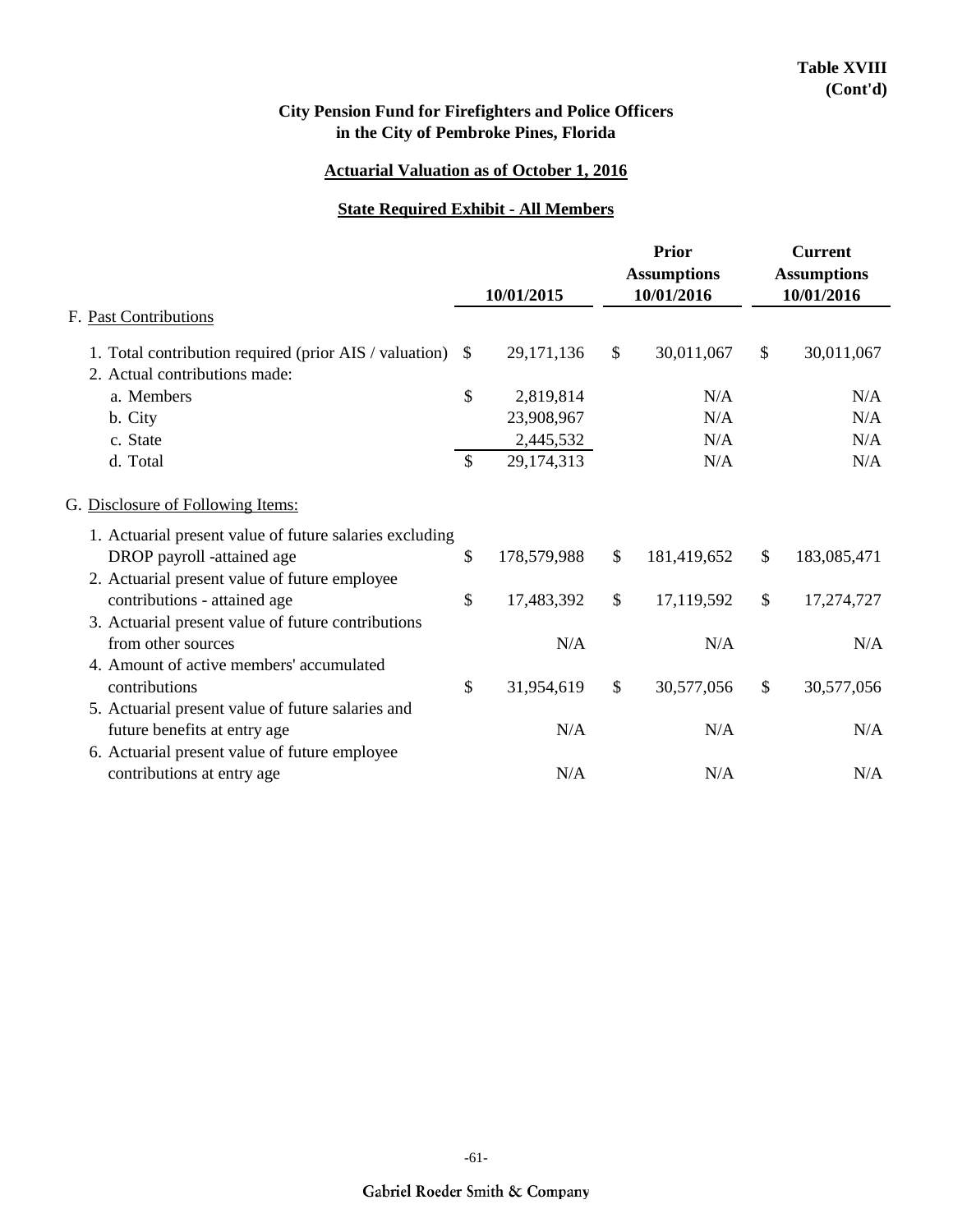**Table XVIII**
**(Cont'd)**

## City Pension Fund for Firefighters and Police Officers in the City of Pembroke Pines, Florida

### Actuarial Valuation as of October 1, 2016

### State Required Exhibit - All Members

| | 10/01/2015 | Prior Assumptions 10/01/2016 | Current Assumptions 10/01/2016 |
|---|---|---|---|
| F. Past Contributions | | | |
| 1. Total contribution required (prior AIS / valuation) | $ 29,171,136 | $ 30,011,067 | $ 30,011,067 |
| 2. Actual contributions made: | | | |
| a. Members | $ 2,819,814 | N/A | N/A |
| b. City | 23,908,967 | N/A | N/A |
| c. State | 2,445,532 | N/A | N/A |
| d. Total | $ 29,174,313 | N/A | N/A |
| G. Disclosure of Following Items: | | | |
| 1. Actuarial present value of future salaries excluding DROP payroll -attained age | $ 178,579,988 | $ 181,419,652 | $ 183,085,471 |
| 2. Actuarial present value of future employee contributions - attained age | $ 17,483,392 | $ 17,119,592 | $ 17,274,727 |
| 3. Actuarial present value of future contributions from other sources | N/A | N/A | N/A |
| 4. Amount of active members' accumulated contributions | $ 31,954,619 | $ 30,577,056 | $ 30,577,056 |
| 5. Actuarial present value of future salaries and future benefits at entry age | N/A | N/A | N/A |
| 6. Actuarial present value of future employee contributions at entry age | N/A | N/A | N/A |

Gabriel Roeder Smith & Company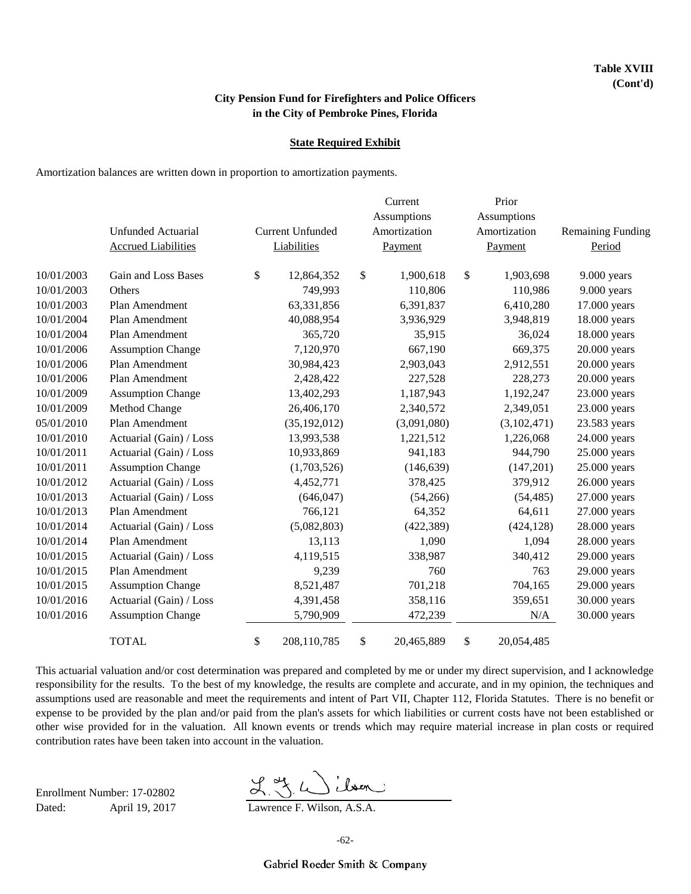**Table XVIII**
**(Cont'd)**

**City Pension Fund for Firefighters and Police Officers**
**in the City of Pembroke Pines, Florida**

**State Required Exhibit**

Amortization balances are written down in proportion to amortization payments.

| | Unfunded Actuarial Accrued Liabilities | Current Unfunded Liabilities | Current Assumptions Amortization Payment | Prior Assumptions Amortization Payment | Remaining Funding Period |
|---|---|---|---|---|---|
| 10/01/2003 | Gain and Loss Bases | $ 12,864,352 | $ 1,900,618 | $ 1,903,698 | 9.000 years |
| 10/01/2003 | Others | 749,993 | 110,806 | 110,986 | 9.000 years |
| 10/01/2003 | Plan Amendment | 63,331,856 | 6,391,837 | 6,410,280 | 17.000 years |
| 10/01/2004 | Plan Amendment | 40,088,954 | 3,936,929 | 3,948,819 | 18.000 years |
| 10/01/2004 | Plan Amendment | 365,720 | 35,915 | 36,024 | 18.000 years |
| 10/01/2006 | Assumption Change | 7,120,970 | 667,190 | 669,375 | 20.000 years |
| 10/01/2006 | Plan Amendment | 30,984,423 | 2,903,043 | 2,912,551 | 20.000 years |
| 10/01/2006 | Plan Amendment | 2,428,422 | 227,528 | 228,273 | 20.000 years |
| 10/01/2009 | Assumption Change | 13,402,293 | 1,187,943 | 1,192,247 | 23.000 years |
| 10/01/2009 | Method Change | 26,406,170 | 2,340,572 | 2,349,051 | 23.000 years |
| 05/01/2010 | Plan Amendment | (35,192,012) | (3,091,080) | (3,102,471) | 23.583 years |
| 10/01/2010 | Actuarial (Gain) / Loss | 13,993,538 | 1,221,512 | 1,226,068 | 24.000 years |
| 10/01/2011 | Actuarial (Gain) / Loss | 10,933,869 | 941,183 | 944,790 | 25.000 years |
| 10/01/2011 | Assumption Change | (1,703,526) | (146,639) | (147,201) | 25.000 years |
| 10/01/2012 | Actuarial (Gain) / Loss | 4,452,771 | 378,425 | 379,912 | 26.000 years |
| 10/01/2013 | Actuarial (Gain) / Loss | (646,047) | (54,266) | (54,485) | 27.000 years |
| 10/01/2013 | Plan Amendment | 766,121 | 64,352 | 64,611 | 27.000 years |
| 10/01/2014 | Actuarial (Gain) / Loss | (5,082,803) | (422,389) | (424,128) | 28.000 years |
| 10/01/2014 | Plan Amendment | 13,113 | 1,090 | 1,094 | 28.000 years |
| 10/01/2015 | Actuarial (Gain) / Loss | 4,119,515 | 338,987 | 340,412 | 29.000 years |
| 10/01/2015 | Plan Amendment | 9,239 | 760 | 763 | 29.000 years |
| 10/01/2015 | Assumption Change | 8,521,487 | 701,218 | 704,165 | 29.000 years |
| 10/01/2016 | Actuarial (Gain) / Loss | 4,391,458 | 358,116 | 359,651 | 30.000 years |
| 10/01/2016 | Assumption Change | 5,790,909 | 472,239 | N/A | 30.000 years |
| | TOTAL | $ 208,110,785 | $ 20,465,889 | $ 20,054,485 | |

This actuarial valuation and/or cost determination was prepared and completed by me or under my direct supervision, and I acknowledge responsibility for the results. To the best of my knowledge, the results are complete and accurate, and in my opinion, the techniques and assumptions used are reasonable and meet the requirements and intent of Part VII, Chapter 112, Florida Statutes. There is no benefit or expense to be provided by the plan and/or paid from the plan's assets for which liabilities or current costs have not been established or other wise provided for in the valuation. All known events or trends which may require material increase in plan costs or required contribution rates have been taken into account in the valuation.

Enrollment Number: 17-02802
Dated: April 19, 2017

Lawrence F. Wilson, A.S.A.